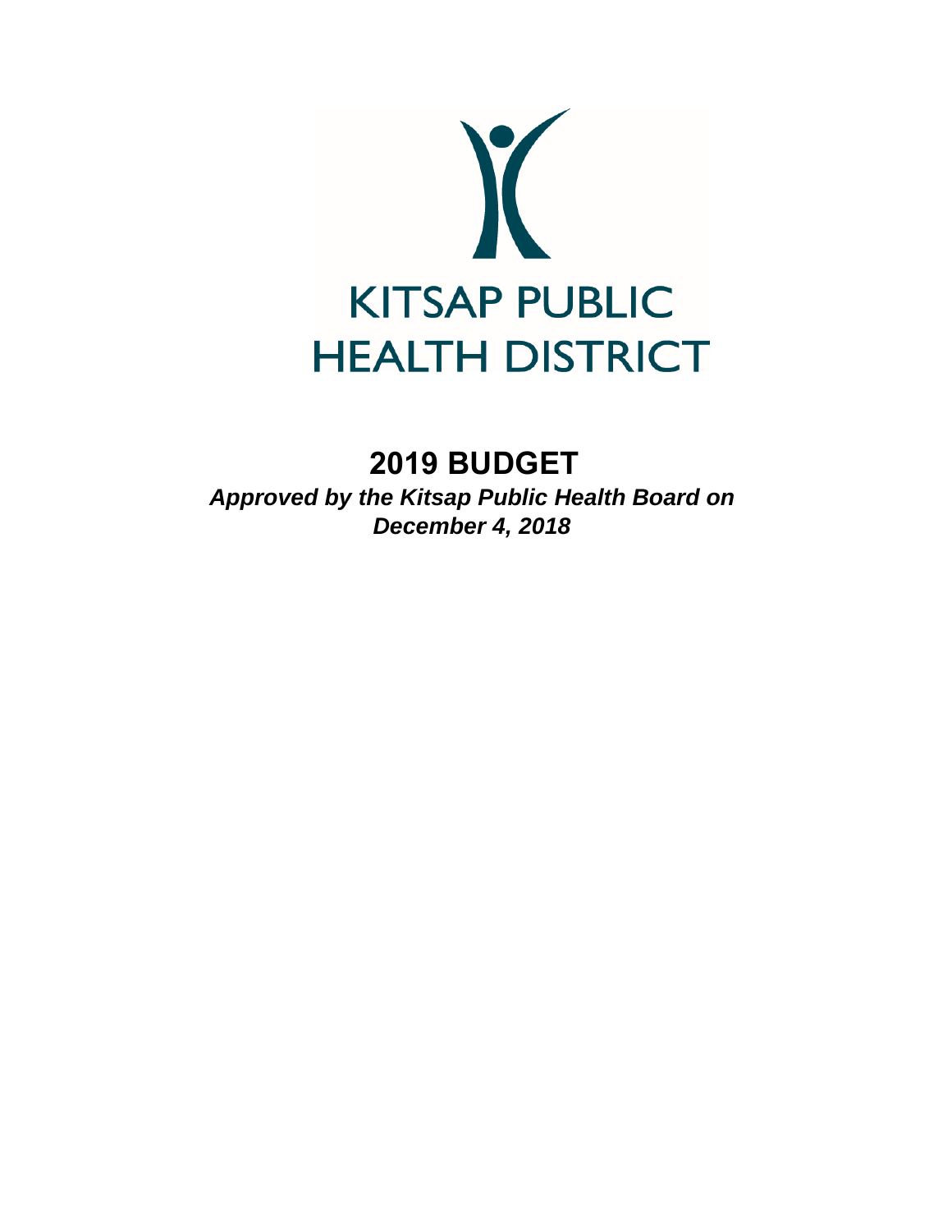# KITSAP PUBLIC HEALTH DISTRICT

## 2019 BUDGET

***Approved by the Kitsap Public Health Board on December 4, 2018***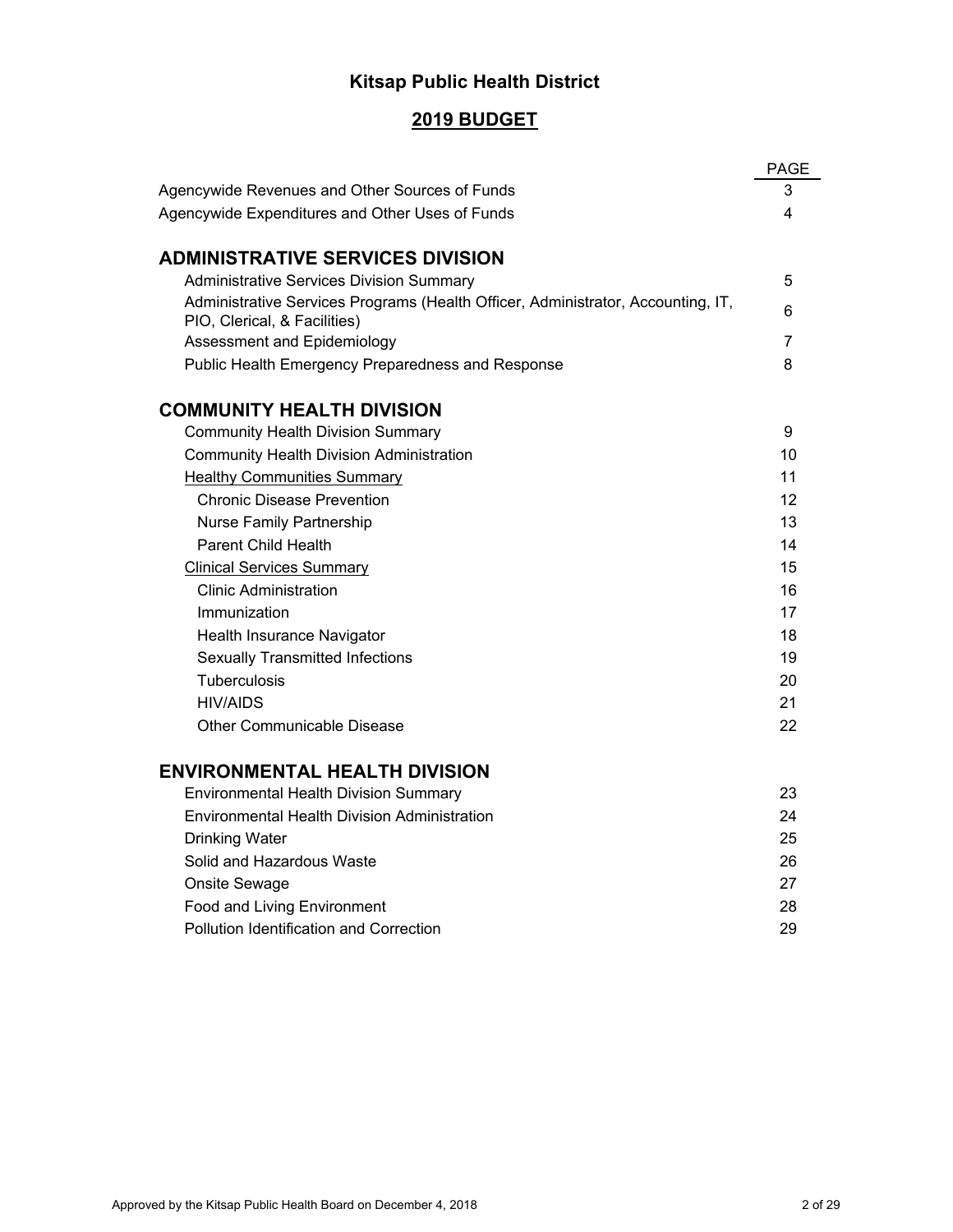# Kitsap Public Health District

## 2019 BUDGET

| | PAGE |
|---|---|
| Agencywide Revenues and Other Sources of Funds | 3 |
| Agencywide Expenditures and Other Uses of Funds | 4 |
| **ADMINISTRATIVE SERVICES DIVISION** | |
| Administrative Services Division Summary | 5 |
| Administrative Services Programs (Health Officer, Administrator, Accounting, IT, PIO, Clerical, & Facilities) | 6 |
| Assessment and Epidemiology | 7 |
| Public Health Emergency Preparedness and Response | 8 |
| **COMMUNITY HEALTH DIVISION** | |
| Community Health Division Summary | 9 |
| Community Health Division Administration | 10 |
| Healthy Communities Summary | 11 |
| Chronic Disease Prevention | 12 |
| Nurse Family Partnership | 13 |
| Parent Child Health | 14 |
| Clinical Services Summary | 15 |
| Clinic Administration | 16 |
| Immunization | 17 |
| Health Insurance Navigator | 18 |
| Sexually Transmitted Infections | 19 |
| Tuberculosis | 20 |
| HIV/AIDS | 21 |
| Other Communicable Disease | 22 |
| **ENVIRONMENTAL HEALTH DIVISION** | |
| Environmental Health Division Summary | 23 |
| Environmental Health Division Administration | 24 |
| Drinking Water | 25 |
| Solid and Hazardous Waste | 26 |
| Onsite Sewage | 27 |
| Food and Living Environment | 28 |
| Pollution Identification and Correction | 29 |

Approved by the Kitsap Public Health Board on December 4, 2018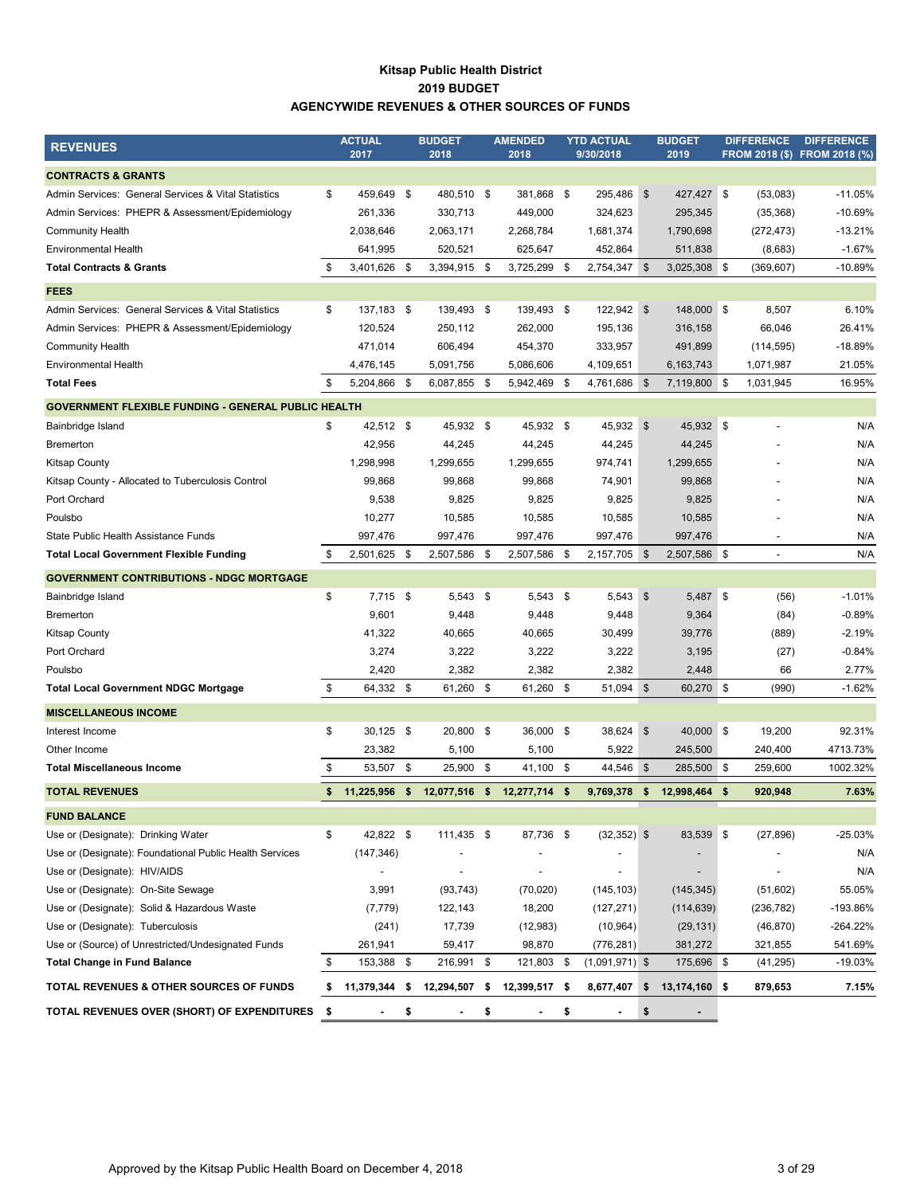**Kitsap Public Health District**
**2019 BUDGET**
**AGENCYWIDE REVENUES & OTHER SOURCES OF FUNDS**

| REVENUES | ACTUAL 2017 | BUDGET 2018 | AMENDED 2018 | YTD ACTUAL 9/30/2018 | BUDGET 2019 | DIFFERENCE FROM 2018 ($) | DIFFERENCE FROM 2018 (%) |
|---|---|---|---|---|---|---|---|
| **CONTRACTS & GRANTS** | | | | | | | |
| Admin Services: General Services & Vital Statistics | $ 459,649 | $ 480,510 | $ 381,868 | $ 295,486 | $ 427,427 | $ (53,083) | -11.05% |
| Admin Services: PHEPR & Assessment/Epidemiology | 261,336 | 330,713 | 449,000 | 324,623 | 295,345 | (35,368) | -10.69% |
| Community Health | 2,038,646 | 2,063,171 | 2,268,784 | 1,681,374 | 1,790,698 | (272,473) | -13.21% |
| Environmental Health | 641,995 | 520,521 | 625,647 | 452,864 | 511,838 | (8,683) | -1.67% |
| **Total Contracts & Grants** | $ 3,401,626 | $ 3,394,915 | $ 3,725,299 | $ 2,754,347 | $ 3,025,308 | $ (369,607) | -10.89% |
| **FEES** | | | | | | | |
| Admin Services: General Services & Vital Statistics | $ 137,183 | $ 139,493 | $ 139,493 | $ 122,942 | $ 148,000 | $ 8,507 | 6.10% |
| Admin Services: PHEPR & Assessment/Epidemiology | 120,524 | 250,112 | 262,000 | 195,136 | 316,158 | 66,046 | 26.41% |
| Community Health | 471,014 | 606,494 | 454,370 | 333,957 | 491,899 | (114,595) | -18.89% |
| Environmental Health | 4,476,145 | 5,091,756 | 5,086,606 | 4,109,651 | 6,163,743 | 1,071,987 | 21.05% |
| **Total Fees** | $ 5,204,866 | $ 6,087,855 | $ 5,942,469 | $ 4,761,686 | $ 7,119,800 | $ 1,031,945 | 16.95% |
| **GOVERNMENT FLEXIBLE FUNDING - GENERAL PUBLIC HEALTH** | | | | | | | |
| Bainbridge Island | $ 42,512 | $ 45,932 | $ 45,932 | $ 45,932 | $ 45,932 | $ - | N/A |
| Bremerton | 42,956 | 44,245 | 44,245 | 44,245 | 44,245 | - | N/A |
| Kitsap County | 1,298,998 | 1,299,655 | 1,299,655 | 974,741 | 1,299,655 | - | N/A |
| Kitsap County - Allocated to Tuberculosis Control | 99,868 | 99,868 | 99,868 | 74,901 | 99,868 | - | N/A |
| Port Orchard | 9,538 | 9,825 | 9,825 | 9,825 | 9,825 | - | N/A |
| Poulsbo | 10,277 | 10,585 | 10,585 | 10,585 | 10,585 | - | N/A |
| State Public Health Assistance Funds | 997,476 | 997,476 | 997,476 | 997,476 | 997,476 | - | N/A |
| **Total Local Government Flexible Funding** | $ 2,501,625 | $ 2,507,586 | $ 2,507,586 | $ 2,157,705 | $ 2,507,586 | $ - | N/A |
| **GOVERNMENT CONTRIBUTIONS - NDGC MORTGAGE** | | | | | | | |
| Bainbridge Island | $ 7,715 | $ 5,543 | $ 5,543 | $ 5,543 | $ 5,487 | $ (56) | -1.01% |
| Bremerton | 9,601 | 9,448 | 9,448 | 9,448 | 9,364 | (84) | -0.89% |
| Kitsap County | 41,322 | 40,665 | 40,665 | 30,499 | 39,776 | (889) | -2.19% |
| Port Orchard | 3,274 | 3,222 | 3,222 | 3,222 | 3,195 | (27) | -0.84% |
| Poulsbo | 2,420 | 2,382 | 2,382 | 2,382 | 2,448 | 66 | 2.77% |
| **Total Local Government NDGC Mortgage** | $ 64,332 | $ 61,260 | $ 61,260 | $ 51,094 | $ 60,270 | $ (990) | -1.62% |
| **MISCELLANEOUS INCOME** | | | | | | | |
| Interest Income | $ 30,125 | $ 20,800 | $ 36,000 | $ 38,624 | $ 40,000 | $ 19,200 | 92.31% |
| Other Income | 23,382 | 5,100 | 5,100 | 5,922 | 245,500 | 240,400 | 4713.73% |
| **Total Miscellaneous Income** | $ 53,507 | $ 25,900 | $ 41,100 | $ 44,546 | $ 285,500 | $ 259,600 | 1002.32% |
| **TOTAL REVENUES** | **$ 11,225,956** | **$ 12,077,516** | **$ 12,277,714** | **$ 9,769,378** | **$ 12,998,464** | **$ 920,948** | **7.63%** |
| **FUND BALANCE** | | | | | | | |
| Use or (Designate): Drinking Water | $ 42,822 | $ 111,435 | $ 87,736 | $ (32,352) | $ 83,539 | $ (27,896) | -25.03% |
| Use or (Designate): Foundational Public Health Services | (147,346) | - | - | - | - | - | N/A |
| Use or (Designate): HIV/AIDS | - | - | - | - | - | - | N/A |
| Use or (Designate): On-Site Sewage | 3,991 | (93,743) | (70,020) | (145,103) | (145,345) | (51,602) | 55.05% |
| Use or (Designate): Solid & Hazardous Waste | (7,779) | 122,143 | 18,200 | (127,271) | (114,639) | (236,782) | -193.86% |
| Use or (Designate): Tuberculosis | (241) | 17,739 | (12,983) | (10,964) | (29,131) | (46,870) | -264.22% |
| Use or (Source) of Unrestricted/Undesignated Funds | 261,941 | 59,417 | 98,870 | (776,281) | 381,272 | 321,855 | 541.69% |
| **Total Change in Fund Balance** | $ 153,388 | $ 216,991 | $ 121,803 | $ (1,091,971) | $ 175,696 | $ (41,295) | -19.03% |
| **TOTAL REVENUES & OTHER SOURCES OF FUNDS** | **$ 11,379,344** | **$ 12,294,507** | **$ 12,399,517** | **$ 8,677,407** | **$ 13,174,160** | **$ 879,653** | **7.15%** |
| **TOTAL REVENUES OVER (SHORT) OF EXPENDITURES** | **$ -** | **$ -** | **$ -** | **$ -** | **$ -** | | |

Approved by the Kitsap Public Health Board on December 4, 2018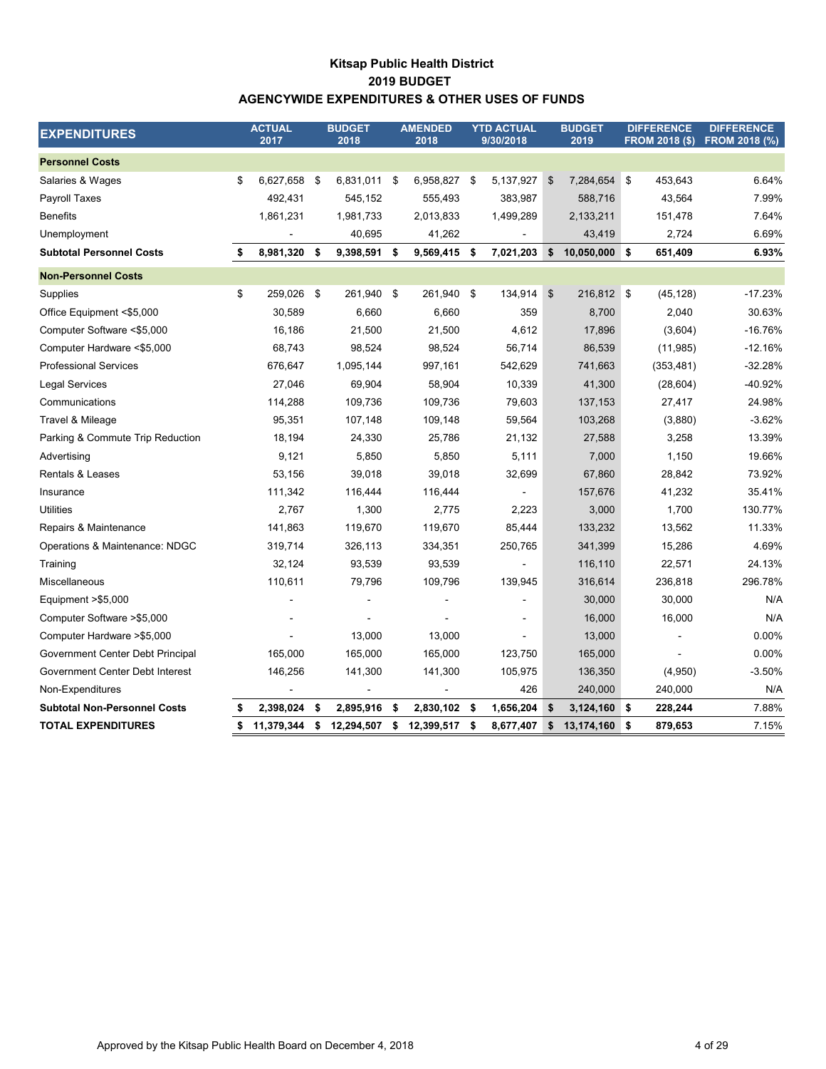# Kitsap Public Health District
## 2019 BUDGET
## AGENCYWIDE EXPENDITURES & OTHER USES OF FUNDS

| EXPENDITURES | ACTUAL 2017 | BUDGET 2018 | AMENDED 2018 | YTD ACTUAL 9/30/2018 | BUDGET 2019 | DIFFERENCE FROM 2018 ($) | DIFFERENCE FROM 2018 (%) |
|---|---|---|---|---|---|---|---|
| **Personnel Costs** | | | | | | | |
| Salaries & Wages | $ 6,627,658 | $ 6,831,011 | $ 6,958,827 | $ 5,137,927 | $ 7,284,654 | $ 453,643 | 6.64% |
| Payroll Taxes | 492,431 | 545,152 | 555,493 | 383,987 | 588,716 | 43,564 | 7.99% |
| Benefits | 1,861,231 | 1,981,733 | 2,013,833 | 1,499,289 | 2,133,211 | 151,478 | 7.64% |
| Unemployment | - | 40,695 | 41,262 | - | 43,419 | 2,724 | 6.69% |
| **Subtotal Personnel Costs** | **$ 8,981,320** | **$ 9,398,591** | **$ 9,569,415** | **$ 7,021,203** | **$ 10,050,000** | **$ 651,409** | **6.93%** |
| **Non-Personnel Costs** | | | | | | | |
| Supplies | $ 259,026 | $ 261,940 | $ 261,940 | $ 134,914 | $ 216,812 | $ (45,128) | -17.23% |
| Office Equipment <$5,000 | 30,589 | 6,660 | 6,660 | 359 | 8,700 | 2,040 | 30.63% |
| Computer Software <$5,000 | 16,186 | 21,500 | 21,500 | 4,612 | 17,896 | (3,604) | -16.76% |
| Computer Hardware <$5,000 | 68,743 | 98,524 | 98,524 | 56,714 | 86,539 | (11,985) | -12.16% |
| Professional Services | 676,647 | 1,095,144 | 997,161 | 542,629 | 741,663 | (353,481) | -32.28% |
| Legal Services | 27,046 | 69,904 | 58,904 | 10,339 | 41,300 | (28,604) | -40.92% |
| Communications | 114,288 | 109,736 | 109,736 | 79,603 | 137,153 | 27,417 | 24.98% |
| Travel & Mileage | 95,351 | 107,148 | 109,148 | 59,564 | 103,268 | (3,880) | -3.62% |
| Parking & Commute Trip Reduction | 18,194 | 24,330 | 25,786 | 21,132 | 27,588 | 3,258 | 13.39% |
| Advertising | 9,121 | 5,850 | 5,850 | 5,111 | 7,000 | 1,150 | 19.66% |
| Rentals & Leases | 53,156 | 39,018 | 39,018 | 32,699 | 67,860 | 28,842 | 73.92% |
| Insurance | 111,342 | 116,444 | 116,444 | - | 157,676 | 41,232 | 35.41% |
| Utilities | 2,767 | 1,300 | 2,775 | 2,223 | 3,000 | 1,700 | 130.77% |
| Repairs & Maintenance | 141,863 | 119,670 | 119,670 | 85,444 | 133,232 | 13,562 | 11.33% |
| Operations & Maintenance: NDGC | 319,714 | 326,113 | 334,351 | 250,765 | 341,399 | 15,286 | 4.69% |
| Training | 32,124 | 93,539 | 93,539 | - | 116,110 | 22,571 | 24.13% |
| Miscellaneous | 110,611 | 79,796 | 109,796 | 139,945 | 316,614 | 236,818 | 296.78% |
| Equipment >$5,000 | - | - | - | - | 30,000 | 30,000 | N/A |
| Computer Software >$5,000 | - | - | - | - | 16,000 | 16,000 | N/A |
| Computer Hardware >$5,000 | - | 13,000 | 13,000 | - | 13,000 | - | 0.00% |
| Government Center Debt Principal | 165,000 | 165,000 | 165,000 | 123,750 | 165,000 | - | 0.00% |
| Government Center Debt Interest | 146,256 | 141,300 | 141,300 | 105,975 | 136,350 | (4,950) | -3.50% |
| Non-Expenditures | - | - | - | 426 | 240,000 | 240,000 | N/A |
| **Subtotal Non-Personnel Costs** | **$ 2,398,024** | **$ 2,895,916** | **$ 2,830,102** | **$ 1,656,204** | **$ 3,124,160** | **$ 228,244** | 7.88% |
| **TOTAL EXPENDITURES** | **$ 11,379,344** | **$ 12,294,507** | **$ 12,399,517** | **$ 8,677,407** | **$ 13,174,160** | **$ 879,653** | 7.15% |

Approved by the Kitsap Public Health Board on December 4, 2018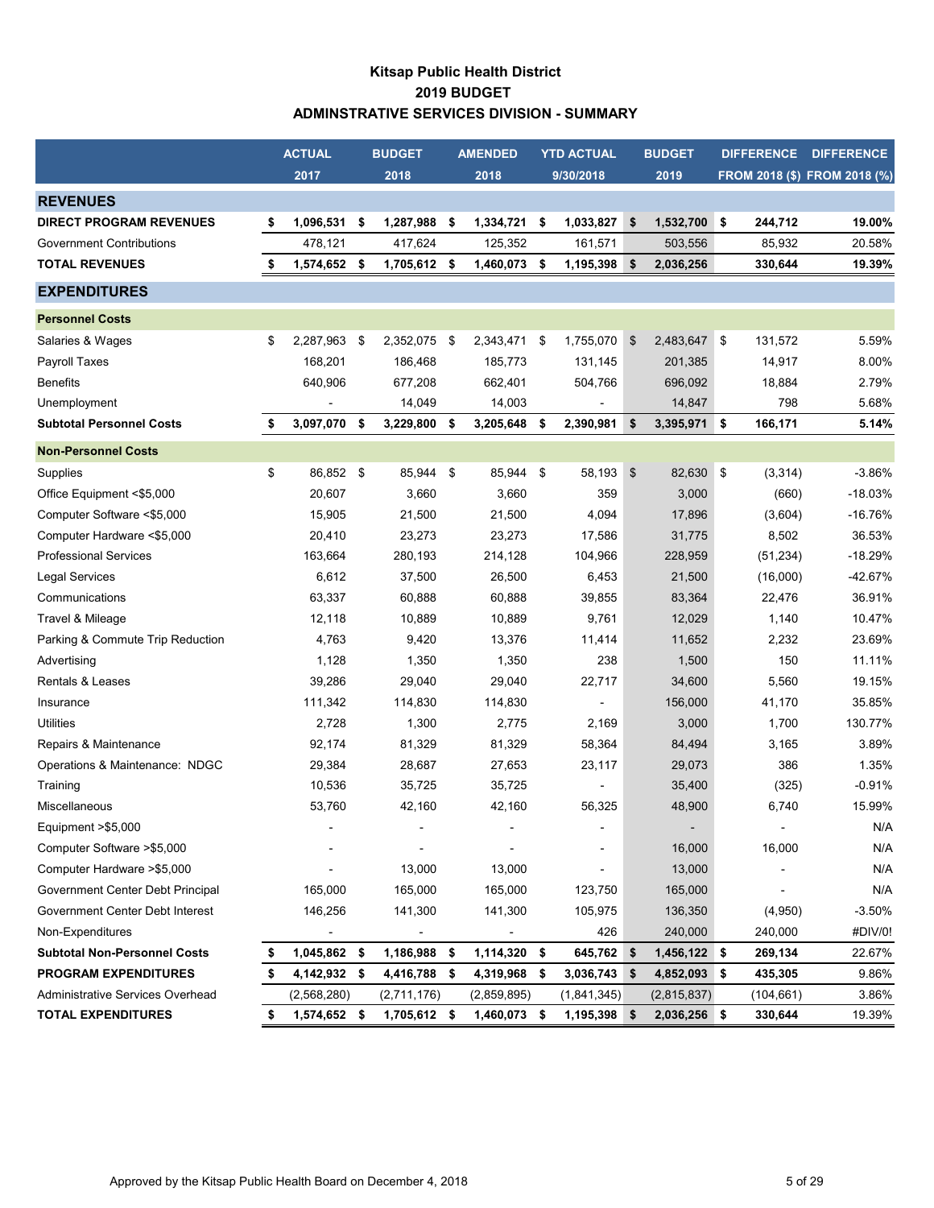# Kitsap Public Health District
## 2019 BUDGET
## ADMINSTRATIVE SERVICES DIVISION - SUMMARY

| | ACTUAL 2017 | BUDGET 2018 | AMENDED 2018 | YTD ACTUAL 9/30/2018 | BUDGET 2019 | DIFFERENCE FROM 2018 ($) | DIFFERENCE FROM 2018 (%) |
|---|---|---|---|---|---|---|---|
| **REVENUES** | | | | | | | |
| **DIRECT PROGRAM REVENUES** | **$ 1,096,531** | **$ 1,287,988** | **$ 1,334,721** | **$ 1,033,827** | **$ 1,532,700** | **$ 244,712** | **19.00%** |
| Government Contributions | 478,121 | 417,624 | 125,352 | 161,571 | 503,556 | 85,932 | 20.58% |
| **TOTAL REVENUES** | **$ 1,574,652** | **$ 1,705,612** | **$ 1,460,073** | **$ 1,195,398** | **$ 2,036,256** | **330,644** | **19.39%** |
| **EXPENDITURES** | | | | | | | |
| **Personnel Costs** | | | | | | | |
| Salaries & Wages | $ 2,287,963 | $ 2,352,075 | $ 2,343,471 | $ 1,755,070 | $ 2,483,647 | $ 131,572 | 5.59% |
| Payroll Taxes | 168,201 | 186,468 | 185,773 | 131,145 | 201,385 | 14,917 | 8.00% |
| Benefits | 640,906 | 677,208 | 662,401 | 504,766 | 696,092 | 18,884 | 2.79% |
| Unemployment | - | 14,049 | 14,003 | - | 14,847 | 798 | 5.68% |
| **Subtotal Personnel Costs** | **$ 3,097,070** | **$ 3,229,800** | **$ 3,205,648** | **$ 2,390,981** | **$ 3,395,971** | **$ 166,171** | **5.14%** |
| **Non-Personnel Costs** | | | | | | | |
| Supplies | $ 86,852 | $ 85,944 | $ 85,944 | $ 58,193 | $ 82,630 | $ (3,314) | -3.86% |
| Office Equipment <$5,000 | 20,607 | 3,660 | 3,660 | 359 | 3,000 | (660) | -18.03% |
| Computer Software <$5,000 | 15,905 | 21,500 | 21,500 | 4,094 | 17,896 | (3,604) | -16.76% |
| Computer Hardware <$5,000 | 20,410 | 23,273 | 23,273 | 17,586 | 31,775 | 8,502 | 36.53% |
| Professional Services | 163,664 | 280,193 | 214,128 | 104,966 | 228,959 | (51,234) | -18.29% |
| Legal Services | 6,612 | 37,500 | 26,500 | 6,453 | 21,500 | (16,000) | -42.67% |
| Communications | 63,337 | 60,888 | 60,888 | 39,855 | 83,364 | 22,476 | 36.91% |
| Travel & Mileage | 12,118 | 10,889 | 10,889 | 9,761 | 12,029 | 1,140 | 10.47% |
| Parking & Commute Trip Reduction | 4,763 | 9,420 | 13,376 | 11,414 | 11,652 | 2,232 | 23.69% |
| Advertising | 1,128 | 1,350 | 1,350 | 238 | 1,500 | 150 | 11.11% |
| Rentals & Leases | 39,286 | 29,040 | 29,040 | 22,717 | 34,600 | 5,560 | 19.15% |
| Insurance | 111,342 | 114,830 | 114,830 | - | 156,000 | 41,170 | 35.85% |
| Utilities | 2,728 | 1,300 | 2,775 | 2,169 | 3,000 | 1,700 | 130.77% |
| Repairs & Maintenance | 92,174 | 81,329 | 81,329 | 58,364 | 84,494 | 3,165 | 3.89% |
| Operations & Maintenance: NDGC | 29,384 | 28,687 | 27,653 | 23,117 | 29,073 | 386 | 1.35% |
| Training | 10,536 | 35,725 | 35,725 | - | 35,400 | (325) | -0.91% |
| Miscellaneous | 53,760 | 42,160 | 42,160 | 56,325 | 48,900 | 6,740 | 15.99% |
| Equipment >$5,000 | - | - | - | - | - | - | N/A |
| Computer Software >$5,000 | - | - | - | - | 16,000 | 16,000 | N/A |
| Computer Hardware >$5,000 | - | 13,000 | 13,000 | - | 13,000 | - | N/A |
| Government Center Debt Principal | 165,000 | 165,000 | 165,000 | 123,750 | 165,000 | - | N/A |
| Government Center Debt Interest | 146,256 | 141,300 | 141,300 | 105,975 | 136,350 | (4,950) | -3.50% |
| Non-Expenditures | - | - | - | 426 | 240,000 | 240,000 | #DIV/0! |
| **Subtotal Non-Personnel Costs** | **$ 1,045,862** | **$ 1,186,988** | **$ 1,114,320** | **$ 645,762** | **$ 1,456,122** | **$ 269,134** | **22.67%** |
| **PROGRAM EXPENDITURES** | **$ 4,142,932** | **$ 4,416,788** | **$ 4,319,968** | **$ 3,036,743** | **$ 4,852,093** | **$ 435,305** | **9.86%** |
| Administrative Services Overhead | (2,568,280) | (2,711,176) | (2,859,895) | (1,841,345) | (2,815,837) | (104,661) | 3.86% |
| **TOTAL EXPENDITURES** | **$ 1,574,652** | **$ 1,705,612** | **$ 1,460,073** | **$ 1,195,398** | **$ 2,036,256** | **$ 330,644** | 19.39% |

Approved by the Kitsap Public Health Board on December 4, 2018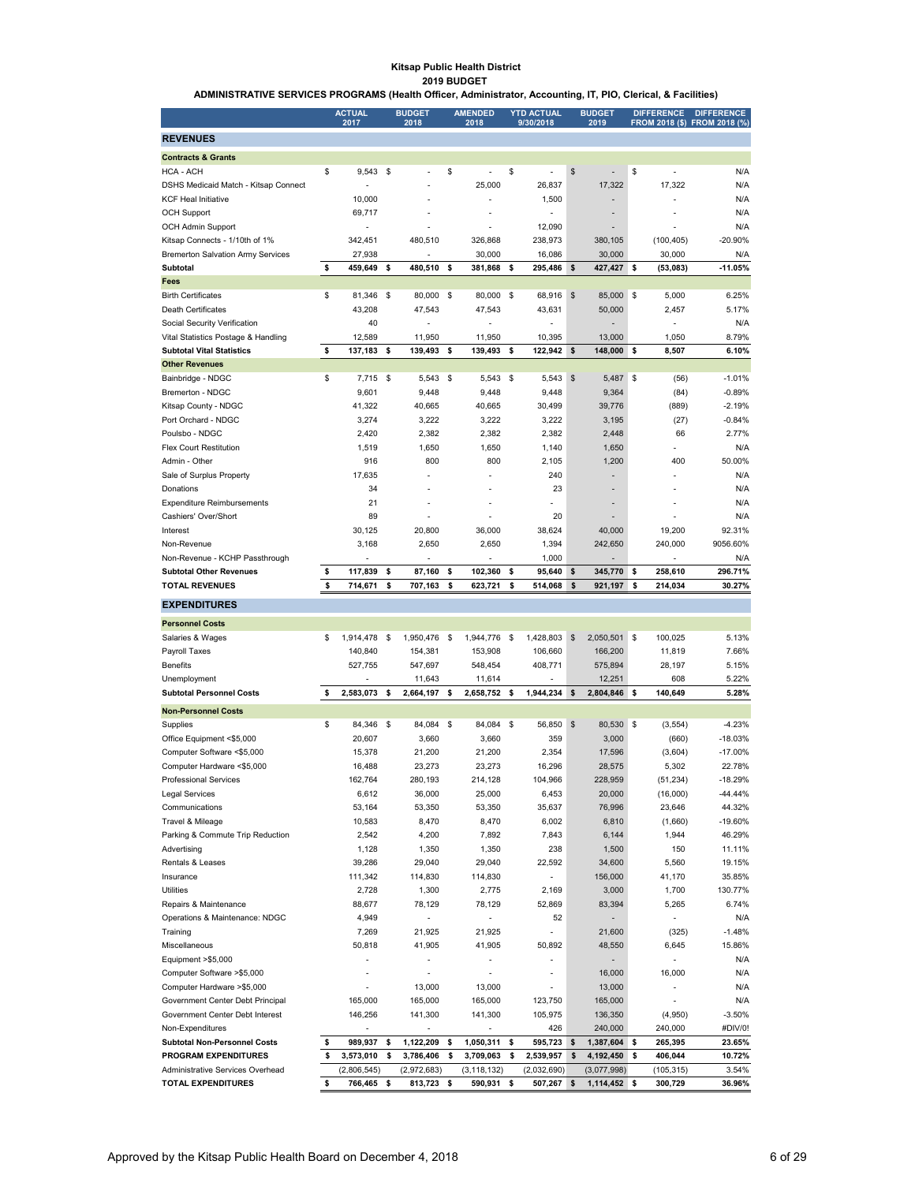**Kitsap Public Health District**
**2019 BUDGET**
**ADMINISTRATIVE SERVICES PROGRAMS (Health Officer, Administrator, Accounting, IT, PIO, Clerical, & Facilities)**

| | ACTUAL 2017 | BUDGET 2018 | AMENDED 2018 | YTD ACTUAL 9/30/2018 | BUDGET 2019 | DIFFERENCE FROM 2018 ($) | DIFFERENCE FROM 2018 (%) |
|---|---|---|---|---|---|---|---|
| **REVENUES** | | | | | | | |
| **Contracts & Grants** | | | | | | | |
| HCA - ACH | $ 9,543 | $ - | $ - | $ - | $ - | $ - | N/A |
| DSHS Medicaid Match - Kitsap Connect | - | - | 25,000 | 26,837 | 17,322 | 17,322 | N/A |
| KCF Heal Initiative | 10,000 | - | - | 1,500 | - | - | N/A |
| OCH Support | 69,717 | - | - | - | - | - | N/A |
| OCH Admin Support | - | - | - | 12,090 | - | - | N/A |
| Kitsap Connects - 1/10th of 1% | 342,451 | 480,510 | 326,868 | 238,973 | 380,105 | (100,405) | -20.90% |
| Bremerton Salvation Army Services | 27,938 | - | 30,000 | 16,086 | 30,000 | 30,000 | N/A |
| **Subtotal** | **$ 459,649** | **$ 480,510** | **$ 381,868** | **$ 295,486** | **$ 427,427** | **$ (53,083)** | **-11.05%** |
| **Fees** | | | | | | | |
| Birth Certificates | $ 81,346 | $ 80,000 | $ 80,000 | $ 68,916 | $ 85,000 | $ 5,000 | 6.25% |
| Death Certificates | 43,208 | 47,543 | 47,543 | 43,631 | 50,000 | 2,457 | 5.17% |
| Social Security Verification | 40 | - | - | - | - | - | N/A |
| Vital Statistics Postage & Handling | 12,589 | 11,950 | 11,950 | 10,395 | 13,000 | 1,050 | 8.79% |
| **Subtotal Vital Statistics** | **$ 137,183** | **$ 139,493** | **$ 139,493** | **$ 122,942** | **$ 148,000** | **$ 8,507** | **6.10%** |
| **Other Revenues** | | | | | | | |
| Bainbridge - NDGC | $ 7,715 | $ 5,543 | $ 5,543 | $ 5,543 | $ 5,487 | $ (56) | -1.01% |
| Bremerton - NDGC | 9,601 | 9,448 | 9,448 | 9,448 | 9,364 | (84) | -0.89% |
| Kitsap County - NDGC | 41,322 | 40,665 | 40,665 | 30,499 | 39,776 | (889) | -2.19% |
| Port Orchard - NDGC | 3,274 | 3,222 | 3,222 | 3,222 | 3,195 | (27) | -0.84% |
| Poulsbo - NDGC | 2,420 | 2,382 | 2,382 | 2,382 | 2,448 | 66 | 2.77% |
| Flex Court Restitution | 1,519 | 1,650 | 1,650 | 1,140 | 1,650 | - | N/A |
| Admin - Other | 916 | 800 | 800 | 2,105 | 1,200 | 400 | 50.00% |
| Sale of Surplus Property | 17,635 | - | - | 240 | - | - | N/A |
| Donations | 34 | - | - | 23 | - | - | N/A |
| Expenditure Reimbursements | 21 | - | - | - | - | - | N/A |
| Cashiers' Over/Short | 89 | - | - | 20 | - | - | N/A |
| Interest | 30,125 | 20,800 | 36,000 | 38,624 | 40,000 | 19,200 | 92.31% |
| Non-Revenue | 3,168 | 2,650 | 2,650 | 1,394 | 242,650 | 240,000 | 9056.60% |
| Non-Revenue - KCHP Passthrough | - | - | - | 1,000 | - | - | N/A |
| **Subtotal Other Revenues** | **$ 117,839** | **$ 87,160** | **$ 102,360** | **$ 95,640** | **$ 345,770** | **$ 258,610** | **296.71%** |
| **TOTAL REVENUES** | **$ 714,671** | **$ 707,163** | **$ 623,721** | **$ 514,068** | **$ 921,197** | **$ 214,034** | **30.27%** |
| **EXPENDITURES** | | | | | | | |
| **Personnel Costs** | | | | | | | |
| Salaries & Wages | $ 1,914,478 | $ 1,950,476 | $ 1,944,776 | $ 1,428,803 | $ 2,050,501 | $ 100,025 | 5.13% |
| Payroll Taxes | 140,840 | 154,381 | 153,908 | 106,660 | 166,200 | 11,819 | 7.66% |
| Benefits | 527,755 | 547,697 | 548,454 | 408,771 | 575,894 | 28,197 | 5.15% |
| Unemployment | - | 11,643 | 11,614 | - | 12,251 | 608 | 5.22% |
| **Subtotal Personnel Costs** | **$ 2,583,073** | **$ 2,664,197** | **$ 2,658,752** | **$ 1,944,234** | **$ 2,804,846** | **$ 140,649** | **5.28%** |
| **Non-Personnel Costs** | | | | | | | |
| Supplies | $ 84,346 | $ 84,084 | $ 84,084 | $ 56,850 | $ 80,530 | $ (3,554) | -4.23% |
| Office Equipment <$5,000 | 20,607 | 3,660 | 3,660 | 359 | 3,000 | (660) | -18.03% |
| Computer Software <$5,000 | 15,378 | 21,200 | 21,200 | 2,354 | 17,596 | (3,604) | -17.00% |
| Computer Hardware <$5,000 | 16,488 | 23,273 | 23,273 | 16,296 | 28,575 | 5,302 | 22.78% |
| Professional Services | 162,764 | 280,193 | 214,128 | 104,966 | 228,959 | (51,234) | -18.29% |
| Legal Services | 6,612 | 36,000 | 25,000 | 6,453 | 20,000 | (16,000) | -44.44% |
| Communications | 53,164 | 53,350 | 53,350 | 35,637 | 76,996 | 23,646 | 44.32% |
| Travel & Mileage | 10,583 | 8,470 | 8,470 | 6,002 | 6,810 | (1,660) | -19.60% |
| Parking & Commute Trip Reduction | 2,542 | 4,200 | 7,892 | 7,843 | 6,144 | 1,944 | 46.29% |
| Advertising | 1,128 | 1,350 | 1,350 | 238 | 1,500 | 150 | 11.11% |
| Rentals & Leases | 39,286 | 29,040 | 29,040 | 22,592 | 34,600 | 5,560 | 19.15% |
| Insurance | 111,342 | 114,830 | 114,830 | - | 156,000 | 41,170 | 35.85% |
| Utilities | 2,728 | 1,300 | 2,775 | 2,169 | 3,000 | 1,700 | 130.77% |
| Repairs & Maintenance | 88,677 | 78,129 | 78,129 | 52,869 | 83,394 | 5,265 | 6.74% |
| Operations & Maintenance: NDGC | 4,949 | - | - | 52 | - | - | N/A |
| Training | 7,269 | 21,925 | 21,925 | - | 21,600 | (325) | -1.48% |
| Miscellaneous | 50,818 | 41,905 | 41,905 | 50,892 | 48,550 | 6,645 | 15.86% |
| Equipment >$5,000 | - | - | - | - | - | - | N/A |
| Computer Software >$5,000 | - | - | - | - | 16,000 | 16,000 | N/A |
| Computer Hardware >$5,000 | - | 13,000 | 13,000 | - | 13,000 | - | N/A |
| Government Center Debt Principal | 165,000 | 165,000 | 165,000 | 123,750 | 165,000 | - | N/A |
| Government Center Debt Interest | 146,256 | 141,300 | 141,300 | 105,975 | 136,350 | (4,950) | -3.50% |
| Non-Expenditures | - | - | - | 426 | 240,000 | 240,000 | #DIV/0! |
| **Subtotal Non-Personnel Costs** | **$ 989,937** | **$ 1,122,209** | **$ 1,050,311** | **$ 595,723** | **$ 1,387,604** | **$ 265,395** | **23.65%** |
| **PROGRAM EXPENDITURES** | **$ 3,573,010** | **$ 3,786,406** | **$ 3,709,063** | **$ 2,539,957** | **$ 4,192,450** | **$ 406,044** | **10.72%** |
| Administrative Services Overhead | (2,806,545) | (2,972,683) | (3,118,132) | (2,032,690) | (3,077,998) | (105,315) | 3.54% |
| **TOTAL EXPENDITURES** | **$ 766,465** | **$ 813,723** | **$ 590,931** | **$ 507,267** | **$ 1,114,452** | **$ 300,729** | **36.96%** |

Approved by the Kitsap Public Health Board on December 4, 2018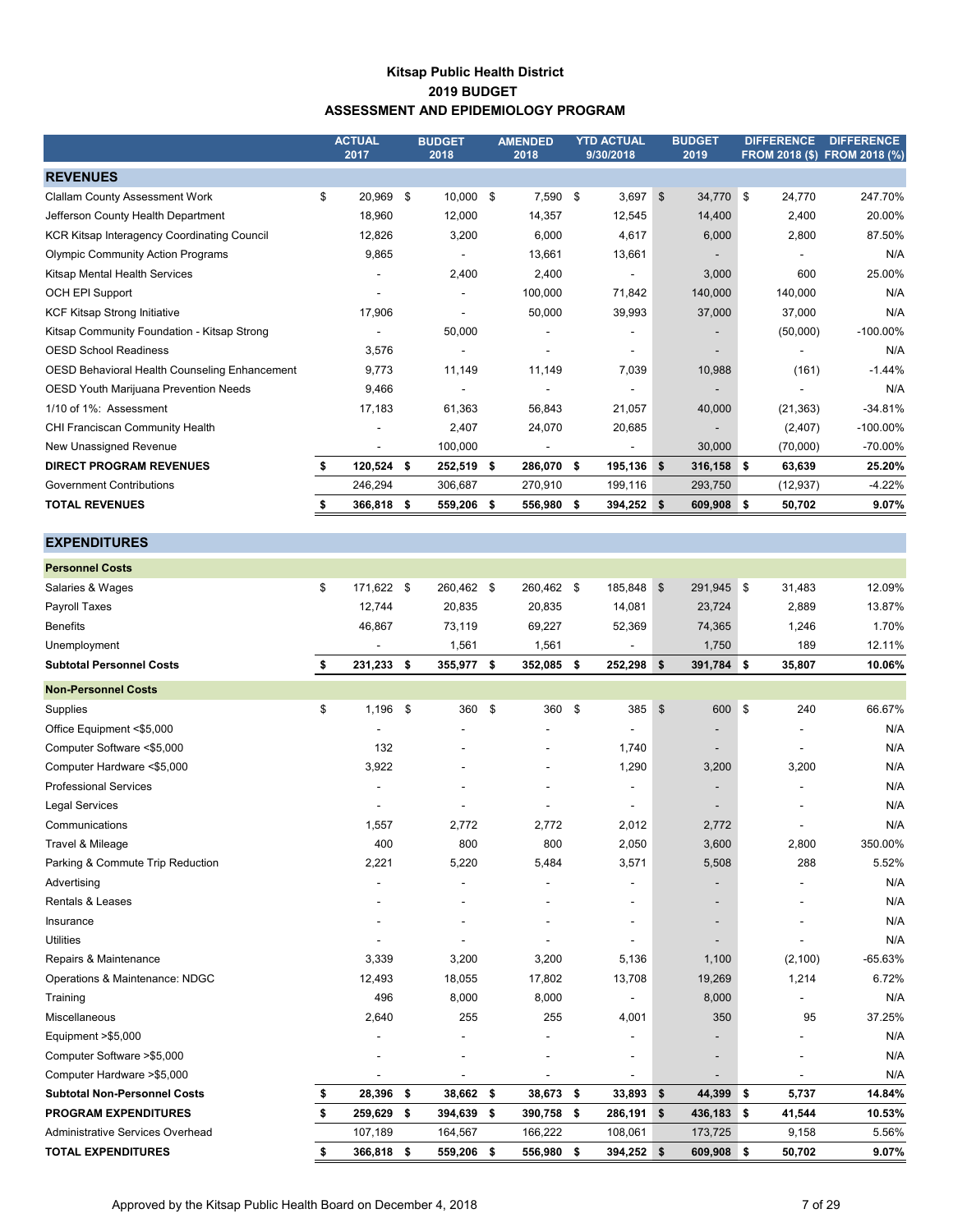# Kitsap Public Health District
## 2019 BUDGET
## ASSESSMENT AND EPIDEMIOLOGY PROGRAM

| | ACTUAL 2017 | BUDGET 2018 | AMENDED 2018 | YTD ACTUAL 9/30/2018 | BUDGET 2019 | DIFFERENCE FROM 2018 ($) | DIFFERENCE FROM 2018 (%) |
|---|---|---|---|---|---|---|---|
| **REVENUES** | | | | | | | |
| Clallam County Assessment Work | $ 20,969 | $ 10,000 | $ 7,590 | $ 3,697 | $ 34,770 | $ 24,770 | 247.70% |
| Jefferson County Health Department | 18,960 | 12,000 | 14,357 | 12,545 | 14,400 | 2,400 | 20.00% |
| KCR Kitsap Interagency Coordinating Council | 12,826 | 3,200 | 6,000 | 4,617 | 6,000 | 2,800 | 87.50% |
| Olympic Community Action Programs | 9,865 | - | 13,661 | 13,661 | - | - | N/A |
| Kitsap Mental Health Services | - | 2,400 | 2,400 | - | 3,000 | 600 | 25.00% |
| OCH EPI Support | - | - | 100,000 | 71,842 | 140,000 | 140,000 | N/A |
| KCF Kitsap Strong Initiative | 17,906 | - | 50,000 | 39,993 | 37,000 | 37,000 | N/A |
| Kitsap Community Foundation - Kitsap Strong | - | 50,000 | - | - | - | (50,000) | -100.00% |
| OESD School Readiness | 3,576 | - | - | - | - | - | N/A |
| OESD Behavioral Health Counseling Enhancement | 9,773 | 11,149 | 11,149 | 7,039 | 10,988 | (161) | -1.44% |
| OESD Youth Marijuana Prevention Needs | 9,466 | - | - | - | - | - | N/A |
| 1/10 of 1%: Assessment | 17,183 | 61,363 | 56,843 | 21,057 | 40,000 | (21,363) | -34.81% |
| CHI Franciscan Community Health | - | 2,407 | 24,070 | 20,685 | - | (2,407) | -100.00% |
| New Unassigned Revenue | - | 100,000 | - | - | 30,000 | (70,000) | -70.00% |
| **DIRECT PROGRAM REVENUES** | **$ 120,524** | **$ 252,519** | **$ 286,070** | **$ 195,136** | **$ 316,158** | **$ 63,639** | **25.20%** |
| Government Contributions | 246,294 | 306,687 | 270,910 | 199,116 | 293,750 | (12,937) | -4.22% |
| **TOTAL REVENUES** | **$ 366,818** | **$ 559,206** | **$ 556,980** | **$ 394,252** | **$ 609,908** | **$ 50,702** | **9.07%** |
| **EXPENDITURES** | | | | | | | |
| **Personnel Costs** | | | | | | | |
| Salaries & Wages | $ 171,622 | $ 260,462 | $ 260,462 | $ 185,848 | $ 291,945 | $ 31,483 | 12.09% |
| Payroll Taxes | 12,744 | 20,835 | 20,835 | 14,081 | 23,724 | 2,889 | 13.87% |
| Benefits | 46,867 | 73,119 | 69,227 | 52,369 | 74,365 | 1,246 | 1.70% |
| Unemployment | - | 1,561 | 1,561 | - | 1,750 | 189 | 12.11% |
| **Subtotal Personnel Costs** | **$ 231,233** | **$ 355,977** | **$ 352,085** | **$ 252,298** | **$ 391,784** | **$ 35,807** | **10.06%** |
| **Non-Personnel Costs** | | | | | | | |
| Supplies | $ 1,196 | $ 360 | $ 360 | $ 385 | $ 600 | $ 240 | 66.67% |
| Office Equipment <$5,000 | - | - | - | - | - | - | N/A |
| Computer Software <$5,000 | 132 | - | - | 1,740 | - | - | N/A |
| Computer Hardware <$5,000 | 3,922 | - | - | 1,290 | 3,200 | 3,200 | N/A |
| Professional Services | - | - | - | - | - | - | N/A |
| Legal Services | - | - | - | - | - | - | N/A |
| Communications | 1,557 | 2,772 | 2,772 | 2,012 | 2,772 | - | N/A |
| Travel & Mileage | 400 | 800 | 800 | 2,050 | 3,600 | 2,800 | 350.00% |
| Parking & Commute Trip Reduction | 2,221 | 5,220 | 5,484 | 3,571 | 5,508 | 288 | 5.52% |
| Advertising | - | - | - | - | - | - | N/A |
| Rentals & Leases | - | - | - | - | - | - | N/A |
| Insurance | - | - | - | - | - | - | N/A |
| Utilities | - | - | - | - | - | - | N/A |
| Repairs & Maintenance | 3,339 | 3,200 | 3,200 | 5,136 | 1,100 | (2,100) | -65.63% |
| Operations & Maintenance: NDGC | 12,493 | 18,055 | 17,802 | 13,708 | 19,269 | 1,214 | 6.72% |
| Training | 496 | 8,000 | 8,000 | - | 8,000 | - | N/A |
| Miscellaneous | 2,640 | 255 | 255 | 4,001 | 350 | 95 | 37.25% |
| Equipment >$5,000 | - | - | - | - | - | - | N/A |
| Computer Software >$5,000 | - | - | - | - | - | - | N/A |
| Computer Hardware >$5,000 | - | - | - | - | - | - | N/A |
| **Subtotal Non-Personnel Costs** | **$ 28,396** | **$ 38,662** | **$ 38,673** | **$ 33,893** | **$ 44,399** | **$ 5,737** | **14.84%** |
| **PROGRAM EXPENDITURES** | **$ 259,629** | **$ 394,639** | **$ 390,758** | **$ 286,191** | **$ 436,183** | **$ 41,544** | **10.53%** |
| Administrative Services Overhead | 107,189 | 164,567 | 166,222 | 108,061 | 173,725 | 9,158 | 5.56% |
| **TOTAL EXPENDITURES** | **$ 366,818** | **$ 559,206** | **$ 556,980** | **$ 394,252** | **$ 609,908** | **$ 50,702** | **9.07%** |

Approved by the Kitsap Public Health Board on December 4, 2018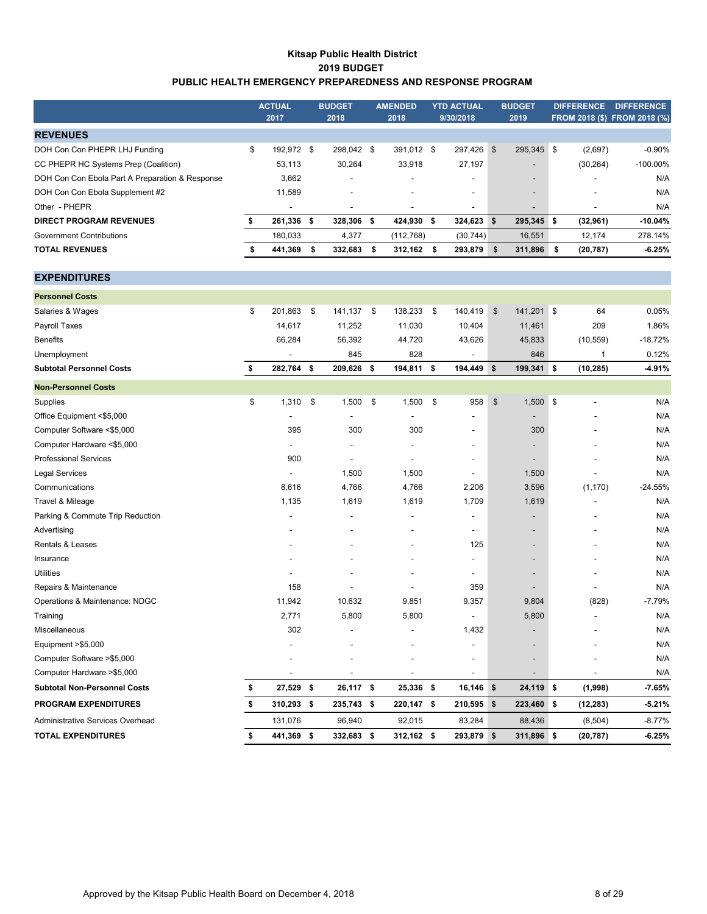# Kitsap Public Health District
## 2019 BUDGET
## PUBLIC HEALTH EMERGENCY PREPAREDNESS AND RESPONSE PROGRAM

| | ACTUAL 2017 | BUDGET 2018 | AMENDED 2018 | YTD ACTUAL 9/30/2018 | BUDGET 2019 | DIFFERENCE FROM 2018 ($) | DIFFERENCE FROM 2018 (%) |
|---|---|---|---|---|---|---|---|
| **REVENUES** | | | | | | | |
| DOH Con Con PHEPR LHJ Funding | $ 192,972 | $ 298,042 | $ 391,012 | $ 297,426 | $ 295,345 | $ (2,697) | -0.90% |
| CC PHEPR HC Systems Prep (Coalition) | 53,113 | 30,264 | 33,918 | 27,197 | - | (30,264) | -100.00% |
| DOH Con Con Ebola Part A Preparation & Response | 3,662 | - | - | - | - | - | N/A |
| DOH Con Con Ebola Supplement #2 | 11,589 | - | - | - | - | - | N/A |
| Other - PHEPR | - | - | - | - | - | - | N/A |
| **DIRECT PROGRAM REVENUES** | **$ 261,336** | **$ 328,306** | **$ 424,930** | **$ 324,623** | **$ 295,345** | **$ (32,961)** | **-10.04%** |
| Government Contributions | 180,033 | 4,377 | (112,768) | (30,744) | 16,551 | 12,174 | 278.14% |
| **TOTAL REVENUES** | **$ 441,369** | **$ 332,683** | **$ 312,162** | **$ 293,879** | **$ 311,896** | **$ (20,787)** | **-6.25%** |
| **EXPENDITURES** | | | | | | | |
| **Personnel Costs** | | | | | | | |
| Salaries & Wages | $ 201,863 | $ 141,137 | $ 138,233 | $ 140,419 | $ 141,201 | $ 64 | 0.05% |
| Payroll Taxes | 14,617 | 11,252 | 11,030 | 10,404 | 11,461 | 209 | 1.86% |
| Benefits | 66,284 | 56,392 | 44,720 | 43,626 | 45,833 | (10,559) | -18.72% |
| Unemployment | - | 845 | 828 | - | 846 | 1 | 0.12% |
| **Subtotal Personnel Costs** | **$ 282,764** | **$ 209,626** | **$ 194,811** | **$ 194,449** | **$ 199,341** | **$ (10,285)** | **-4.91%** |
| **Non-Personnel Costs** | | | | | | | |
| Supplies | $ 1,310 | $ 1,500 | $ 1,500 | $ 958 | $ 1,500 | $ - | N/A |
| Office Equipment <$5,000 | - | - | - | - | - | - | N/A |
| Computer Software <$5,000 | 395 | 300 | 300 | - | 300 | - | N/A |
| Computer Hardware <$5,000 | - | - | - | - | - | - | N/A |
| Professional Services | 900 | - | - | - | - | - | N/A |
| Legal Services | - | 1,500 | 1,500 | - | 1,500 | - | N/A |
| Communications | 8,616 | 4,766 | 4,766 | 2,206 | 3,596 | (1,170) | -24.55% |
| Travel & Mileage | 1,135 | 1,619 | 1,619 | 1,709 | 1,619 | - | N/A |
| Parking & Commute Trip Reduction | - | - | - | - | - | - | N/A |
| Advertising | - | - | - | - | - | - | N/A |
| Rentals & Leases | - | - | - | 125 | - | - | N/A |
| Insurance | - | - | - | - | - | - | N/A |
| Utilities | - | - | - | - | - | - | N/A |
| Repairs & Maintenance | 158 | - | - | 359 | - | - | N/A |
| Operations & Maintenance: NDGC | 11,942 | 10,632 | 9,851 | 9,357 | 9,804 | (828) | -7.79% |
| Training | 2,771 | 5,800 | 5,800 | - | 5,800 | - | N/A |
| Miscellaneous | 302 | - | - | 1,432 | - | - | N/A |
| Equipment >$5,000 | - | - | - | - | - | - | N/A |
| Computer Software >$5,000 | - | - | - | - | - | - | N/A |
| Computer Hardware >$5,000 | - | - | - | - | - | - | N/A |
| **Subtotal Non-Personnel Costs** | **$ 27,529** | **$ 26,117** | **$ 25,336** | **$ 16,146** | **$ 24,119** | **$ (1,998)** | **-7.65%** |
| **PROGRAM EXPENDITURES** | **$ 310,293** | **$ 235,743** | **$ 220,147** | **$ 210,595** | **$ 223,460** | **$ (12,283)** | **-5.21%** |
| Administrative Services Overhead | 131,076 | 96,940 | 92,015 | 83,284 | 88,436 | (8,504) | -8.77% |
| **TOTAL EXPENDITURES** | **$ 441,369** | **$ 332,683** | **$ 312,162** | **$ 293,879** | **$ 311,896** | **$ (20,787)** | **-6.25%** |

Approved by the Kitsap Public Health Board on December 4, 2018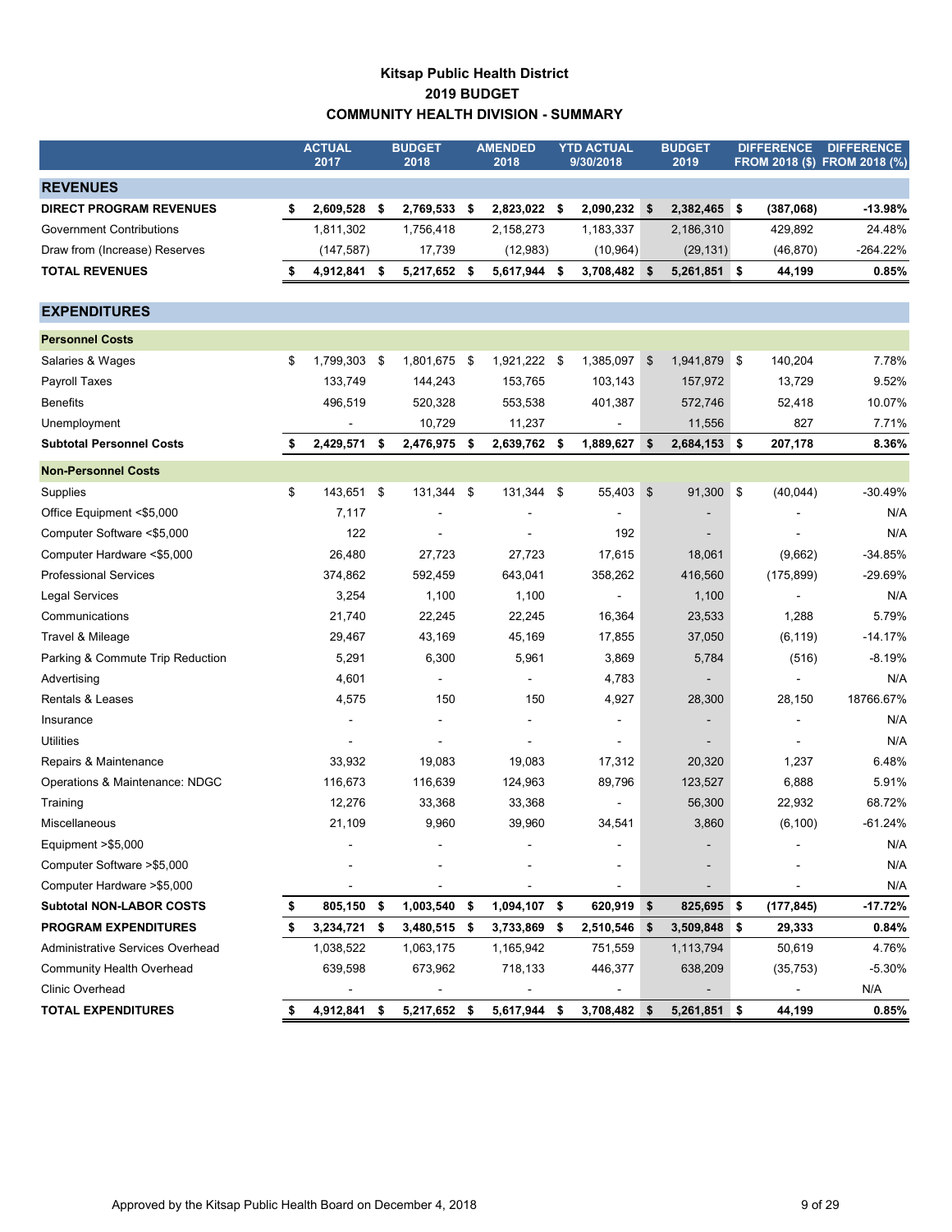# Kitsap Public Health District
## 2019 BUDGET
## COMMUNITY HEALTH DIVISION - SUMMARY

| | ACTUAL 2017 | BUDGET 2018 | AMENDED 2018 | YTD ACTUAL 9/30/2018 | BUDGET 2019 | DIFFERENCE FROM 2018 ($) | DIFFERENCE FROM 2018 (%) |
|---|---|---|---|---|---|---|---|
| **REVENUES** | | | | | | | |
| **DIRECT PROGRAM REVENUES** | **$ 2,609,528** | **$ 2,769,533** | **$ 2,823,022** | **$ 2,090,232** | **$ 2,382,465** | **$ (387,068)** | **-13.98%** |
| Government Contributions | 1,811,302 | 1,756,418 | 2,158,273 | 1,183,337 | 2,186,310 | 429,892 | 24.48% |
| Draw from (Increase) Reserves | (147,587) | 17,739 | (12,983) | (10,964) | (29,131) | (46,870) | -264.22% |
| **TOTAL REVENUES** | **$ 4,912,841** | **$ 5,217,652** | **$ 5,617,944** | **$ 3,708,482** | **$ 5,261,851** | **$ 44,199** | **0.85%** |
| **EXPENDITURES** | | | | | | | |
| **Personnel Costs** | | | | | | | |
| Salaries & Wages | $ 1,799,303 | $ 1,801,675 | $ 1,921,222 | $ 1,385,097 | $ 1,941,879 | $ 140,204 | 7.78% |
| Payroll Taxes | 133,749 | 144,243 | 153,765 | 103,143 | 157,972 | 13,729 | 9.52% |
| Benefits | 496,519 | 520,328 | 553,538 | 401,387 | 572,746 | 52,418 | 10.07% |
| Unemployment | - | 10,729 | 11,237 | - | 11,556 | 827 | 7.71% |
| **Subtotal Personnel Costs** | **$ 2,429,571** | **$ 2,476,975** | **$ 2,639,762** | **$ 1,889,627** | **$ 2,684,153** | **$ 207,178** | **8.36%** |
| **Non-Personnel Costs** | | | | | | | |
| Supplies | $ 143,651 | $ 131,344 | $ 131,344 | $ 55,403 | $ 91,300 | $ (40,044) | -30.49% |
| Office Equipment <$5,000 | 7,117 | - | - | - | - | - | N/A |
| Computer Software <$5,000 | 122 | - | - | 192 | - | - | N/A |
| Computer Hardware <$5,000 | 26,480 | 27,723 | 27,723 | 17,615 | 18,061 | (9,662) | -34.85% |
| Professional Services | 374,862 | 592,459 | 643,041 | 358,262 | 416,560 | (175,899) | -29.69% |
| Legal Services | 3,254 | 1,100 | 1,100 | - | 1,100 | - | N/A |
| Communications | 21,740 | 22,245 | 22,245 | 16,364 | 23,533 | 1,288 | 5.79% |
| Travel & Mileage | 29,467 | 43,169 | 45,169 | 17,855 | 37,050 | (6,119) | -14.17% |
| Parking & Commute Trip Reduction | 5,291 | 6,300 | 5,961 | 3,869 | 5,784 | (516) | -8.19% |
| Advertising | 4,601 | - | - | 4,783 | - | - | N/A |
| Rentals & Leases | 4,575 | 150 | 150 | 4,927 | 28,300 | 28,150 | 18766.67% |
| Insurance | - | - | - | - | - | - | N/A |
| Utilities | - | - | - | - | - | - | N/A |
| Repairs & Maintenance | 33,932 | 19,083 | 19,083 | 17,312 | 20,320 | 1,237 | 6.48% |
| Operations & Maintenance: NDGC | 116,673 | 116,639 | 124,963 | 89,796 | 123,527 | 6,888 | 5.91% |
| Training | 12,276 | 33,368 | 33,368 | - | 56,300 | 22,932 | 68.72% |
| Miscellaneous | 21,109 | 9,960 | 39,960 | 34,541 | 3,860 | (6,100) | -61.24% |
| Equipment >$5,000 | - | - | - | - | - | - | N/A |
| Computer Software >$5,000 | - | - | - | - | - | - | N/A |
| Computer Hardware >$5,000 | - | - | - | - | - | - | N/A |
| **Subtotal NON-LABOR COSTS** | **$ 805,150** | **$ 1,003,540** | **$ 1,094,107** | **$ 620,919** | **$ 825,695** | **$ (177,845)** | **-17.72%** |
| **PROGRAM EXPENDITURES** | **$ 3,234,721** | **$ 3,480,515** | **$ 3,733,869** | **$ 2,510,546** | **$ 3,509,848** | **$ 29,333** | **0.84%** |
| Administrative Services Overhead | 1,038,522 | 1,063,175 | 1,165,942 | 751,559 | 1,113,794 | 50,619 | 4.76% |
| Community Health Overhead | 639,598 | 673,962 | 718,133 | 446,377 | 638,209 | (35,753) | -5.30% |
| Clinic Overhead | - | - | - | - | - | - | N/A |
| **TOTAL EXPENDITURES** | **$ 4,912,841** | **$ 5,217,652** | **$ 5,617,944** | **$ 3,708,482** | **$ 5,261,851** | **$ 44,199** | **0.85%** |

Approved by the Kitsap Public Health Board on December 4, 2018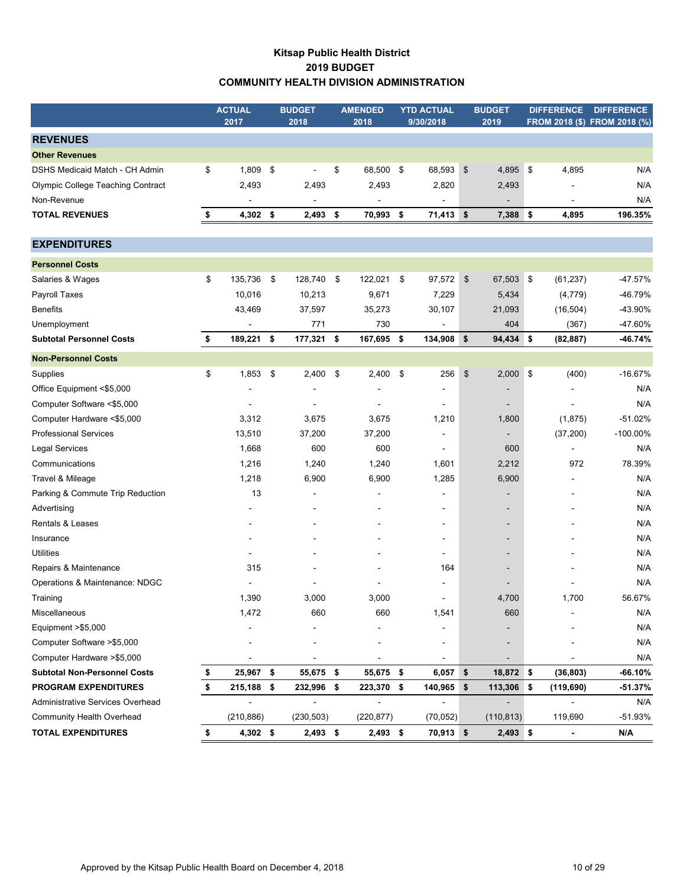# Kitsap Public Health District
## 2019 BUDGET
## COMMUNITY HEALTH DIVISION ADMINISTRATION

| | ACTUAL 2017 | BUDGET 2018 | AMENDED 2018 | YTD ACTUAL 9/30/2018 | BUDGET 2019 | DIFFERENCE FROM 2018 ($) | DIFFERENCE FROM 2018 (%) |
|---|---|---|---|---|---|---|---|
| **REVENUES** | | | | | | | |
| **Other Revenues** | | | | | | | |
| DSHS Medicaid Match - CH Admin | $ 1,809 | $ - | $ 68,500 | $ 68,593 | $ 4,895 | $ 4,895 | N/A |
| Olympic College Teaching Contract | 2,493 | 2,493 | 2,493 | 2,820 | 2,493 | - | N/A |
| Non-Revenue | - | - | - | - | - | - | N/A |
| **TOTAL REVENUES** | **$ 4,302** | **$ 2,493** | **$ 70,993** | **$ 71,413** | **$ 7,388** | **$ 4,895** | **196.35%** |
| | | | | | | | |
| **EXPENDITURES** | | | | | | | |
| **Personnel Costs** | | | | | | | |
| Salaries & Wages | $ 135,736 | $ 128,740 | $ 122,021 | $ 97,572 | $ 67,503 | $ (61,237) | -47.57% |
| Payroll Taxes | 10,016 | 10,213 | 9,671 | 7,229 | 5,434 | (4,779) | -46.79% |
| Benefits | 43,469 | 37,597 | 35,273 | 30,107 | 21,093 | (16,504) | -43.90% |
| Unemployment | - | 771 | 730 | - | 404 | (367) | -47.60% |
| **Subtotal Personnel Costs** | **$ 189,221** | **$ 177,321** | **$ 167,695** | **$ 134,908** | **$ 94,434** | **$ (82,887)** | **-46.74%** |
| **Non-Personnel Costs** | | | | | | | |
| Supplies | $ 1,853 | $ 2,400 | $ 2,400 | $ 256 | $ 2,000 | $ (400) | -16.67% |
| Office Equipment <$5,000 | - | - | - | - | - | - | N/A |
| Computer Software <$5,000 | - | - | - | - | - | - | N/A |
| Computer Hardware <$5,000 | 3,312 | 3,675 | 3,675 | 1,210 | 1,800 | (1,875) | -51.02% |
| Professional Services | 13,510 | 37,200 | 37,200 | - | - | (37,200) | -100.00% |
| Legal Services | 1,668 | 600 | 600 | - | 600 | - | N/A |
| Communications | 1,216 | 1,240 | 1,240 | 1,601 | 2,212 | 972 | 78.39% |
| Travel & Mileage | 1,218 | 6,900 | 6,900 | 1,285 | 6,900 | - | N/A |
| Parking & Commute Trip Reduction | 13 | - | - | - | - | - | N/A |
| Advertising | - | - | - | - | - | - | N/A |
| Rentals & Leases | - | - | - | - | - | - | N/A |
| Insurance | - | - | - | - | - | - | N/A |
| Utilities | - | - | - | - | - | - | N/A |
| Repairs & Maintenance | 315 | - | - | 164 | - | - | N/A |
| Operations & Maintenance: NDGC | - | - | - | - | - | - | N/A |
| Training | 1,390 | 3,000 | 3,000 | - | 4,700 | 1,700 | 56.67% |
| Miscellaneous | 1,472 | 660 | 660 | 1,541 | 660 | - | N/A |
| Equipment >$5,000 | - | - | - | - | - | - | N/A |
| Computer Software >$5,000 | - | - | - | - | - | - | N/A |
| Computer Hardware >$5,000 | - | - | - | - | - | - | N/A |
| **Subtotal Non-Personnel Costs** | **$ 25,967** | **$ 55,675** | **$ 55,675** | **$ 6,057** | **$ 18,872** | **$ (36,803)** | **-66.10%** |
| **PROGRAM EXPENDITURES** | **$ 215,188** | **$ 232,996** | **$ 223,370** | **$ 140,965** | **$ 113,306** | **$ (119,690)** | **-51.37%** |
| Administrative Services Overhead | - | - | - | - | - | - | N/A |
| Community Health Overhead | (210,886) | (230,503) | (220,877) | (70,052) | (110,813) | 119,690 | -51.93% |
| **TOTAL EXPENDITURES** | **$ 4,302** | **$ 2,493** | **$ 2,493** | **$ 70,913** | **$ 2,493** | **$ -** | **N/A** |

Approved by the Kitsap Public Health Board on December 4, 2018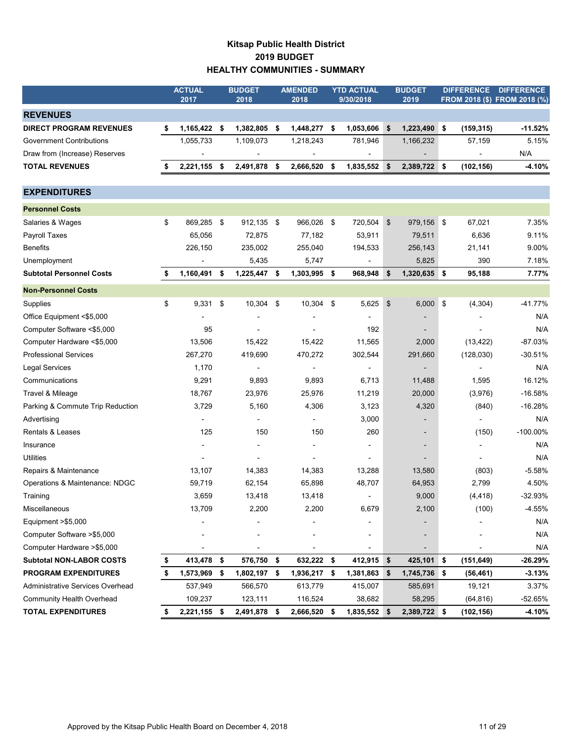# Kitsap Public Health District
## 2019 BUDGET
## HEALTHY COMMUNITIES - SUMMARY

| | ACTUAL 2017 | BUDGET 2018 | AMENDED 2018 | YTD ACTUAL 9/30/2018 | BUDGET 2019 | DIFFERENCE FROM 2018 ($) | DIFFERENCE FROM 2018 (%) |
|---|---|---|---|---|---|---|---|
| **REVENUES** | | | | | | | |
| **DIRECT PROGRAM REVENUES** | **$ 1,165,422** | **$ 1,382,805** | **$ 1,448,277** | **$ 1,053,606** | **$ 1,223,490** | **$ (159,315)** | **-11.52%** |
| Government Contributions | 1,055,733 | 1,109,073 | 1,218,243 | 781,946 | 1,166,232 | 57,159 | 5.15% |
| Draw from (Increase) Reserves | - | - | - | - | - | - | N/A |
| **TOTAL REVENUES** | **$ 2,221,155** | **$ 2,491,878** | **$ 2,666,520** | **$ 1,835,552** | **$ 2,389,722** | **$ (102,156)** | **-4.10%** |
| **EXPENDITURES** | | | | | | | |
| **Personnel Costs** | | | | | | | |
| Salaries & Wages | $ 869,285 | $ 912,135 | $ 966,026 | $ 720,504 | $ 979,156 | $ 67,021 | 7.35% |
| Payroll Taxes | 65,056 | 72,875 | 77,182 | 53,911 | 79,511 | 6,636 | 9.11% |
| Benefits | 226,150 | 235,002 | 255,040 | 194,533 | 256,143 | 21,141 | 9.00% |
| Unemployment | - | 5,435 | 5,747 | - | 5,825 | 390 | 7.18% |
| **Subtotal Personnel Costs** | **$ 1,160,491** | **$ 1,225,447** | **$ 1,303,995** | **$ 968,948** | **$ 1,320,635** | **$ 95,188** | **7.77%** |
| **Non-Personnel Costs** | | | | | | | |
| Supplies | $ 9,331 | $ 10,304 | $ 10,304 | $ 5,625 | $ 6,000 | $ (4,304) | -41.77% |
| Office Equipment <$5,000 | - | - | - | - | - | - | N/A |
| Computer Software <$5,000 | 95 | - | - | 192 | - | - | N/A |
| Computer Hardware <$5,000 | 13,506 | 15,422 | 15,422 | 11,565 | 2,000 | (13,422) | -87.03% |
| Professional Services | 267,270 | 419,690 | 470,272 | 302,544 | 291,660 | (128,030) | -30.51% |
| Legal Services | 1,170 | - | - | - | - | - | N/A |
| Communications | 9,291 | 9,893 | 9,893 | 6,713 | 11,488 | 1,595 | 16.12% |
| Travel & Mileage | 18,767 | 23,976 | 25,976 | 11,219 | 20,000 | (3,976) | -16.58% |
| Parking & Commute Trip Reduction | 3,729 | 5,160 | 4,306 | 3,123 | 4,320 | (840) | -16.28% |
| Advertising | - | - | - | 3,000 | - | - | N/A |
| Rentals & Leases | 125 | 150 | 150 | 260 | - | (150) | -100.00% |
| Insurance | - | - | - | - | - | - | N/A |
| Utilities | - | - | - | - | - | - | N/A |
| Repairs & Maintenance | 13,107 | 14,383 | 14,383 | 13,288 | 13,580 | (803) | -5.58% |
| Operations & Maintenance: NDGC | 59,719 | 62,154 | 65,898 | 48,707 | 64,953 | 2,799 | 4.50% |
| Training | 3,659 | 13,418 | 13,418 | - | 9,000 | (4,418) | -32.93% |
| Miscellaneous | 13,709 | 2,200 | 2,200 | 6,679 | 2,100 | (100) | -4.55% |
| Equipment >$5,000 | - | - | - | - | - | - | N/A |
| Computer Software >$5,000 | - | - | - | - | - | - | N/A |
| Computer Hardware >$5,000 | - | - | - | - | - | - | N/A |
| **Subtotal NON-LABOR COSTS** | **$ 413,478** | **$ 576,750** | **$ 632,222** | **$ 412,915** | **$ 425,101** | **$ (151,649)** | **-26.29%** |
| **PROGRAM EXPENDITURES** | **$ 1,573,969** | **$ 1,802,197** | **$ 1,936,217** | **$ 1,381,863** | **$ 1,745,736** | **$ (56,461)** | **-3.13%** |
| Administrative Services Overhead | 537,949 | 566,570 | 613,779 | 415,007 | 585,691 | 19,121 | 3.37% |
| Community Health Overhead | 109,237 | 123,111 | 116,524 | 38,682 | 58,295 | (64,816) | -52.65% |
| **TOTAL EXPENDITURES** | **$ 2,221,155** | **$ 2,491,878** | **$ 2,666,520** | **$ 1,835,552** | **$ 2,389,722** | **$ (102,156)** | **-4.10%** |

Approved by the Kitsap Public Health Board on December 4, 2018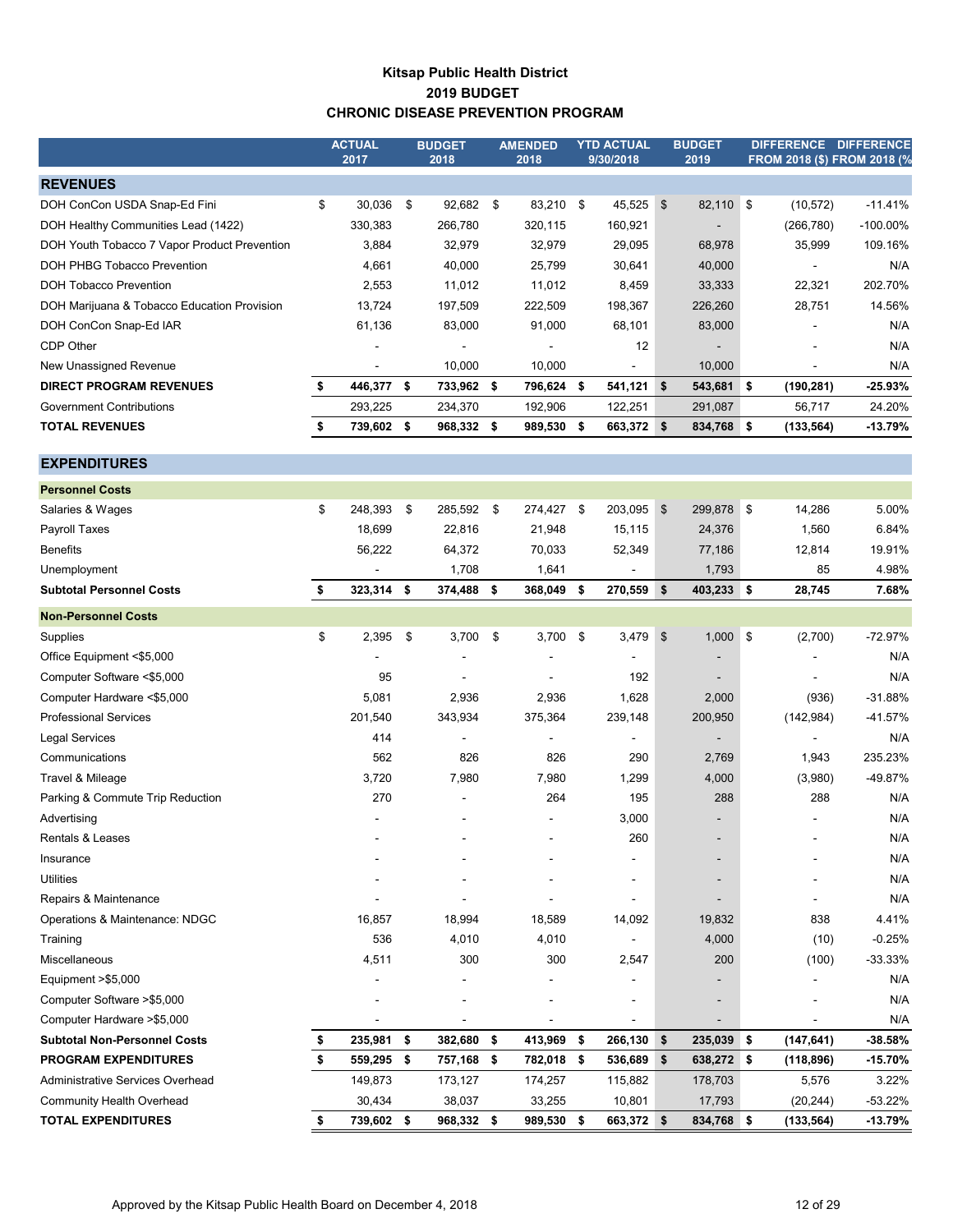# Kitsap Public Health District
## 2019 BUDGET
## CHRONIC DISEASE PREVENTION PROGRAM

| | ACTUAL 2017 | BUDGET 2018 | AMENDED 2018 | YTD ACTUAL 9/30/2018 | BUDGET 2019 | DIFFERENCE FROM 2018 ($) | DIFFERENCE FROM 2018 (% |
|---|---|---|---|---|---|---|---|
| **REVENUES** | | | | | | | |
| DOH ConCon USDA Snap-Ed Fini | $ 30,036 | $ 92,682 | $ 83,210 | $ 45,525 | $ 82,110 | $ (10,572) | -11.41% |
| DOH Healthy Communities Lead (1422) | 330,383 | 266,780 | 320,115 | 160,921 | - | (266,780) | -100.00% |
| DOH Youth Tobacco 7 Vapor Product Prevention | 3,884 | 32,979 | 32,979 | 29,095 | 68,978 | 35,999 | 109.16% |
| DOH PHBG Tobacco Prevention | 4,661 | 40,000 | 25,799 | 30,641 | 40,000 | - | N/A |
| DOH Tobacco Prevention | 2,553 | 11,012 | 11,012 | 8,459 | 33,333 | 22,321 | 202.70% |
| DOH Marijuana & Tobacco Education Provision | 13,724 | 197,509 | 222,509 | 198,367 | 226,260 | 28,751 | 14.56% |
| DOH ConCon Snap-Ed IAR | 61,136 | 83,000 | 91,000 | 68,101 | 83,000 | - | N/A |
| CDP Other | - | - | - | 12 | - | - | N/A |
| New Unassigned Revenue | - | 10,000 | 10,000 | - | 10,000 | - | N/A |
| **DIRECT PROGRAM REVENUES** | **$ 446,377** | **$ 733,962** | **$ 796,624** | **$ 541,121** | **$ 543,681** | **$ (190,281)** | **-25.93%** |
| Government Contributions | 293,225 | 234,370 | 192,906 | 122,251 | 291,087 | 56,717 | 24.20% |
| **TOTAL REVENUES** | **$ 739,602** | **$ 968,332** | **$ 989,530** | **$ 663,372** | **$ 834,768** | **$ (133,564)** | **-13.79%** |
| **EXPENDITURES** | | | | | | | |
| **Personnel Costs** | | | | | | | |
| Salaries & Wages | $ 248,393 | $ 285,592 | $ 274,427 | $ 203,095 | $ 299,878 | $ 14,286 | 5.00% |
| Payroll Taxes | 18,699 | 22,816 | 21,948 | 15,115 | 24,376 | 1,560 | 6.84% |
| Benefits | 56,222 | 64,372 | 70,033 | 52,349 | 77,186 | 12,814 | 19.91% |
| Unemployment | - | 1,708 | 1,641 | - | 1,793 | 85 | 4.98% |
| **Subtotal Personnel Costs** | **$ 323,314** | **$ 374,488** | **$ 368,049** | **$ 270,559** | **$ 403,233** | **$ 28,745** | **7.68%** |
| **Non-Personnel Costs** | | | | | | | |
| Supplies | $ 2,395 | $ 3,700 | $ 3,700 | $ 3,479 | $ 1,000 | $ (2,700) | -72.97% |
| Office Equipment <$5,000 | - | - | - | - | - | - | N/A |
| Computer Software <$5,000 | 95 | - | - | 192 | - | - | N/A |
| Computer Hardware <$5,000 | 5,081 | 2,936 | 2,936 | 1,628 | 2,000 | (936) | -31.88% |
| Professional Services | 201,540 | 343,934 | 375,364 | 239,148 | 200,950 | (142,984) | -41.57% |
| Legal Services | 414 | - | - | - | - | - | N/A |
| Communications | 562 | 826 | 826 | 290 | 2,769 | 1,943 | 235.23% |
| Travel & Mileage | 3,720 | 7,980 | 7,980 | 1,299 | 4,000 | (3,980) | -49.87% |
| Parking & Commute Trip Reduction | 270 | - | 264 | 195 | 288 | 288 | N/A |
| Advertising | - | - | - | 3,000 | - | - | N/A |
| Rentals & Leases | - | - | - | 260 | - | - | N/A |
| Insurance | - | - | - | - | - | - | N/A |
| Utilities | - | - | - | - | - | - | N/A |
| Repairs & Maintenance | - | - | - | - | - | - | N/A |
| Operations & Maintenance: NDGC | 16,857 | 18,994 | 18,589 | 14,092 | 19,832 | 838 | 4.41% |
| Training | 536 | 4,010 | 4,010 | - | 4,000 | (10) | -0.25% |
| Miscellaneous | 4,511 | 300 | 300 | 2,547 | 200 | (100) | -33.33% |
| Equipment >$5,000 | - | - | - | - | - | - | N/A |
| Computer Software >$5,000 | - | - | - | - | - | - | N/A |
| Computer Hardware >$5,000 | - | - | - | - | - | - | N/A |
| **Subtotal Non-Personnel Costs** | **$ 235,981** | **$ 382,680** | **$ 413,969** | **$ 266,130** | **$ 235,039** | **$ (147,641)** | **-38.58%** |
| **PROGRAM EXPENDITURES** | **$ 559,295** | **$ 757,168** | **$ 782,018** | **$ 536,689** | **$ 638,272** | **$ (118,896)** | **-15.70%** |
| Administrative Services Overhead | 149,873 | 173,127 | 174,257 | 115,882 | 178,703 | 5,576 | 3.22% |
| Community Health Overhead | 30,434 | 38,037 | 33,255 | 10,801 | 17,793 | (20,244) | -53.22% |
| **TOTAL EXPENDITURES** | **$ 739,602** | **$ 968,332** | **$ 989,530** | **$ 663,372** | **$ 834,768** | **$ (133,564)** | **-13.79%** |

Approved by the Kitsap Public Health Board on December 4, 2018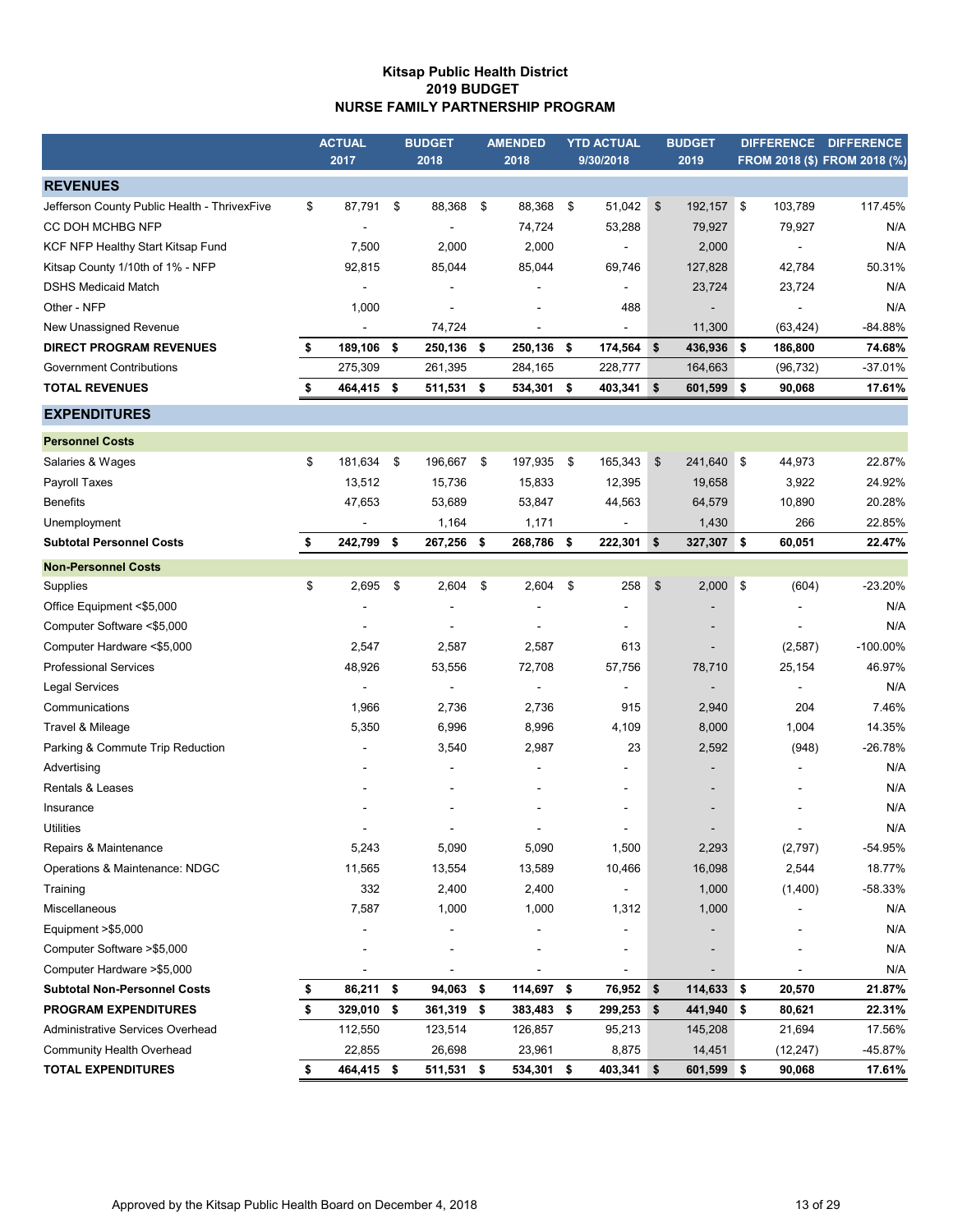# Kitsap Public Health District
## 2019 BUDGET
## NURSE FAMILY PARTNERSHIP PROGRAM

| | ACTUAL 2017 | BUDGET 2018 | AMENDED 2018 | YTD ACTUAL 9/30/2018 | BUDGET 2019 | DIFFERENCE FROM 2018 ($) | DIFFERENCE FROM 2018 (%) |
|---|---|---|---|---|---|---|---|
| **REVENUES** | | | | | | | |
| Jefferson County Public Health - ThrivexFive | $ 87,791 | $ 88,368 | $ 88,368 | $ 51,042 | $ 192,157 | $ 103,789 | 117.45% |
| CC DOH MCHBG NFP | - | - | 74,724 | 53,288 | 79,927 | 79,927 | N/A |
| KCF NFP Healthy Start Kitsap Fund | 7,500 | 2,000 | 2,000 | - | 2,000 | - | N/A |
| Kitsap County 1/10th of 1% - NFP | 92,815 | 85,044 | 85,044 | 69,746 | 127,828 | 42,784 | 50.31% |
| DSHS Medicaid Match | - | - | - | - | 23,724 | 23,724 | N/A |
| Other - NFP | 1,000 | - | - | 488 | - | - | N/A |
| New Unassigned Revenue | - | 74,724 | - | - | 11,300 | (63,424) | -84.88% |
| **DIRECT PROGRAM REVENUES** | **$ 189,106** | **$ 250,136** | **$ 250,136** | **$ 174,564** | **$ 436,936** | **$ 186,800** | **74.68%** |
| Government Contributions | 275,309 | 261,395 | 284,165 | 228,777 | 164,663 | (96,732) | -37.01% |
| **TOTAL REVENUES** | **$ 464,415** | **$ 511,531** | **$ 534,301** | **$ 403,341** | **$ 601,599** | **$ 90,068** | **17.61%** |
| **EXPENDITURES** | | | | | | | |
| **Personnel Costs** | | | | | | | |
| Salaries & Wages | $ 181,634 | $ 196,667 | $ 197,935 | $ 165,343 | $ 241,640 | $ 44,973 | 22.87% |
| Payroll Taxes | 13,512 | 15,736 | 15,833 | 12,395 | 19,658 | 3,922 | 24.92% |
| Benefits | 47,653 | 53,689 | 53,847 | 44,563 | 64,579 | 10,890 | 20.28% |
| Unemployment | - | 1,164 | 1,171 | - | 1,430 | 266 | 22.85% |
| **Subtotal Personnel Costs** | **$ 242,799** | **$ 267,256** | **$ 268,786** | **$ 222,301** | **$ 327,307** | **$ 60,051** | **22.47%** |
| **Non-Personnel Costs** | | | | | | | |
| Supplies | $ 2,695 | $ 2,604 | $ 2,604 | $ 258 | $ 2,000 | $ (604) | -23.20% |
| Office Equipment <$5,000 | - | - | - | - | - | - | N/A |
| Computer Software <$5,000 | - | - | - | - | - | - | N/A |
| Computer Hardware <$5,000 | 2,547 | 2,587 | 2,587 | 613 | - | (2,587) | -100.00% |
| Professional Services | 48,926 | 53,556 | 72,708 | 57,756 | 78,710 | 25,154 | 46.97% |
| Legal Services | - | - | - | - | - | - | N/A |
| Communications | 1,966 | 2,736 | 2,736 | 915 | 2,940 | 204 | 7.46% |
| Travel & Mileage | 5,350 | 6,996 | 8,996 | 4,109 | 8,000 | 1,004 | 14.35% |
| Parking & Commute Trip Reduction | - | 3,540 | 2,987 | 23 | 2,592 | (948) | -26.78% |
| Advertising | - | - | - | - | - | - | N/A |
| Rentals & Leases | - | - | - | - | - | - | N/A |
| Insurance | - | - | - | - | - | - | N/A |
| Utilities | - | - | - | - | - | - | N/A |
| Repairs & Maintenance | 5,243 | 5,090 | 5,090 | 1,500 | 2,293 | (2,797) | -54.95% |
| Operations & Maintenance: NDGC | 11,565 | 13,554 | 13,589 | 10,466 | 16,098 | 2,544 | 18.77% |
| Training | 332 | 2,400 | 2,400 | - | 1,000 | (1,400) | -58.33% |
| Miscellaneous | 7,587 | 1,000 | 1,000 | 1,312 | 1,000 | - | N/A |
| Equipment >$5,000 | - | - | - | - | - | - | N/A |
| Computer Software >$5,000 | - | - | - | - | - | - | N/A |
| Computer Hardware >$5,000 | - | - | - | - | - | - | N/A |
| **Subtotal Non-Personnel Costs** | **$ 86,211** | **$ 94,063** | **$ 114,697** | **$ 76,952** | **$ 114,633** | **$ 20,570** | **21.87%** |
| **PROGRAM EXPENDITURES** | **$ 329,010** | **$ 361,319** | **$ 383,483** | **$ 299,253** | **$ 441,940** | **$ 80,621** | **22.31%** |
| Administrative Services Overhead | 112,550 | 123,514 | 126,857 | 95,213 | 145,208 | 21,694 | 17.56% |
| Community Health Overhead | 22,855 | 26,698 | 23,961 | 8,875 | 14,451 | (12,247) | -45.87% |
| **TOTAL EXPENDITURES** | **$ 464,415** | **$ 511,531** | **$ 534,301** | **$ 403,341** | **$ 601,599** | **$ 90,068** | **17.61%** |

Approved by the Kitsap Public Health Board on December 4, 2018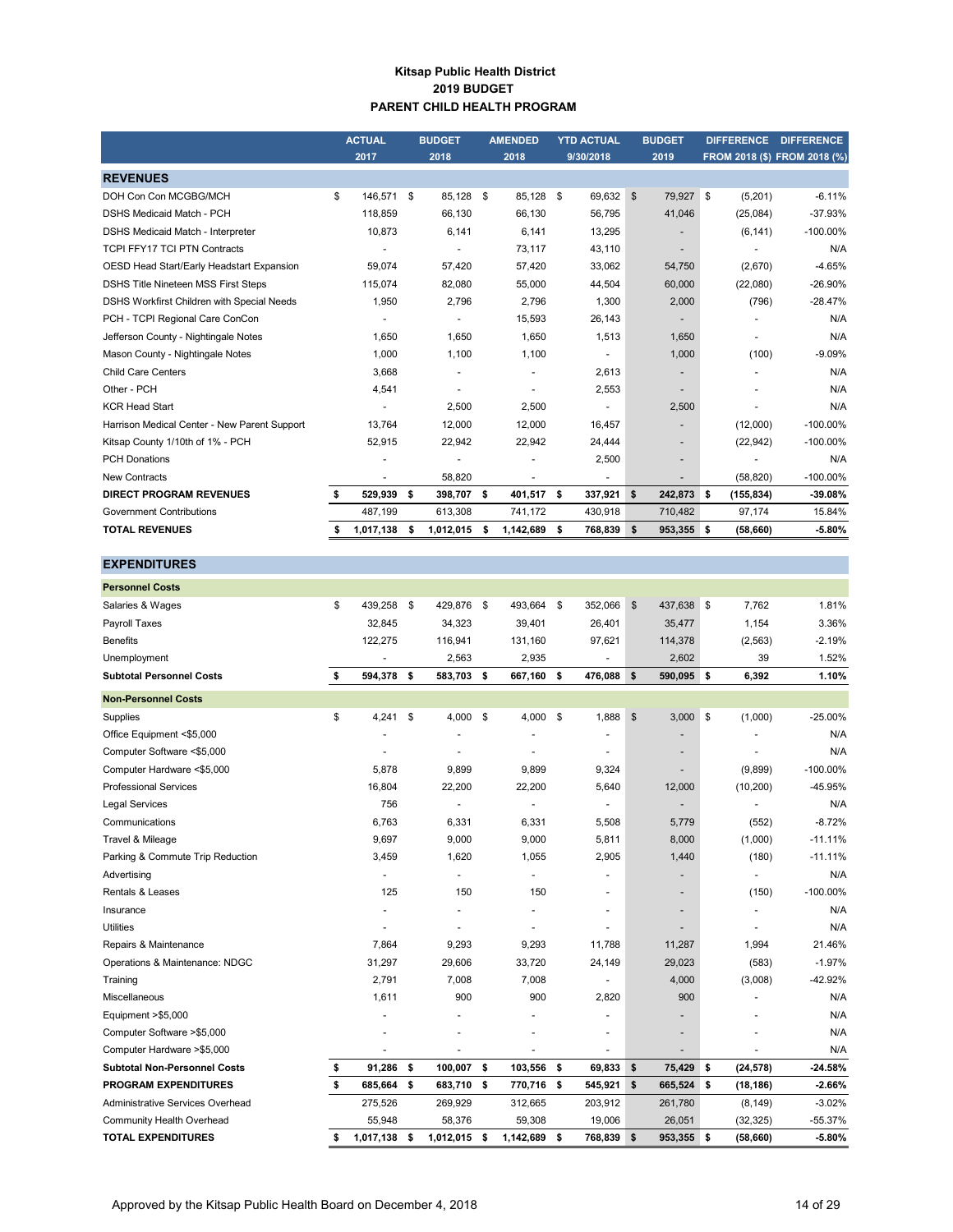**Kitsap Public Health District**
**2019 BUDGET**
**PARENT CHILD HEALTH PROGRAM**

| | ACTUAL 2017 | BUDGET 2018 | AMENDED 2018 | YTD ACTUAL 9/30/2018 | BUDGET 2019 | DIFFERENCE FROM 2018 ($) | DIFFERENCE FROM 2018 (%) |
|---|---|---|---|---|---|---|---|
| **REVENUES** | | | | | | | |
| DOH Con Con MCGBG/MCH | $ 146,571 | $ 85,128 | $ 85,128 | $ 69,632 | $ 79,927 | $ (5,201) | -6.11% |
| DSHS Medicaid Match - PCH | 118,859 | 66,130 | 66,130 | 56,795 | 41,046 | (25,084) | -37.93% |
| DSHS Medicaid Match - Interpreter | 10,873 | 6,141 | 6,141 | 13,295 | - | (6,141) | -100.00% |
| TCPI FFY17 TCI PTN Contracts | - | - | 73,117 | 43,110 | - | - | N/A |
| OESD Head Start/Early Headstart Expansion | 59,074 | 57,420 | 57,420 | 33,062 | 54,750 | (2,670) | -4.65% |
| DSHS Title Nineteen MSS First Steps | 115,074 | 82,080 | 55,000 | 44,504 | 60,000 | (22,080) | -26.90% |
| DSHS Workfirst Children with Special Needs | 1,950 | 2,796 | 2,796 | 1,300 | 2,000 | (796) | -28.47% |
| PCH - TCPI Regional Care ConCon | - | - | 15,593 | 26,143 | - | - | N/A |
| Jefferson County - Nightingale Notes | 1,650 | 1,650 | 1,650 | 1,513 | 1,650 | - | N/A |
| Mason County - Nightingale Notes | 1,000 | 1,100 | 1,100 | - | 1,000 | (100) | -9.09% |
| Child Care Centers | 3,668 | - | - | 2,613 | - | - | N/A |
| Other - PCH | 4,541 | - | - | 2,553 | - | - | N/A |
| KCR Head Start | - | 2,500 | 2,500 | - | 2,500 | - | N/A |
| Harrison Medical Center - New Parent Support | 13,764 | 12,000 | 12,000 | 16,457 | - | (12,000) | -100.00% |
| Kitsap County 1/10th of 1% - PCH | 52,915 | 22,942 | 22,942 | 24,444 | - | (22,942) | -100.00% |
| PCH Donations | - | - | - | 2,500 | - | - | N/A |
| New Contracts | - | 58,820 | - | - | - | (58,820) | -100.00% |
| **DIRECT PROGRAM REVENUES** | **$ 529,939** | **$ 398,707** | **$ 401,517** | **$ 337,921** | **$ 242,873** | **$ (155,834)** | **-39.08%** |
| Government Contributions | 487,199 | 613,308 | 741,172 | 430,918 | 710,482 | 97,174 | 15.84% |
| **TOTAL REVENUES** | **$ 1,017,138** | **$ 1,012,015** | **$ 1,142,689** | **$ 768,839** | **$ 953,355** | **$ (58,660)** | **-5.80%** |
| **EXPENDITURES** | | | | | | | |
| **Personnel Costs** | | | | | | | |
| Salaries & Wages | $ 439,258 | $ 429,876 | $ 493,664 | $ 352,066 | $ 437,638 | $ 7,762 | 1.81% |
| Payroll Taxes | 32,845 | 34,323 | 39,401 | 26,401 | 35,477 | 1,154 | 3.36% |
| Benefits | 122,275 | 116,941 | 131,160 | 97,621 | 114,378 | (2,563) | -2.19% |
| Unemployment | - | 2,563 | 2,935 | - | 2,602 | 39 | 1.52% |
| **Subtotal Personnel Costs** | **$ 594,378** | **$ 583,703** | **$ 667,160** | **$ 476,088** | **$ 590,095** | **$ 6,392** | **1.10%** |
| **Non-Personnel Costs** | | | | | | | |
| Supplies | $ 4,241 | $ 4,000 | $ 4,000 | $ 1,888 | $ 3,000 | $ (1,000) | -25.00% |
| Office Equipment <$5,000 | - | - | - | - | - | - | N/A |
| Computer Software <$5,000 | - | - | - | - | - | - | N/A |
| Computer Hardware <$5,000 | 5,878 | 9,899 | 9,899 | 9,324 | - | (9,899) | -100.00% |
| Professional Services | 16,804 | 22,200 | 22,200 | 5,640 | 12,000 | (10,200) | -45.95% |
| Legal Services | 756 | - | - | - | - | - | N/A |
| Communications | 6,763 | 6,331 | 6,331 | 5,508 | 5,779 | (552) | -8.72% |
| Travel & Mileage | 9,697 | 9,000 | 9,000 | 5,811 | 8,000 | (1,000) | -11.11% |
| Parking & Commute Trip Reduction | 3,459 | 1,620 | 1,055 | 2,905 | 1,440 | (180) | -11.11% |
| Advertising | - | - | - | - | - | - | N/A |
| Rentals & Leases | 125 | 150 | 150 | - | - | (150) | -100.00% |
| Insurance | - | - | - | - | - | - | N/A |
| Utilities | - | - | - | - | - | - | N/A |
| Repairs & Maintenance | 7,864 | 9,293 | 9,293 | 11,788 | 11,287 | 1,994 | 21.46% |
| Operations & Maintenance: NDGC | 31,297 | 29,606 | 33,720 | 24,149 | 29,023 | (583) | -1.97% |
| Training | 2,791 | 7,008 | 7,008 | - | 4,000 | (3,008) | -42.92% |
| Miscellaneous | 1,611 | 900 | 900 | 2,820 | 900 | - | N/A |
| Equipment >$5,000 | - | - | - | - | - | - | N/A |
| Computer Software >$5,000 | - | - | - | - | - | - | N/A |
| Computer Hardware >$5,000 | - | - | - | - | - | - | N/A |
| **Subtotal Non-Personnel Costs** | **$ 91,286** | **$ 100,007** | **$ 103,556** | **$ 69,833** | **$ 75,429** | **$ (24,578)** | **-24.58%** |
| **PROGRAM EXPENDITURES** | **$ 685,664** | **$ 683,710** | **$ 770,716** | **$ 545,921** | **$ 665,524** | **$ (18,186)** | **-2.66%** |
| Administrative Services Overhead | 275,526 | 269,929 | 312,665 | 203,912 | 261,780 | (8,149) | -3.02% |
| Community Health Overhead | 55,948 | 58,376 | 59,308 | 19,006 | 26,051 | (32,325) | -55.37% |
| **TOTAL EXPENDITURES** | **$ 1,017,138** | **$ 1,012,015** | **$ 1,142,689** | **$ 768,839** | **$ 953,355** | **$ (58,660)** | **-5.80%** |

Approved by the Kitsap Public Health Board on December 4, 2018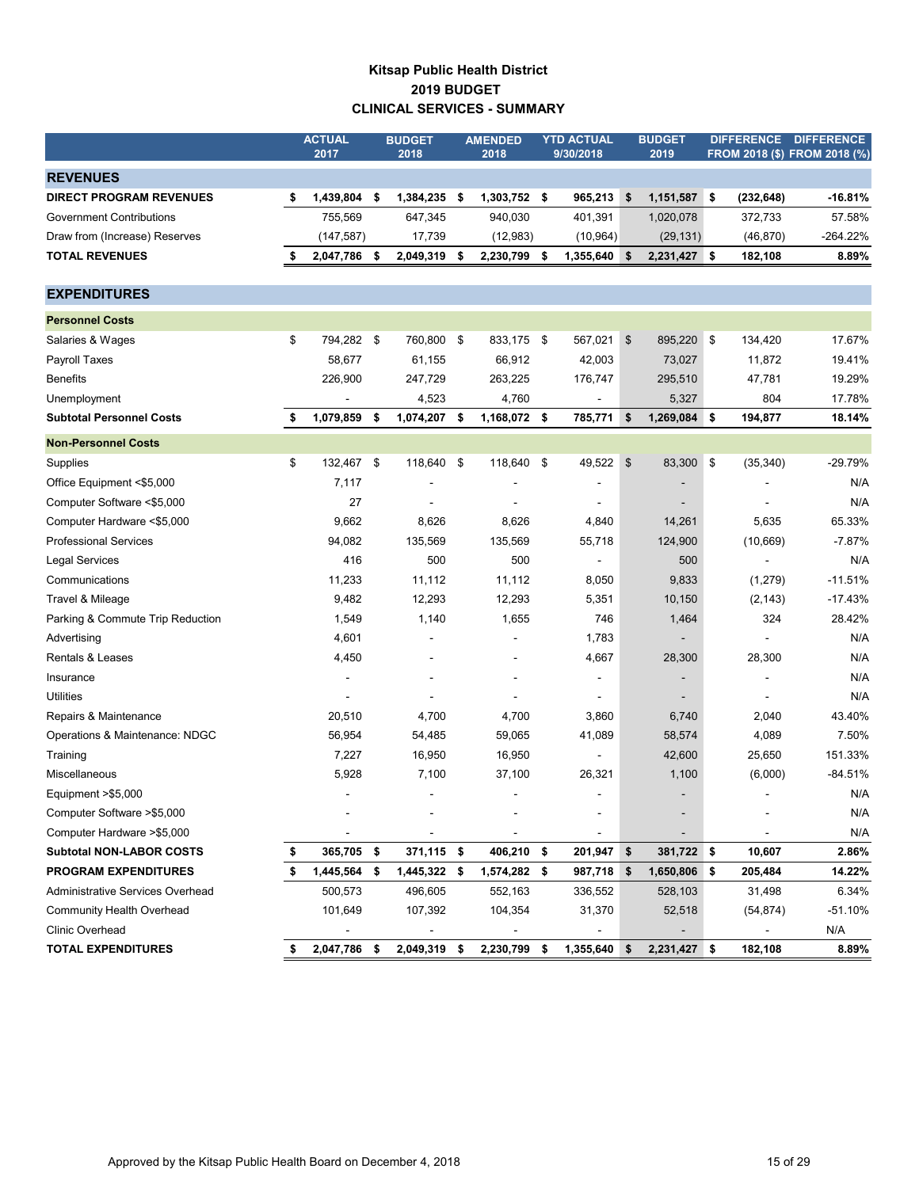# Kitsap Public Health District
## 2019 BUDGET
## CLINICAL SERVICES - SUMMARY

| | ACTUAL 2017 | BUDGET 2018 | AMENDED 2018 | YTD ACTUAL 9/30/2018 | BUDGET 2019 | DIFFERENCE FROM 2018 ($) | DIFFERENCE FROM 2018 (%) |
|---|---|---|---|---|---|---|---|
| **REVENUES** | | | | | | | |
| **DIRECT PROGRAM REVENUES** | **$ 1,439,804** | **$ 1,384,235** | **$ 1,303,752** | **$ 965,213** | **$ 1,151,587** | **$ (232,648)** | **-16.81%** |
| Government Contributions | 755,569 | 647,345 | 940,030 | 401,391 | 1,020,078 | 372,733 | 57.58% |
| Draw from (Increase) Reserves | (147,587) | 17,739 | (12,983) | (10,964) | (29,131) | (46,870) | -264.22% |
| **TOTAL REVENUES** | **$ 2,047,786** | **$ 2,049,319** | **$ 2,230,799** | **$ 1,355,640** | **$ 2,231,427** | **$ 182,108** | **8.89%** |
| **EXPENDITURES** | | | | | | | |
| **Personnel Costs** | | | | | | | |
| Salaries & Wages | $ 794,282 | $ 760,800 | $ 833,175 | $ 567,021 | $ 895,220 | $ 134,420 | 17.67% |
| Payroll Taxes | 58,677 | 61,155 | 66,912 | 42,003 | 73,027 | 11,872 | 19.41% |
| Benefits | 226,900 | 247,729 | 263,225 | 176,747 | 295,510 | 47,781 | 19.29% |
| Unemployment | - | 4,523 | 4,760 | - | 5,327 | 804 | 17.78% |
| **Subtotal Personnel Costs** | **$ 1,079,859** | **$ 1,074,207** | **$ 1,168,072** | **$ 785,771** | **$ 1,269,084** | **$ 194,877** | **18.14%** |
| **Non-Personnel Costs** | | | | | | | |
| Supplies | $ 132,467 | $ 118,640 | $ 118,640 | $ 49,522 | $ 83,300 | $ (35,340) | -29.79% |
| Office Equipment <$5,000 | 7,117 | - | - | - | - | - | N/A |
| Computer Software <$5,000 | 27 | - | - | - | - | - | N/A |
| Computer Hardware <$5,000 | 9,662 | 8,626 | 8,626 | 4,840 | 14,261 | 5,635 | 65.33% |
| Professional Services | 94,082 | 135,569 | 135,569 | 55,718 | 124,900 | (10,669) | -7.87% |
| Legal Services | 416 | 500 | 500 | - | 500 | - | N/A |
| Communications | 11,233 | 11,112 | 11,112 | 8,050 | 9,833 | (1,279) | -11.51% |
| Travel & Mileage | 9,482 | 12,293 | 12,293 | 5,351 | 10,150 | (2,143) | -17.43% |
| Parking & Commute Trip Reduction | 1,549 | 1,140 | 1,655 | 746 | 1,464 | 324 | 28.42% |
| Advertising | 4,601 | - | - | 1,783 | - | - | N/A |
| Rentals & Leases | 4,450 | - | - | 4,667 | 28,300 | 28,300 | N/A |
| Insurance | - | - | - | - | - | - | N/A |
| Utilities | - | - | - | - | - | - | N/A |
| Repairs & Maintenance | 20,510 | 4,700 | 4,700 | 3,860 | 6,740 | 2,040 | 43.40% |
| Operations & Maintenance: NDGC | 56,954 | 54,485 | 59,065 | 41,089 | 58,574 | 4,089 | 7.50% |
| Training | 7,227 | 16,950 | 16,950 | - | 42,600 | 25,650 | 151.33% |
| Miscellaneous | 5,928 | 7,100 | 37,100 | 26,321 | 1,100 | (6,000) | -84.51% |
| Equipment >$5,000 | - | - | - | - | - | - | N/A |
| Computer Software >$5,000 | - | - | - | - | - | - | N/A |
| Computer Hardware >$5,000 | - | - | - | - | - | - | N/A |
| **Subtotal NON-LABOR COSTS** | **$ 365,705** | **$ 371,115** | **$ 406,210** | **$ 201,947** | **$ 381,722** | **$ 10,607** | **2.86%** |
| **PROGRAM EXPENDITURES** | **$ 1,445,564** | **$ 1,445,322** | **$ 1,574,282** | **$ 987,718** | **$ 1,650,806** | **$ 205,484** | **14.22%** |
| Administrative Services Overhead | 500,573 | 496,605 | 552,163 | 336,552 | 528,103 | 31,498 | 6.34% |
| Community Health Overhead | 101,649 | 107,392 | 104,354 | 31,370 | 52,518 | (54,874) | -51.10% |
| Clinic Overhead | - | - | - | - | - | - | N/A |
| **TOTAL EXPENDITURES** | **$ 2,047,786** | **$ 2,049,319** | **$ 2,230,799** | **$ 1,355,640** | **$ 2,231,427** | **$ 182,108** | **8.89%** |

Approved by the Kitsap Public Health Board on December 4, 2018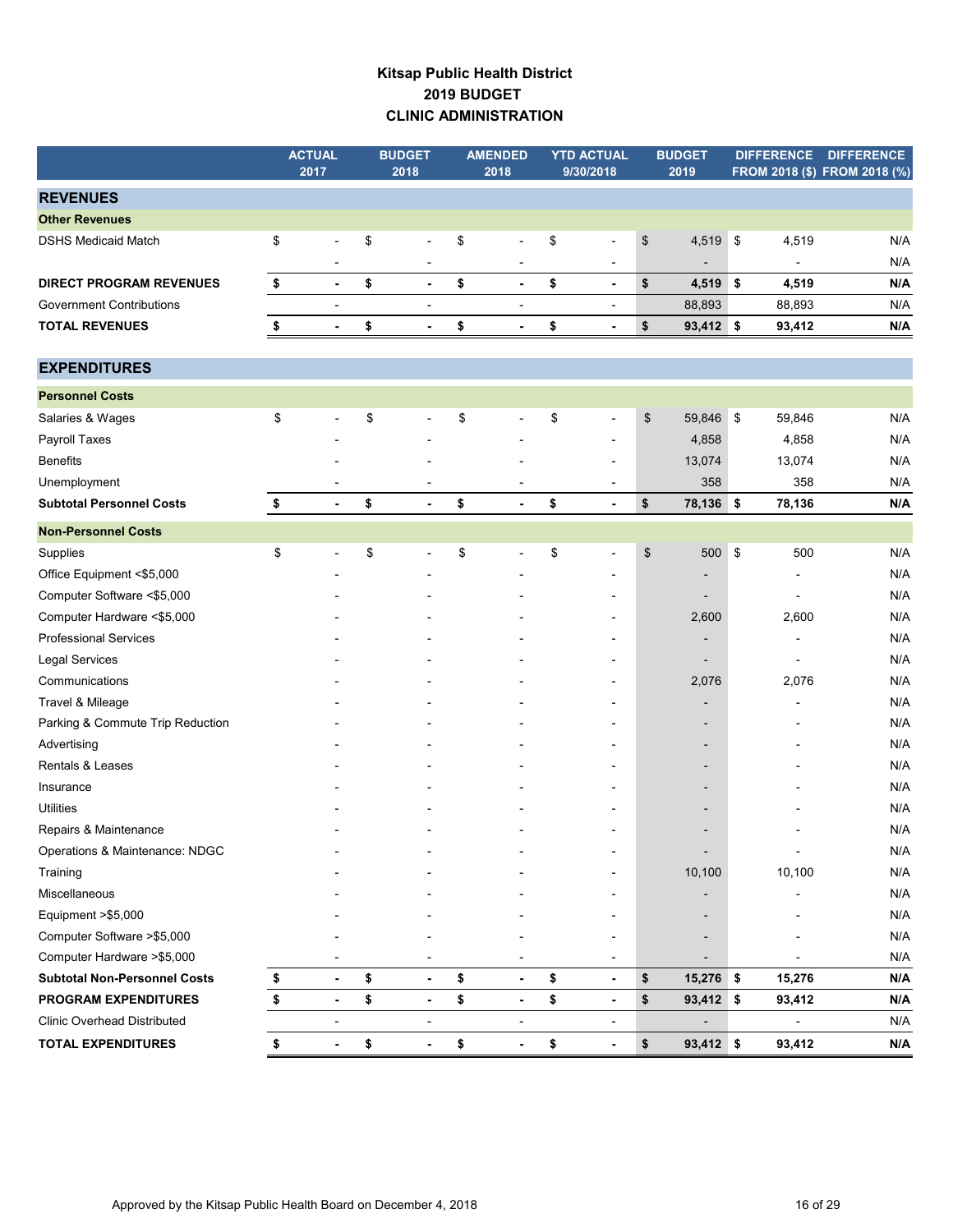# Kitsap Public Health District
## 2019 BUDGET
## CLINIC ADMINISTRATION

| | ACTUAL 2017 | BUDGET 2018 | AMENDED 2018 | YTD ACTUAL 9/30/2018 | BUDGET 2019 | DIFFERENCE FROM 2018 ($) | DIFFERENCE FROM 2018 (%) |
|---|---|---|---|---|---|---|---|
| **REVENUES** | | | | | | | |
| **Other Revenues** | | | | | | | |
| DSHS Medicaid Match | $ - | $ - | $ - | $ - | $ 4,519 | $ 4,519 | N/A |
| | - | - | - | - | - | - | N/A |
| **DIRECT PROGRAM REVENUES** | **$ -** | **$ -** | **$ -** | **$ -** | **$ 4,519** | **$ 4,519** | **N/A** |
| Government Contributions | - | - | - | - | 88,893 | 88,893 | N/A |
| **TOTAL REVENUES** | **$ -** | **$ -** | **$ -** | **$ -** | **$ 93,412** | **$ 93,412** | **N/A** |
| **EXPENDITURES** | | | | | | | |
| **Personnel Costs** | | | | | | | |
| Salaries & Wages | $ - | $ - | $ - | $ - | $ 59,846 | $ 59,846 | N/A |
| Payroll Taxes | - | - | - | - | 4,858 | 4,858 | N/A |
| Benefits | - | - | - | - | 13,074 | 13,074 | N/A |
| Unemployment | - | - | - | - | 358 | 358 | N/A |
| **Subtotal Personnel Costs** | **$ -** | **$ -** | **$ -** | **$ -** | **$ 78,136** | **$ 78,136** | **N/A** |
| **Non-Personnel Costs** | | | | | | | |
| Supplies | $ - | $ - | $ - | $ - | $ 500 | $ 500 | N/A |
| Office Equipment <$5,000 | - | - | - | - | - | - | N/A |
| Computer Software <$5,000 | - | - | - | - | - | - | N/A |
| Computer Hardware <$5,000 | - | - | - | - | 2,600 | 2,600 | N/A |
| Professional Services | - | - | - | - | - | - | N/A |
| Legal Services | - | - | - | - | - | - | N/A |
| Communications | - | - | - | - | 2,076 | 2,076 | N/A |
| Travel & Mileage | - | - | - | - | - | - | N/A |
| Parking & Commute Trip Reduction | - | - | - | - | - | - | N/A |
| Advertising | - | - | - | - | - | - | N/A |
| Rentals & Leases | - | - | - | - | - | - | N/A |
| Insurance | - | - | - | - | - | - | N/A |
| Utilities | - | - | - | - | - | - | N/A |
| Repairs & Maintenance | - | - | - | - | - | - | N/A |
| Operations & Maintenance: NDGC | - | - | - | - | - | - | N/A |
| Training | - | - | - | - | 10,100 | 10,100 | N/A |
| Miscellaneous | - | - | - | - | - | - | N/A |
| Equipment >$5,000 | - | - | - | - | - | - | N/A |
| Computer Software >$5,000 | - | - | - | - | - | - | N/A |
| Computer Hardware >$5,000 | - | - | - | - | - | - | N/A |
| **Subtotal Non-Personnel Costs** | **$ -** | **$ -** | **$ -** | **$ -** | **$ 15,276** | **$ 15,276** | **N/A** |
| **PROGRAM EXPENDITURES** | **$ -** | **$ -** | **$ -** | **$ -** | **$ 93,412** | **$ 93,412** | **N/A** |
| Clinic Overhead Distributed | - | - | - | - | - | - | N/A |
| **TOTAL EXPENDITURES** | **$ -** | **$ -** | **$ -** | **$ -** | **$ 93,412** | **$ 93,412** | **N/A** |

Approved by the Kitsap Public Health Board on December 4, 2018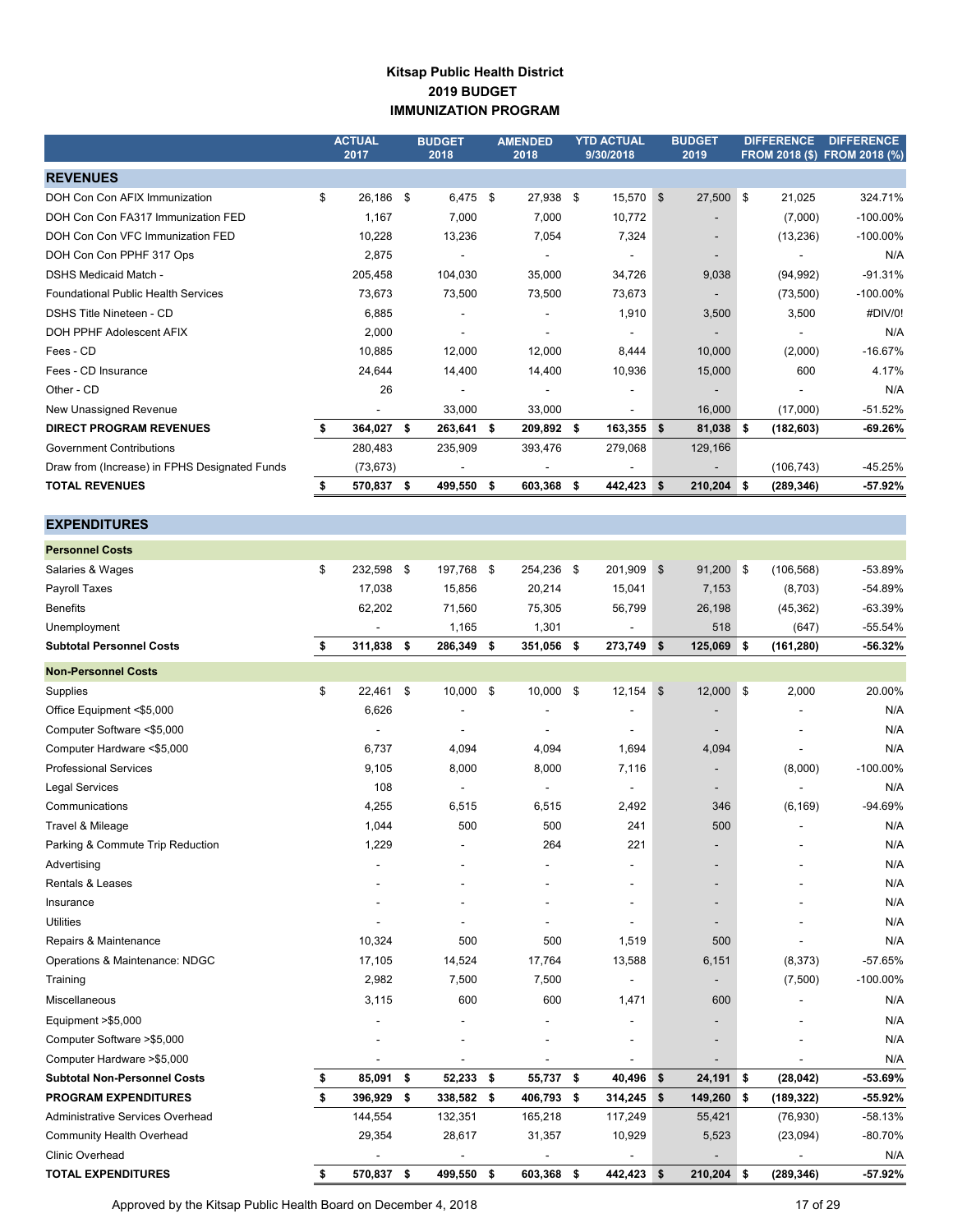# Kitsap Public Health District
## 2019 BUDGET
## IMMUNIZATION PROGRAM

| | ACTUAL 2017 | BUDGET 2018 | AMENDED 2018 | YTD ACTUAL 9/30/2018 | BUDGET 2019 | DIFFERENCE FROM 2018 ($) | DIFFERENCE FROM 2018 (%) |
|---|---|---|---|---|---|---|---|
| **REVENUES** | | | | | | | |
| DOH Con Con AFIX Immunization | $ 26,186 | $ 6,475 | $ 27,938 | $ 15,570 | $ 27,500 | $ 21,025 | 324.71% |
| DOH Con Con FA317 Immunization FED | 1,167 | 7,000 | 7,000 | 10,772 | - | (7,000) | -100.00% |
| DOH Con Con VFC Immunization FED | 10,228 | 13,236 | 7,054 | 7,324 | - | (13,236) | -100.00% |
| DOH Con Con PPHF 317 Ops | 2,875 | - | - | - | - | - | N/A |
| DSHS Medicaid Match - | 205,458 | 104,030 | 35,000 | 34,726 | 9,038 | (94,992) | -91.31% |
| Foundational Public Health Services | 73,673 | 73,500 | 73,500 | 73,673 | - | (73,500) | -100.00% |
| DSHS Title Nineteen - CD | 6,885 | - | - | 1,910 | 3,500 | 3,500 | #DIV/0! |
| DOH PPHF Adolescent AFIX | 2,000 | - | - | - | - | - | N/A |
| Fees - CD | 10,885 | 12,000 | 12,000 | 8,444 | 10,000 | (2,000) | -16.67% |
| Fees - CD Insurance | 24,644 | 14,400 | 14,400 | 10,936 | 15,000 | 600 | 4.17% |
| Other - CD | 26 | - | - | - | - | - | N/A |
| New Unassigned Revenue | - | 33,000 | 33,000 | - | 16,000 | (17,000) | -51.52% |
| **DIRECT PROGRAM REVENUES** | **$ 364,027** | **$ 263,641** | **$ 209,892** | **$ 163,355** | **$ 81,038** | **$ (182,603)** | **-69.26%** |
| Government Contributions | 280,483 | 235,909 | 393,476 | 279,068 | 129,166 | | |
| Draw from (Increase) in FPHS Designated Funds | (73,673) | - | - | - | - | (106,743) | -45.25% |
| **TOTAL REVENUES** | **$ 570,837** | **$ 499,550** | **$ 603,368** | **$ 442,423** | **$ 210,204** | **$ (289,346)** | **-57.92%** |
| **EXPENDITURES** | | | | | | | |
| **Personnel Costs** | | | | | | | |
| Salaries & Wages | $ 232,598 | $ 197,768 | $ 254,236 | $ 201,909 | $ 91,200 | $ (106,568) | -53.89% |
| Payroll Taxes | 17,038 | 15,856 | 20,214 | 15,041 | 7,153 | (8,703) | -54.89% |
| Benefits | 62,202 | 71,560 | 75,305 | 56,799 | 26,198 | (45,362) | -63.39% |
| Unemployment | - | 1,165 | 1,301 | - | 518 | (647) | -55.54% |
| **Subtotal Personnel Costs** | **$ 311,838** | **$ 286,349** | **$ 351,056** | **$ 273,749** | **$ 125,069** | **$ (161,280)** | **-56.32%** |
| **Non-Personnel Costs** | | | | | | | |
| Supplies | $ 22,461 | $ 10,000 | $ 10,000 | $ 12,154 | $ 12,000 | $ 2,000 | 20.00% |
| Office Equipment <$5,000 | 6,626 | - | - | - | - | - | N/A |
| Computer Software <$5,000 | - | - | - | - | - | - | N/A |
| Computer Hardware <$5,000 | 6,737 | 4,094 | 4,094 | 1,694 | 4,094 | - | N/A |
| Professional Services | 9,105 | 8,000 | 8,000 | 7,116 | - | (8,000) | -100.00% |
| Legal Services | 108 | - | - | - | - | - | N/A |
| Communications | 4,255 | 6,515 | 6,515 | 2,492 | 346 | (6,169) | -94.69% |
| Travel & Mileage | 1,044 | 500 | 500 | 241 | 500 | - | N/A |
| Parking & Commute Trip Reduction | 1,229 | - | 264 | 221 | - | - | N/A |
| Advertising | - | - | - | - | - | - | N/A |
| Rentals & Leases | - | - | - | - | - | - | N/A |
| Insurance | - | - | - | - | - | - | N/A |
| Utilities | - | - | - | - | - | - | N/A |
| Repairs & Maintenance | 10,324 | 500 | 500 | 1,519 | 500 | - | N/A |
| Operations & Maintenance: NDGC | 17,105 | 14,524 | 17,764 | 13,588 | 6,151 | (8,373) | -57.65% |
| Training | 2,982 | 7,500 | 7,500 | - | - | (7,500) | -100.00% |
| Miscellaneous | 3,115 | 600 | 600 | 1,471 | 600 | - | N/A |
| Equipment >$5,000 | - | - | - | - | - | - | N/A |
| Computer Software >$5,000 | - | - | - | - | - | - | N/A |
| Computer Hardware >$5,000 | - | - | - | - | - | - | N/A |
| **Subtotal Non-Personnel Costs** | **$ 85,091** | **$ 52,233** | **$ 55,737** | **$ 40,496** | **$ 24,191** | **$ (28,042)** | **-53.69%** |
| **PROGRAM EXPENDITURES** | **$ 396,929** | **$ 338,582** | **$ 406,793** | **$ 314,245** | **$ 149,260** | **$ (189,322)** | **-55.92%** |
| Administrative Services Overhead | 144,554 | 132,351 | 165,218 | 117,249 | 55,421 | (76,930) | -58.13% |
| Community Health Overhead | 29,354 | 28,617 | 31,357 | 10,929 | 5,523 | (23,094) | -80.70% |
| Clinic Overhead | - | - | - | - | - | - | N/A |
| **TOTAL EXPENDITURES** | **$ 570,837** | **$ 499,550** | **$ 603,368** | **$ 442,423** | **$ 210,204** | **$ (289,346)** | **-57.92%** |

Approved by the Kitsap Public Health Board on December 4, 2018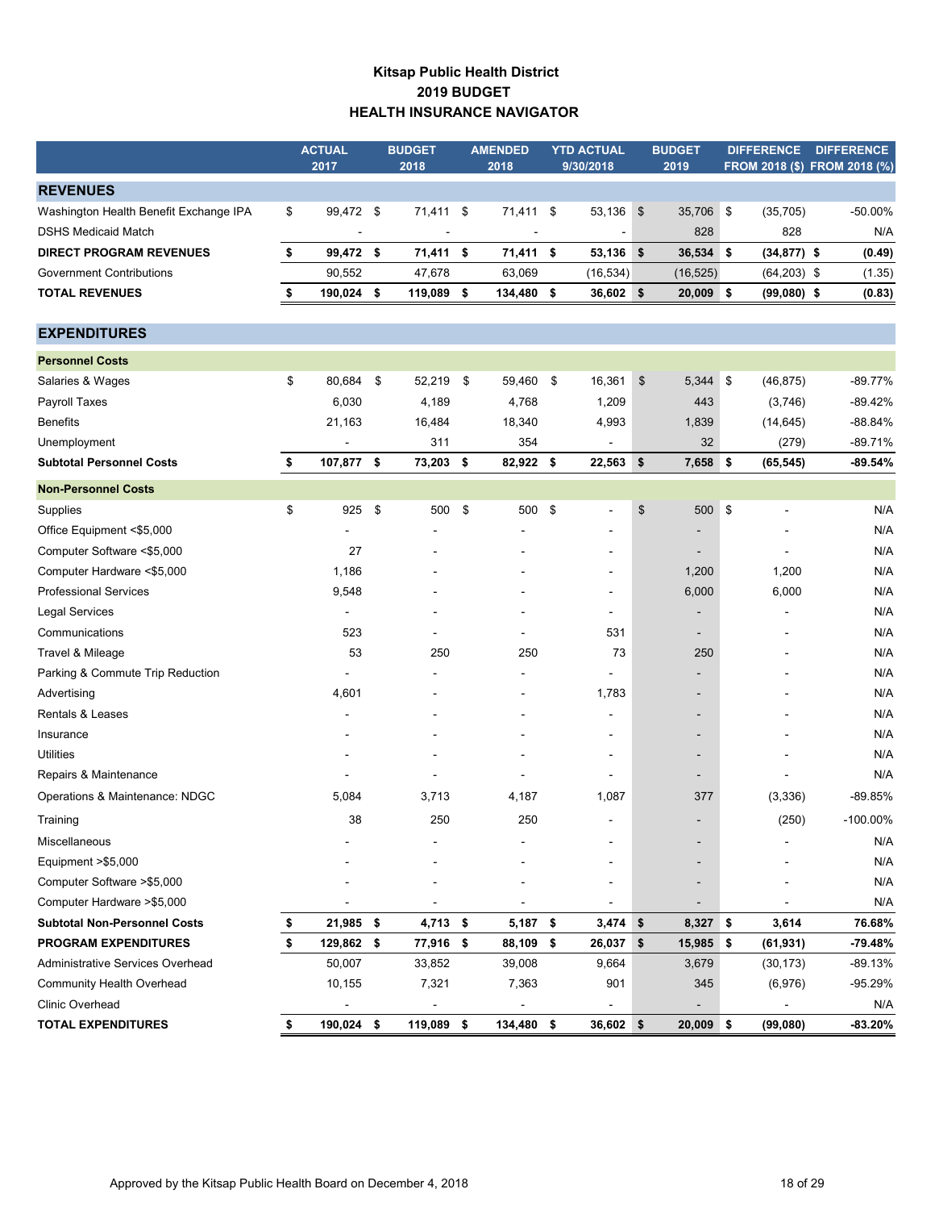# Kitsap Public Health District
## 2019 BUDGET
## HEALTH INSURANCE NAVIGATOR

| | ACTUAL 2017 | BUDGET 2018 | AMENDED 2018 | YTD ACTUAL 9/30/2018 | BUDGET 2019 | DIFFERENCE FROM 2018 ($) | DIFFERENCE FROM 2018 (%) |
|---|---|---|---|---|---|---|---|
| **REVENUES** | | | | | | | |
| Washington Health Benefit Exchange IPA | $ 99,472 | $ 71,411 | $ 71,411 | $ 53,136 | $ 35,706 | $ (35,705) | -50.00% |
| DSHS Medicaid Match | - | - | - | - | 828 | 828 | N/A |
| **DIRECT PROGRAM REVENUES** | **$ 99,472** | **$ 71,411** | **$ 71,411** | **$ 53,136** | **$ 36,534** | **$ (34,877)** | **$ (0.49)** |
| Government Contributions | 90,552 | 47,678 | 63,069 | (16,534) | (16,525) | (64,203) | $ (1.35) |
| **TOTAL REVENUES** | **$ 190,024** | **$ 119,089** | **$ 134,480** | **$ 36,602** | **$ 20,009** | **$ (99,080)** | **$ (0.83)** |
| **EXPENDITURES** | | | | | | | |
| **Personnel Costs** | | | | | | | |
| Salaries & Wages | $ 80,684 | $ 52,219 | $ 59,460 | $ 16,361 | $ 5,344 | $ (46,875) | -89.77% |
| Payroll Taxes | 6,030 | 4,189 | 4,768 | 1,209 | 443 | (3,746) | -89.42% |
| Benefits | 21,163 | 16,484 | 18,340 | 4,993 | 1,839 | (14,645) | -88.84% |
| Unemployment | - | 311 | 354 | - | 32 | (279) | -89.71% |
| **Subtotal Personnel Costs** | **$ 107,877** | **$ 73,203** | **$ 82,922** | **$ 22,563** | **$ 7,658** | **$ (65,545)** | **-89.54%** |
| **Non-Personnel Costs** | | | | | | | |
| Supplies | $ 925 | $ 500 | $ 500 | $ - | $ 500 | $ - | N/A |
| Office Equipment <$5,000 | - | - | - | - | - | - | N/A |
| Computer Software <$5,000 | 27 | - | - | - | - | - | N/A |
| Computer Hardware <$5,000 | 1,186 | - | - | - | 1,200 | 1,200 | N/A |
| Professional Services | 9,548 | - | - | - | 6,000 | 6,000 | N/A |
| Legal Services | - | - | - | - | - | - | N/A |
| Communications | 523 | - | - | 531 | - | - | N/A |
| Travel & Mileage | 53 | 250 | 250 | 73 | 250 | - | N/A |
| Parking & Commute Trip Reduction | - | - | - | - | - | - | N/A |
| Advertising | 4,601 | - | - | 1,783 | - | - | N/A |
| Rentals & Leases | - | - | - | - | - | - | N/A |
| Insurance | - | - | - | - | - | - | N/A |
| Utilities | - | - | - | - | - | - | N/A |
| Repairs & Maintenance | - | - | - | - | - | - | N/A |
| Operations & Maintenance: NDGC | 5,084 | 3,713 | 4,187 | 1,087 | 377 | (3,336) | -89.85% |
| Training | 38 | 250 | 250 | - | - | (250) | -100.00% |
| Miscellaneous | - | - | - | - | - | - | N/A |
| Equipment >$5,000 | - | - | - | - | - | - | N/A |
| Computer Software >$5,000 | - | - | - | - | - | - | N/A |
| Computer Hardware >$5,000 | - | - | - | - | - | - | N/A |
| **Subtotal Non-Personnel Costs** | **$ 21,985** | **$ 4,713** | **$ 5,187** | **$ 3,474** | **$ 8,327** | **$ 3,614** | **76.68%** |
| **PROGRAM EXPENDITURES** | **$ 129,862** | **$ 77,916** | **$ 88,109** | **$ 26,037** | **$ 15,985** | **$ (61,931)** | **-79.48%** |
| Administrative Services Overhead | 50,007 | 33,852 | 39,008 | 9,664 | 3,679 | (30,173) | -89.13% |
| Community Health Overhead | 10,155 | 7,321 | 7,363 | 901 | 345 | (6,976) | -95.29% |
| Clinic Overhead | - | - | - | - | - | - | N/A |
| **TOTAL EXPENDITURES** | **$ 190,024** | **$ 119,089** | **$ 134,480** | **$ 36,602** | **$ 20,009** | **$ (99,080)** | **-83.20%** |

Approved by the Kitsap Public Health Board on December 4, 2018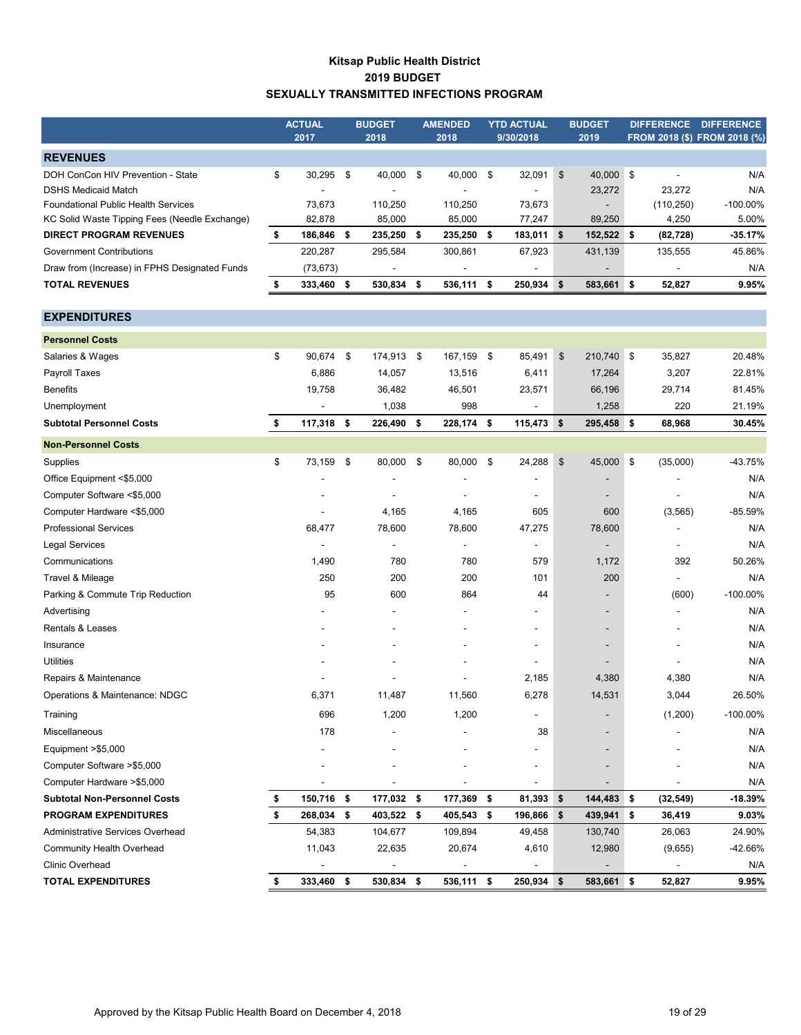# Kitsap Public Health District
## 2019 BUDGET
## SEXUALLY TRANSMITTED INFECTIONS PROGRAM

| | ACTUAL 2017 | BUDGET 2018 | AMENDED 2018 | YTD ACTUAL 9/30/2018 | BUDGET 2019 | DIFFERENCE FROM 2018 ($) | DIFFERENCE FROM 2018 (%) |
|---|---|---|---|---|---|---|---|
| **REVENUES** | | | | | | | |
| DOH ConCon HIV Prevention - State | $ 30,295 | $ 40,000 | $ 40,000 | $ 32,091 | $ 40,000 | $ - | N/A |
| DSHS Medicaid Match | - | - | - | - | 23,272 | 23,272 | N/A |
| Foundational Public Health Services | 73,673 | 110,250 | 110,250 | 73,673 | - | (110,250) | -100.00% |
| KC Solid Waste Tipping Fees (Needle Exchange) | 82,878 | 85,000 | 85,000 | 77,247 | 89,250 | 4,250 | 5.00% |
| **DIRECT PROGRAM REVENUES** | **$ 186,846** | **$ 235,250** | **$ 235,250** | **$ 183,011** | **$ 152,522** | **$ (82,728)** | **-35.17%** |
| Government Contributions | 220,287 | 295,584 | 300,861 | 67,923 | 431,139 | 135,555 | 45.86% |
| Draw from (Increase) in FPHS Designated Funds | (73,673) | - | - | - | - | - | N/A |
| **TOTAL REVENUES** | **$ 333,460** | **$ 530,834** | **$ 536,111** | **$ 250,934** | **$ 583,661** | **$ 52,827** | **9.95%** |
| **EXPENDITURES** | | | | | | | |
| **Personnel Costs** | | | | | | | |
| Salaries & Wages | $ 90,674 | $ 174,913 | $ 167,159 | $ 85,491 | $ 210,740 | $ 35,827 | 20.48% |
| Payroll Taxes | 6,886 | 14,057 | 13,516 | 6,411 | 17,264 | 3,207 | 22.81% |
| Benefits | 19,758 | 36,482 | 46,501 | 23,571 | 66,196 | 29,714 | 81.45% |
| Unemployment | - | 1,038 | 998 | - | 1,258 | 220 | 21.19% |
| **Subtotal Personnel Costs** | **$ 117,318** | **$ 226,490** | **$ 228,174** | **$ 115,473** | **$ 295,458** | **$ 68,968** | **30.45%** |
| **Non-Personnel Costs** | | | | | | | |
| Supplies | $ 73,159 | $ 80,000 | $ 80,000 | $ 24,288 | $ 45,000 | $ (35,000) | -43.75% |
| Office Equipment <$5,000 | - | - | - | - | - | - | N/A |
| Computer Software <$5,000 | - | - | - | - | - | - | N/A |
| Computer Hardware <$5,000 | - | 4,165 | 4,165 | 605 | 600 | (3,565) | -85.59% |
| Professional Services | 68,477 | 78,600 | 78,600 | 47,275 | 78,600 | - | N/A |
| Legal Services | - | - | - | - | - | - | N/A |
| Communications | 1,490 | 780 | 780 | 579 | 1,172 | 392 | 50.26% |
| Travel & Mileage | 250 | 200 | 200 | 101 | 200 | - | N/A |
| Parking & Commute Trip Reduction | 95 | 600 | 864 | 44 | - | (600) | -100.00% |
| Advertising | - | - | - | - | - | - | N/A |
| Rentals & Leases | - | - | - | - | - | - | N/A |
| Insurance | - | - | - | - | - | - | N/A |
| Utilities | - | - | - | - | - | - | N/A |
| Repairs & Maintenance | - | - | - | 2,185 | 4,380 | 4,380 | N/A |
| Operations & Maintenance: NDGC | 6,371 | 11,487 | 11,560 | 6,278 | 14,531 | 3,044 | 26.50% |
| Training | 696 | 1,200 | 1,200 | - | - | (1,200) | -100.00% |
| Miscellaneous | 178 | - | - | 38 | - | - | N/A |
| Equipment >$5,000 | - | - | - | - | - | - | N/A |
| Computer Software >$5,000 | - | - | - | - | - | - | N/A |
| Computer Hardware >$5,000 | - | - | - | - | - | - | N/A |
| **Subtotal Non-Personnel Costs** | **$ 150,716** | **$ 177,032** | **$ 177,369** | **$ 81,393** | **$ 144,483** | **$ (32,549)** | **-18.39%** |
| **PROGRAM EXPENDITURES** | **$ 268,034** | **$ 403,522** | **$ 405,543** | **$ 196,866** | **$ 439,941** | **$ 36,419** | **9.03%** |
| Administrative Services Overhead | 54,383 | 104,677 | 109,894 | 49,458 | 130,740 | 26,063 | 24.90% |
| Community Health Overhead | 11,043 | 22,635 | 20,674 | 4,610 | 12,980 | (9,655) | -42.66% |
| Clinic Overhead | - | - | - | - | - | - | N/A |
| **TOTAL EXPENDITURES** | **$ 333,460** | **$ 530,834** | **$ 536,111** | **$ 250,934** | **$ 583,661** | **$ 52,827** | **9.95%** |

Approved by the Kitsap Public Health Board on December 4, 2018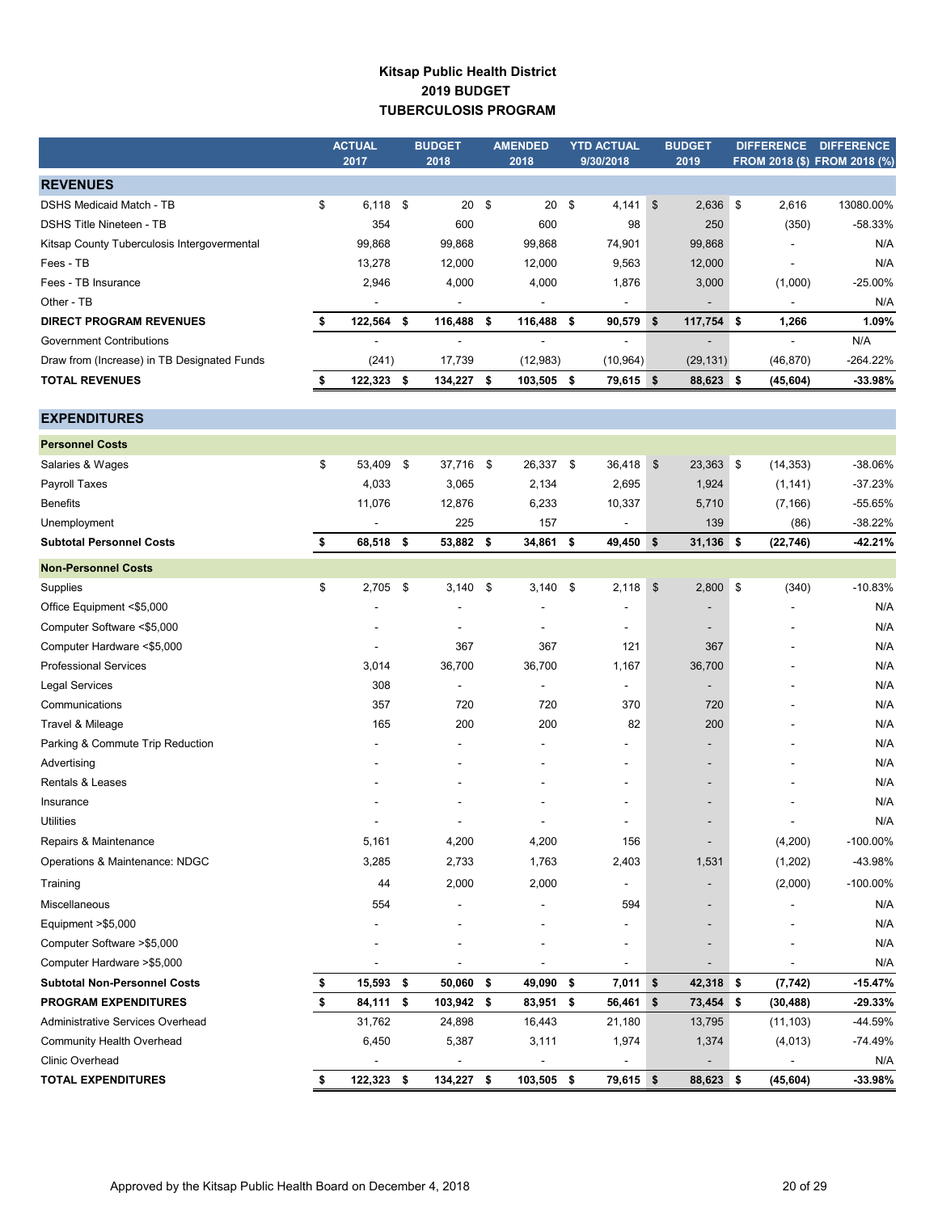# Kitsap Public Health District
## 2019 BUDGET
## TUBERCULOSIS PROGRAM

| | ACTUAL 2017 | BUDGET 2018 | AMENDED 2018 | YTD ACTUAL 9/30/2018 | BUDGET 2019 | DIFFERENCE FROM 2018 ($) | DIFFERENCE FROM 2018 (%) |
|---|---|---|---|---|---|---|---|
| **REVENUES** | | | | | | | |
| DSHS Medicaid Match - TB | $ 6,118 | $ 20 | $ 20 | $ 4,141 | $ 2,636 | $ 2,616 | 13080.00% |
| DSHS Title Nineteen - TB | 354 | 600 | 600 | 98 | 250 | (350) | -58.33% |
| Kitsap County Tuberculosis Intergovermental | 99,868 | 99,868 | 99,868 | 74,901 | 99,868 | - | N/A |
| Fees - TB | 13,278 | 12,000 | 12,000 | 9,563 | 12,000 | - | N/A |
| Fees - TB Insurance | 2,946 | 4,000 | 4,000 | 1,876 | 3,000 | (1,000) | -25.00% |
| Other - TB | - | - | - | - | - | - | N/A |
| **DIRECT PROGRAM REVENUES** | **$ 122,564** | **$ 116,488** | **$ 116,488** | **$ 90,579** | **$ 117,754** | **$ 1,266** | **1.09%** |
| Government Contributions | - | - | - | - | - | - | N/A |
| Draw from (Increase) in TB Designated Funds | (241) | 17,739 | (12,983) | (10,964) | (29,131) | (46,870) | -264.22% |
| **TOTAL REVENUES** | **$ 122,323** | **$ 134,227** | **$ 103,505** | **$ 79,615** | **$ 88,623** | **$ (45,604)** | **-33.98%** |
| **EXPENDITURES** | | | | | | | |
| **Personnel Costs** | | | | | | | |
| Salaries & Wages | $ 53,409 | $ 37,716 | $ 26,337 | $ 36,418 | $ 23,363 | $ (14,353) | -38.06% |
| Payroll Taxes | 4,033 | 3,065 | 2,134 | 2,695 | 1,924 | (1,141) | -37.23% |
| Benefits | 11,076 | 12,876 | 6,233 | 10,337 | 5,710 | (7,166) | -55.65% |
| Unemployment | - | 225 | 157 | - | 139 | (86) | -38.22% |
| **Subtotal Personnel Costs** | **$ 68,518** | **$ 53,882** | **$ 34,861** | **$ 49,450** | **$ 31,136** | **$ (22,746)** | **-42.21%** |
| **Non-Personnel Costs** | | | | | | | |
| Supplies | $ 2,705 | $ 3,140 | $ 3,140 | $ 2,118 | $ 2,800 | $ (340) | -10.83% |
| Office Equipment <$5,000 | - | - | - | - | - | - | N/A |
| Computer Software <$5,000 | - | - | - | - | - | - | N/A |
| Computer Hardware <$5,000 | - | 367 | 367 | 121 | 367 | - | N/A |
| Professional Services | 3,014 | 36,700 | 36,700 | 1,167 | 36,700 | - | N/A |
| Legal Services | 308 | - | - | - | - | - | N/A |
| Communications | 357 | 720 | 720 | 370 | 720 | - | N/A |
| Travel & Mileage | 165 | 200 | 200 | 82 | 200 | - | N/A |
| Parking & Commute Trip Reduction | - | - | - | - | - | - | N/A |
| Advertising | - | - | - | - | - | - | N/A |
| Rentals & Leases | - | - | - | - | - | - | N/A |
| Insurance | - | - | - | - | - | - | N/A |
| Utilities | - | - | - | - | - | - | N/A |
| Repairs & Maintenance | 5,161 | 4,200 | 4,200 | 156 | - | (4,200) | -100.00% |
| Operations & Maintenance: NDGC | 3,285 | 2,733 | 1,763 | 2,403 | 1,531 | (1,202) | -43.98% |
| Training | 44 | 2,000 | 2,000 | - | - | (2,000) | -100.00% |
| Miscellaneous | 554 | - | - | 594 | - | - | N/A |
| Equipment >$5,000 | - | - | - | - | - | - | N/A |
| Computer Software >$5,000 | - | - | - | - | - | - | N/A |
| Computer Hardware >$5,000 | - | - | - | - | - | - | N/A |
| **Subtotal Non-Personnel Costs** | **$ 15,593** | **$ 50,060** | **$ 49,090** | **$ 7,011** | **$ 42,318** | **$ (7,742)** | **-15.47%** |
| **PROGRAM EXPENDITURES** | **$ 84,111** | **$ 103,942** | **$ 83,951** | **$ 56,461** | **$ 73,454** | **$ (30,488)** | **-29.33%** |
| Administrative Services Overhead | 31,762 | 24,898 | 16,443 | 21,180 | 13,795 | (11,103) | -44.59% |
| Community Health Overhead | 6,450 | 5,387 | 3,111 | 1,974 | 1,374 | (4,013) | -74.49% |
| Clinic Overhead | - | - | - | - | - | - | N/A |
| **TOTAL EXPENDITURES** | **$ 122,323** | **$ 134,227** | **$ 103,505** | **$ 79,615** | **$ 88,623** | **$ (45,604)** | **-33.98%** |

Approved by the Kitsap Public Health Board on December 4, 2018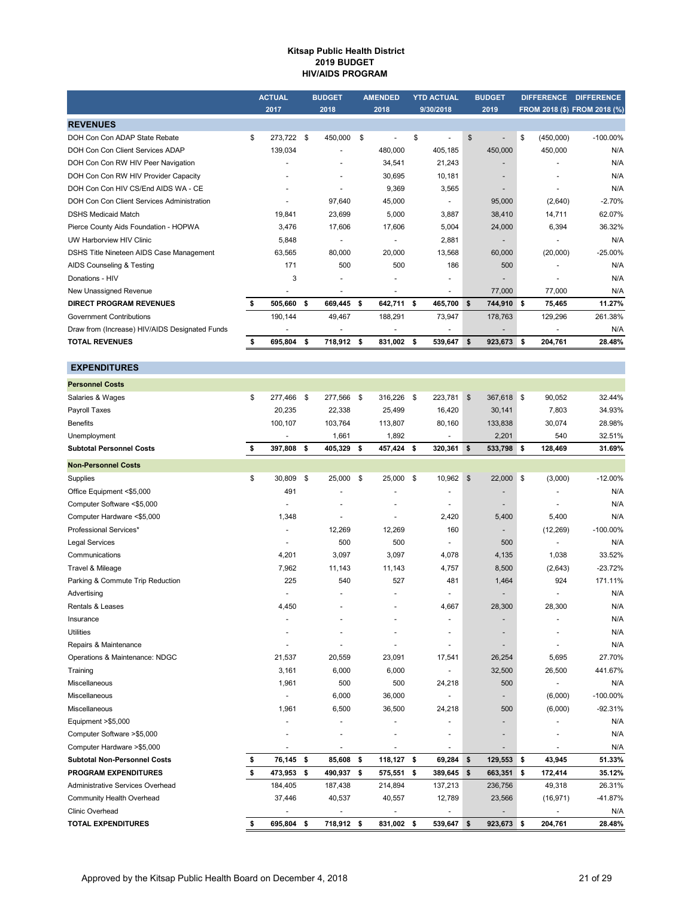# Kitsap Public Health District
## 2019 BUDGET
## HIV/AIDS PROGRAM

| | ACTUAL 2017 | BUDGET 2018 | AMENDED 2018 | YTD ACTUAL 9/30/2018 | BUDGET 2019 | DIFFERENCE FROM 2018 ($) | DIFFERENCE FROM 2018 (%) |
|---|---|---|---|---|---|---|---|
| **REVENUES** | | | | | | | |
| DOH Con Con ADAP State Rebate | $ 273,722 | $ 450,000 | $ - | $ - | $ - | $ (450,000) | -100.00% |
| DOH Con Con Client Services ADAP | 139,034 | - | 480,000 | 405,185 | 450,000 | 450,000 | N/A |
| DOH Con Con RW HIV Peer Navigation | - | - | 34,541 | 21,243 | - | - | N/A |
| DOH Con Con RW HIV Provider Capacity | - | - | 30,695 | 10,181 | - | - | N/A |
| DOH Con Con HIV CS/End AIDS WA - CE | - | - | 9,369 | 3,565 | - | - | N/A |
| DOH Con Con Client Services Administration | - | 97,640 | 45,000 | - | 95,000 | (2,640) | -2.70% |
| DSHS Medicaid Match | 19,841 | 23,699 | 5,000 | 3,887 | 38,410 | 14,711 | 62.07% |
| Pierce County Aids Foundation - HOPWA | 3,476 | 17,606 | 17,606 | 5,004 | 24,000 | 6,394 | 36.32% |
| UW Harborview HIV Clinic | 5,848 | - | - | 2,881 | - | - | N/A |
| DSHS Title Nineteen AIDS Case Management | 63,565 | 80,000 | 20,000 | 13,568 | 60,000 | (20,000) | -25.00% |
| AIDS Counseling & Testing | 171 | 500 | 500 | 186 | 500 | - | N/A |
| Donations - HIV | 3 | - | - | - | - | - | N/A |
| New Unassigned Revenue | - | - | - | - | 77,000 | 77,000 | N/A |
| **DIRECT PROGRAM REVENUES** | **$ 505,660** | **$ 669,445** | **$ 642,711** | **$ 465,700** | **$ 744,910** | **$ 75,465** | **11.27%** |
| Government Contributions | 190,144 | 49,467 | 188,291 | 73,947 | 178,763 | 129,296 | 261.38% |
| Draw from (Increase) HIV/AIDS Designated Funds | - | - | - | - | - | - | N/A |
| **TOTAL REVENUES** | **$ 695,804** | **$ 718,912** | **$ 831,002** | **$ 539,647** | **$ 923,673** | **$ 204,761** | **28.48%** |
| **EXPENDITURES** | | | | | | | |
| **Personnel Costs** | | | | | | | |
| Salaries & Wages | $ 277,466 | $ 277,566 | $ 316,226 | $ 223,781 | $ 367,618 | $ 90,052 | 32.44% |
| Payroll Taxes | 20,235 | 22,338 | 25,499 | 16,420 | 30,141 | 7,803 | 34.93% |
| Benefits | 100,107 | 103,764 | 113,807 | 80,160 | 133,838 | 30,074 | 28.98% |
| Unemployment | - | 1,661 | 1,892 | - | 2,201 | 540 | 32.51% |
| **Subtotal Personnel Costs** | **$ 397,808** | **$ 405,329** | **$ 457,424** | **$ 320,361** | **$ 533,798** | **$ 128,469** | **31.69%** |
| **Non-Personnel Costs** | | | | | | | |
| Supplies | $ 30,809 | $ 25,000 | $ 25,000 | $ 10,962 | $ 22,000 | $ (3,000) | -12.00% |
| Office Equipment <$5,000 | 491 | - | - | - | - | - | N/A |
| Computer Software <$5,000 | - | - | - | - | - | - | N/A |
| Computer Hardware <$5,000 | 1,348 | - | - | 2,420 | 5,400 | 5,400 | N/A |
| Professional Services* | - | 12,269 | 12,269 | 160 | - | (12,269) | -100.00% |
| Legal Services | - | 500 | 500 | - | 500 | - | N/A |
| Communications | 4,201 | 3,097 | 3,097 | 4,078 | 4,135 | 1,038 | 33.52% |
| Travel & Mileage | 7,962 | 11,143 | 11,143 | 4,757 | 8,500 | (2,643) | -23.72% |
| Parking & Commute Trip Reduction | 225 | 540 | 527 | 481 | 1,464 | 924 | 171.11% |
| Advertising | - | - | - | - | - | - | N/A |
| Rentals & Leases | 4,450 | - | - | 4,667 | 28,300 | 28,300 | N/A |
| Insurance | - | - | - | - | - | - | N/A |
| Utilities | - | - | - | - | - | - | N/A |
| Repairs & Maintenance | - | - | - | - | - | - | N/A |
| Operations & Maintenance: NDGC | 21,537 | 20,559 | 23,091 | 17,541 | 26,254 | 5,695 | 27.70% |
| Training | 3,161 | 6,000 | 6,000 | - | 32,500 | 26,500 | 441.67% |
| Miscellaneous | 1,961 | 500 | 500 | 24,218 | 500 | - | N/A |
| Miscellaneous | - | 6,000 | 36,000 | - | - | (6,000) | -100.00% |
| Miscellaneous | 1,961 | 6,500 | 36,500 | 24,218 | 500 | (6,000) | -92.31% |
| Equipment >$5,000 | - | - | - | - | - | - | N/A |
| Computer Software >$5,000 | - | - | - | - | - | - | N/A |
| Computer Hardware >$5,000 | - | - | - | - | - | - | N/A |
| **Subtotal Non-Personnel Costs** | **$ 76,145** | **$ 85,608** | **$ 118,127** | **$ 69,284** | **$ 129,553** | **$ 43,945** | **51.33%** |
| **PROGRAM EXPENDITURES** | **$ 473,953** | **$ 490,937** | **$ 575,551** | **$ 389,645** | **$ 663,351** | **$ 172,414** | **35.12%** |
| Administrative Services Overhead | 184,405 | 187,438 | 214,894 | 137,213 | 236,756 | 49,318 | 26.31% |
| Community Health Overhead | 37,446 | 40,537 | 40,557 | 12,789 | 23,566 | (16,971) | -41.87% |
| Clinic Overhead | - | - | - | - | - | - | N/A |
| **TOTAL EXPENDITURES** | **$ 695,804** | **$ 718,912** | **$ 831,002** | **$ 539,647** | **$ 923,673** | **$ 204,761** | **28.48%** |

Approved by the Kitsap Public Health Board on December 4, 2018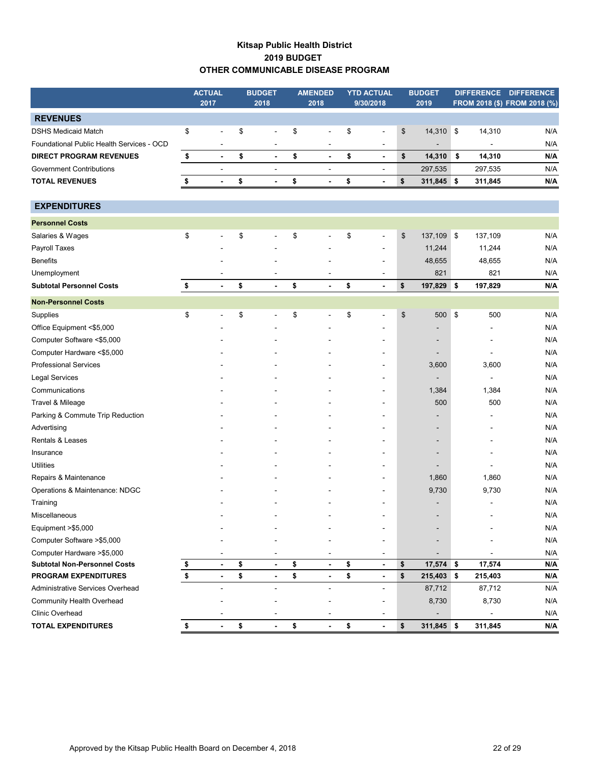**Kitsap Public Health District**
**2019 BUDGET**
**OTHER COMMUNICABLE DISEASE PROGRAM**

| | ACTUAL 2017 | BUDGET 2018 | AMENDED 2018 | YTD ACTUAL 9/30/2018 | BUDGET 2019 | DIFFERENCE FROM 2018 ($) | DIFFERENCE FROM 2018 (%) |
|---|---|---|---|---|---|---|---|
| **REVENUES** | | | | | | | |
| DSHS Medicaid Match | $ - | $ - | $ - | $ - | $ 14,310 | $ 14,310 | N/A |
| Foundational Public Health Services - OCD | - | - | - | - | - | - | N/A |
| **DIRECT PROGRAM REVENUES** | **$ -** | **$ -** | **$ -** | **$ -** | **$ 14,310** | **$ 14,310** | **N/A** |
| Government Contributions | - | - | - | - | 297,535 | 297,535 | N/A |
| **TOTAL REVENUES** | **$ -** | **$ -** | **$ -** | **$ -** | **$ 311,845** | **$ 311,845** | **N/A** |
| **EXPENDITURES** | | | | | | | |
| **Personnel Costs** | | | | | | | |
| Salaries & Wages | $ - | $ - | $ - | $ - | $ 137,109 | $ 137,109 | N/A |
| Payroll Taxes | - | - | - | - | 11,244 | 11,244 | N/A |
| Benefits | - | - | - | - | 48,655 | 48,655 | N/A |
| Unemployment | - | - | - | - | 821 | 821 | N/A |
| **Subtotal Personnel Costs** | **$ -** | **$ -** | **$ -** | **$ -** | **$ 197,829** | **$ 197,829** | **N/A** |
| **Non-Personnel Costs** | | | | | | | |
| Supplies | $ - | $ - | $ - | $ - | $ 500 | $ 500 | N/A |
| Office Equipment <$5,000 | - | - | - | - | - | - | N/A |
| Computer Software <$5,000 | - | - | - | - | - | - | N/A |
| Computer Hardware <$5,000 | - | - | - | - | - | - | N/A |
| Professional Services | - | - | - | - | 3,600 | 3,600 | N/A |
| Legal Services | - | - | - | - | - | - | N/A |
| Communications | - | - | - | - | 1,384 | 1,384 | N/A |
| Travel & Mileage | - | - | - | - | 500 | 500 | N/A |
| Parking & Commute Trip Reduction | - | - | - | - | - | - | N/A |
| Advertising | - | - | - | - | - | - | N/A |
| Rentals & Leases | - | - | - | - | - | - | N/A |
| Insurance | - | - | - | - | - | - | N/A |
| Utilities | - | - | - | - | - | - | N/A |
| Repairs & Maintenance | - | - | - | - | 1,860 | 1,860 | N/A |
| Operations & Maintenance: NDGC | - | - | - | - | 9,730 | 9,730 | N/A |
| Training | - | - | - | - | - | - | N/A |
| Miscellaneous | - | - | - | - | - | - | N/A |
| Equipment >$5,000 | - | - | - | - | - | - | N/A |
| Computer Software >$5,000 | - | - | - | - | - | - | N/A |
| Computer Hardware >$5,000 | - | - | - | - | - | - | N/A |
| **Subtotal Non-Personnel Costs** | **$ -** | **$ -** | **$ -** | **$ -** | **$ 17,574** | **$ 17,574** | **N/A** |
| **PROGRAM EXPENDITURES** | **$ -** | **$ -** | **$ -** | **$ -** | **$ 215,403** | **$ 215,403** | **N/A** |
| Administrative Services Overhead | - | - | - | - | 87,712 | 87,712 | N/A |
| Community Health Overhead | - | - | - | - | 8,730 | 8,730 | N/A |
| Clinic Overhead | - | - | - | - | - | - | N/A |
| **TOTAL EXPENDITURES** | **$ -** | **$ -** | **$ -** | **$ -** | **$ 311,845** | **$ 311,845** | **N/A** |

Approved by the Kitsap Public Health Board on December 4, 2018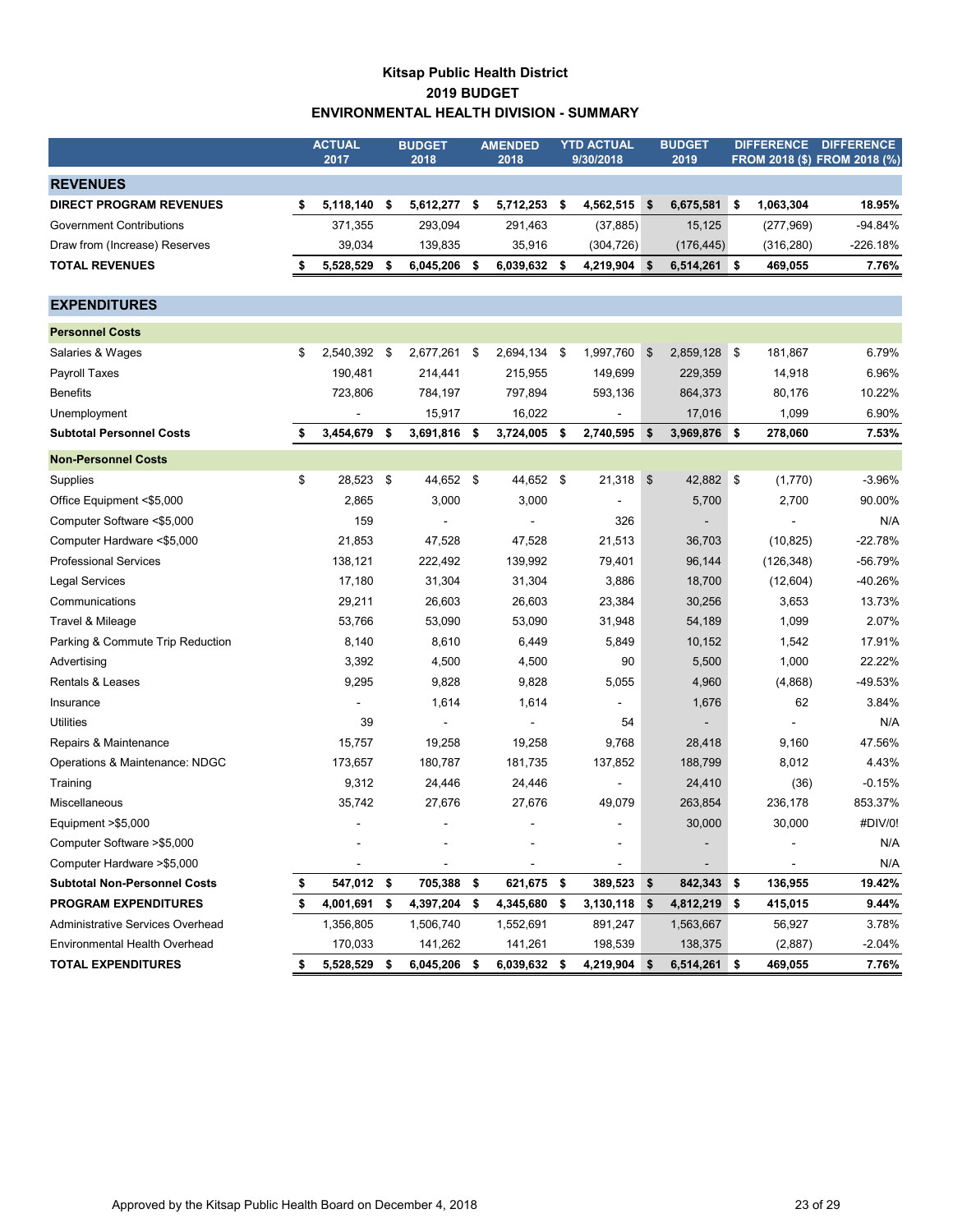# Kitsap Public Health District
## 2019 BUDGET
## ENVIRONMENTAL HEALTH DIVISION - SUMMARY

| | ACTUAL 2017 | BUDGET 2018 | AMENDED 2018 | YTD ACTUAL 9/30/2018 | BUDGET 2019 | DIFFERENCE FROM 2018 ($) | DIFFERENCE FROM 2018 (%) |
|---|---|---|---|---|---|---|---|
| **REVENUES** | | | | | | | |
| **DIRECT PROGRAM REVENUES** | **$ 5,118,140** | **$ 5,612,277** | **$ 5,712,253** | **$ 4,562,515** | **$ 6,675,581** | **$ 1,063,304** | **18.95%** |
| Government Contributions | 371,355 | 293,094 | 291,463 | (37,885) | 15,125 | (277,969) | -94.84% |
| Draw from (Increase) Reserves | 39,034 | 139,835 | 35,916 | (304,726) | (176,445) | (316,280) | -226.18% |
| **TOTAL REVENUES** | **$ 5,528,529** | **$ 6,045,206** | **$ 6,039,632** | **$ 4,219,904** | **$ 6,514,261** | **$ 469,055** | **7.76%** |
| **EXPENDITURES** | | | | | | | |
| **Personnel Costs** | | | | | | | |
| Salaries & Wages | $ 2,540,392 | $ 2,677,261 | $ 2,694,134 | $ 1,997,760 | $ 2,859,128 | $ 181,867 | 6.79% |
| Payroll Taxes | 190,481 | 214,441 | 215,955 | 149,699 | 229,359 | 14,918 | 6.96% |
| Benefits | 723,806 | 784,197 | 797,894 | 593,136 | 864,373 | 80,176 | 10.22% |
| Unemployment | - | 15,917 | 16,022 | - | 17,016 | 1,099 | 6.90% |
| **Subtotal Personnel Costs** | **$ 3,454,679** | **$ 3,691,816** | **$ 3,724,005** | **$ 2,740,595** | **$ 3,969,876** | **$ 278,060** | **7.53%** |
| **Non-Personnel Costs** | | | | | | | |
| Supplies | $ 28,523 | $ 44,652 | $ 44,652 | $ 21,318 | $ 42,882 | $ (1,770) | -3.96% |
| Office Equipment <$5,000 | 2,865 | 3,000 | 3,000 | - | 5,700 | 2,700 | 90.00% |
| Computer Software <$5,000 | 159 | - | - | 326 | - | - | N/A |
| Computer Hardware <$5,000 | 21,853 | 47,528 | 47,528 | 21,513 | 36,703 | (10,825) | -22.78% |
| Professional Services | 138,121 | 222,492 | 139,992 | 79,401 | 96,144 | (126,348) | -56.79% |
| Legal Services | 17,180 | 31,304 | 31,304 | 3,886 | 18,700 | (12,604) | -40.26% |
| Communications | 29,211 | 26,603 | 26,603 | 23,384 | 30,256 | 3,653 | 13.73% |
| Travel & Mileage | 53,766 | 53,090 | 53,090 | 31,948 | 54,189 | 1,099 | 2.07% |
| Parking & Commute Trip Reduction | 8,140 | 8,610 | 6,449 | 5,849 | 10,152 | 1,542 | 17.91% |
| Advertising | 3,392 | 4,500 | 4,500 | 90 | 5,500 | 1,000 | 22.22% |
| Rentals & Leases | 9,295 | 9,828 | 9,828 | 5,055 | 4,960 | (4,868) | -49.53% |
| Insurance | - | 1,614 | 1,614 | - | 1,676 | 62 | 3.84% |
| Utilities | 39 | - | - | 54 | - | - | N/A |
| Repairs & Maintenance | 15,757 | 19,258 | 19,258 | 9,768 | 28,418 | 9,160 | 47.56% |
| Operations & Maintenance: NDGC | 173,657 | 180,787 | 181,735 | 137,852 | 188,799 | 8,012 | 4.43% |
| Training | 9,312 | 24,446 | 24,446 | - | 24,410 | (36) | -0.15% |
| Miscellaneous | 35,742 | 27,676 | 27,676 | 49,079 | 263,854 | 236,178 | 853.37% |
| Equipment >$5,000 | - | - | - | - | 30,000 | 30,000 | #DIV/0! |
| Computer Software >$5,000 | - | - | - | - | - | - | N/A |
| Computer Hardware >$5,000 | - | - | - | - | - | - | N/A |
| **Subtotal Non-Personnel Costs** | **$ 547,012** | **$ 705,388** | **$ 621,675** | **$ 389,523** | **$ 842,343** | **$ 136,955** | **19.42%** |
| **PROGRAM EXPENDITURES** | **$ 4,001,691** | **$ 4,397,204** | **$ 4,345,680** | **$ 3,130,118** | **$ 4,812,219** | **$ 415,015** | **9.44%** |
| Administrative Services Overhead | 1,356,805 | 1,506,740 | 1,552,691 | 891,247 | 1,563,667 | 56,927 | 3.78% |
| Environmental Health Overhead | 170,033 | 141,262 | 141,261 | 198,539 | 138,375 | (2,887) | -2.04% |
| **TOTAL EXPENDITURES** | **$ 5,528,529** | **$ 6,045,206** | **$ 6,039,632** | **$ 4,219,904** | **$ 6,514,261** | **$ 469,055** | **7.76%** |

Approved by the Kitsap Public Health Board on December 4, 2018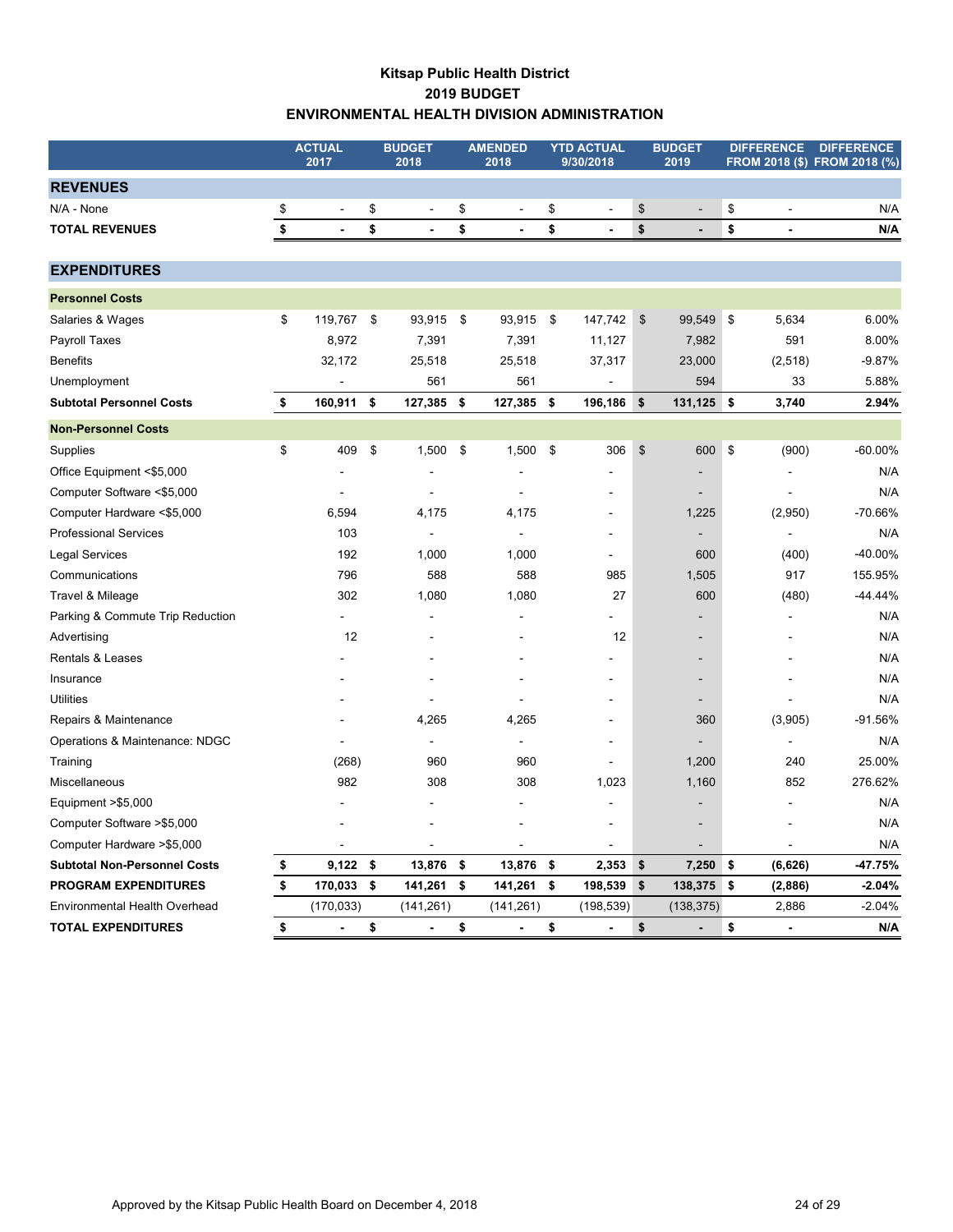# Kitsap Public Health District
## 2019 BUDGET
## ENVIRONMENTAL HEALTH DIVISION ADMINISTRATION

| | ACTUAL 2017 | BUDGET 2018 | AMENDED 2018 | YTD ACTUAL 9/30/2018 | BUDGET 2019 | DIFFERENCE FROM 2018 ($) | DIFFERENCE FROM 2018 (%) |
|---|---|---|---|---|---|---|---|
| **REVENUES** | | | | | | | |
| N/A - None | $ - | $ - | $ - | $ - | $ - | $ - | N/A |
| **TOTAL REVENUES** | **$ -** | **$ -** | **$ -** | **$ -** | **$ -** | **$ -** | **N/A** |
| **EXPENDITURES** | | | | | | | |
| **Personnel Costs** | | | | | | | |
| Salaries & Wages | $ 119,767 | $ 93,915 | $ 93,915 | $ 147,742 | $ 99,549 | $ 5,634 | 6.00% |
| Payroll Taxes | 8,972 | 7,391 | 7,391 | 11,127 | 7,982 | 591 | 8.00% |
| Benefits | 32,172 | 25,518 | 25,518 | 37,317 | 23,000 | (2,518) | -9.87% |
| Unemployment | - | 561 | 561 | - | 594 | 33 | 5.88% |
| **Subtotal Personnel Costs** | **$ 160,911** | **$ 127,385** | **$ 127,385** | **$ 196,186** | **$ 131,125** | **$ 3,740** | **2.94%** |
| **Non-Personnel Costs** | | | | | | | |
| Supplies | $ 409 | $ 1,500 | $ 1,500 | $ 306 | $ 600 | $ (900) | -60.00% |
| Office Equipment <$5,000 | - | - | - | - | - | - | N/A |
| Computer Software <$5,000 | - | - | - | - | - | - | N/A |
| Computer Hardware <$5,000 | 6,594 | 4,175 | 4,175 | - | 1,225 | (2,950) | -70.66% |
| Professional Services | 103 | - | - | - | - | - | N/A |
| Legal Services | 192 | 1,000 | 1,000 | - | 600 | (400) | -40.00% |
| Communications | 796 | 588 | 588 | 985 | 1,505 | 917 | 155.95% |
| Travel & Mileage | 302 | 1,080 | 1,080 | 27 | 600 | (480) | -44.44% |
| Parking & Commute Trip Reduction | - | - | - | - | - | - | N/A |
| Advertising | 12 | - | - | 12 | - | - | N/A |
| Rentals & Leases | - | - | - | - | - | - | N/A |
| Insurance | - | - | - | - | - | - | N/A |
| Utilities | - | - | - | - | - | - | N/A |
| Repairs & Maintenance | - | 4,265 | 4,265 | - | 360 | (3,905) | -91.56% |
| Operations & Maintenance: NDGC | - | - | - | - | - | - | N/A |
| Training | (268) | 960 | 960 | - | 1,200 | 240 | 25.00% |
| Miscellaneous | 982 | 308 | 308 | 1,023 | 1,160 | 852 | 276.62% |
| Equipment >$5,000 | - | - | - | - | - | - | N/A |
| Computer Software >$5,000 | - | - | - | - | - | - | N/A |
| Computer Hardware >$5,000 | - | - | - | - | - | - | N/A |
| **Subtotal Non-Personnel Costs** | **$ 9,122** | **$ 13,876** | **$ 13,876** | **$ 2,353** | **$ 7,250** | **$ (6,626)** | **-47.75%** |
| **PROGRAM EXPENDITURES** | **$ 170,033** | **$ 141,261** | **$ 141,261** | **$ 198,539** | **$ 138,375** | **$ (2,886)** | **-2.04%** |
| Environmental Health Overhead | (170,033) | (141,261) | (141,261) | (198,539) | (138,375) | 2,886 | -2.04% |
| **TOTAL EXPENDITURES** | **$ -** | **$ -** | **$ -** | **$ -** | **$ -** | **$ -** | **N/A** |

Approved by the Kitsap Public Health Board on December 4, 2018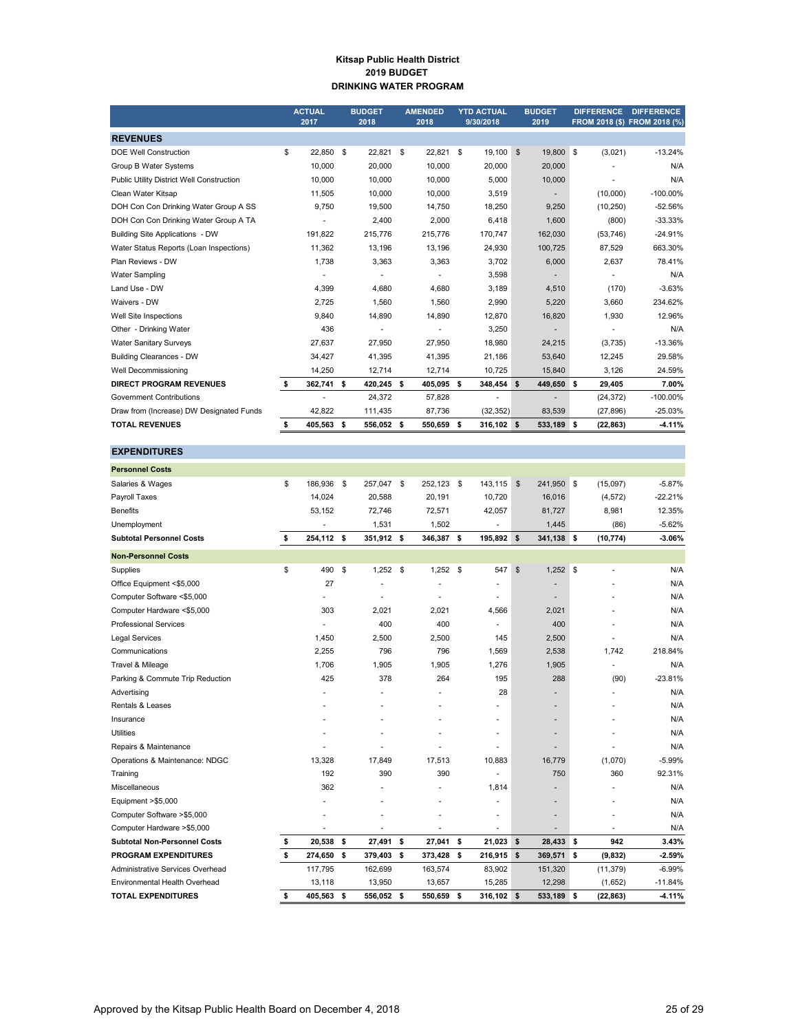**Kitsap Public Health District**
**2019 BUDGET**
**DRINKING WATER PROGRAM**

| | ACTUAL 2017 | BUDGET 2018 | AMENDED 2018 | YTD ACTUAL 9/30/2018 | BUDGET 2019 | DIFFERENCE FROM 2018 ($) | DIFFERENCE FROM 2018 (%) |
|---|---|---|---|---|---|---|---|
| **REVENUES** | | | | | | | |
| DOE Well Construction | $ 22,850 | $ 22,821 | $ 22,821 | $ 19,100 | $ 19,800 | $ (3,021) | -13.24% |
| Group B Water Systems | 10,000 | 20,000 | 10,000 | 20,000 | 20,000 | - | N/A |
| Public Utility District Well Construction | 10,000 | 10,000 | 10,000 | 5,000 | 10,000 | - | N/A |
| Clean Water Kitsap | 11,505 | 10,000 | 10,000 | 3,519 | - | (10,000) | -100.00% |
| DOH Con Con Drinking Water Group A SS | 9,750 | 19,500 | 14,750 | 18,250 | 9,250 | (10,250) | -52.56% |
| DOH Con Con Drinking Water Group A TA | - | 2,400 | 2,000 | 6,418 | 1,600 | (800) | -33.33% |
| Building Site Applications - DW | 191,822 | 215,776 | 215,776 | 170,747 | 162,030 | (53,746) | -24.91% |
| Water Status Reports (Loan Inspections) | 11,362 | 13,196 | 13,196 | 24,930 | 100,725 | 87,529 | 663.30% |
| Plan Reviews - DW | 1,738 | 3,363 | 3,363 | 3,702 | 6,000 | 2,637 | 78.41% |
| Water Sampling | - | - | - | 3,598 | - | - | N/A |
| Land Use - DW | 4,399 | 4,680 | 4,680 | 3,189 | 4,510 | (170) | -3.63% |
| Waivers - DW | 2,725 | 1,560 | 1,560 | 2,990 | 5,220 | 3,660 | 234.62% |
| Well Site Inspections | 9,840 | 14,890 | 14,890 | 12,870 | 16,820 | 1,930 | 12.96% |
| Other - Drinking Water | 436 | - | - | 3,250 | - | - | N/A |
| Water Sanitary Surveys | 27,637 | 27,950 | 27,950 | 18,980 | 24,215 | (3,735) | -13.36% |
| Building Clearances - DW | 34,427 | 41,395 | 41,395 | 21,186 | 53,640 | 12,245 | 29.58% |
| Well Decommissioning | 14,250 | 12,714 | 12,714 | 10,725 | 15,840 | 3,126 | 24.59% |
| **DIRECT PROGRAM REVENUES** | **$ 362,741** | **$ 420,245** | **$ 405,095** | **$ 348,454** | **$ 449,650** | **$ 29,405** | **7.00%** |
| Government Contributions | - | 24,372 | 57,828 | - | - | (24,372) | -100.00% |
| Draw from (Increase) DW Designated Funds | 42,822 | 111,435 | 87,736 | (32,352) | 83,539 | (27,896) | -25.03% |
| **TOTAL REVENUES** | **$ 405,563** | **$ 556,052** | **$ 550,659** | **$ 316,102** | **$ 533,189** | **$ (22,863)** | **-4.11%** |
| **EXPENDITURES** | | | | | | | |
| **Personnel Costs** | | | | | | | |
| Salaries & Wages | $ 186,936 | $ 257,047 | $ 252,123 | $ 143,115 | $ 241,950 | $ (15,097) | -5.87% |
| Payroll Taxes | 14,024 | 20,588 | 20,191 | 10,720 | 16,016 | (4,572) | -22.21% |
| Benefits | 53,152 | 72,746 | 72,571 | 42,057 | 81,727 | 8,981 | 12.35% |
| Unemployment | - | 1,531 | 1,502 | - | 1,445 | (86) | -5.62% |
| **Subtotal Personnel Costs** | **$ 254,112** | **$ 351,912** | **$ 346,387** | **$ 195,892** | **$ 341,138** | **$ (10,774)** | **-3.06%** |
| **Non-Personnel Costs** | | | | | | | |
| Supplies | $ 490 | $ 1,252 | $ 1,252 | $ 547 | $ 1,252 | $ - | N/A |
| Office Equipment <$5,000 | 27 | - | - | - | - | - | N/A |
| Computer Software <$5,000 | - | - | - | - | - | - | N/A |
| Computer Hardware <$5,000 | 303 | 2,021 | 2,021 | 4,566 | 2,021 | - | N/A |
| Professional Services | - | 400 | 400 | - | 400 | - | N/A |
| Legal Services | 1,450 | 2,500 | 2,500 | 145 | 2,500 | - | N/A |
| Communications | 2,255 | 796 | 796 | 1,569 | 2,538 | 1,742 | 218.84% |
| Travel & Mileage | 1,706 | 1,905 | 1,905 | 1,276 | 1,905 | - | N/A |
| Parking & Commute Trip Reduction | 425 | 378 | 264 | 195 | 288 | (90) | -23.81% |
| Advertising | - | - | - | 28 | - | - | N/A |
| Rentals & Leases | - | - | - | - | - | - | N/A |
| Insurance | - | - | - | - | - | - | N/A |
| Utilities | - | - | - | - | - | - | N/A |
| Repairs & Maintenance | - | - | - | - | - | - | N/A |
| Operations & Maintenance: NDGC | 13,328 | 17,849 | 17,513 | 10,883 | 16,779 | (1,070) | -5.99% |
| Training | 192 | 390 | 390 | - | 750 | 360 | 92.31% |
| Miscellaneous | 362 | - | - | 1,814 | - | - | N/A |
| Equipment >$5,000 | - | - | - | - | - | - | N/A |
| Computer Software >$5,000 | - | - | - | - | - | - | N/A |
| Computer Hardware >$5,000 | - | - | - | - | - | - | N/A |
| **Subtotal Non-Personnel Costs** | **$ 20,538** | **$ 27,491** | **$ 27,041** | **$ 21,023** | **$ 28,433** | **$ 942** | **3.43%** |
| **PROGRAM EXPENDITURES** | **$ 274,650** | **$ 379,403** | **$ 373,428** | **$ 216,915** | **$ 369,571** | **$ (9,832)** | **-2.59%** |
| Administrative Services Overhead | 117,795 | 162,699 | 163,574 | 83,902 | 151,320 | (11,379) | -6.99% |
| Environmental Health Overhead | 13,118 | 13,950 | 13,657 | 15,285 | 12,298 | (1,652) | -11.84% |
| **TOTAL EXPENDITURES** | **$ 405,563** | **$ 556,052** | **$ 550,659** | **$ 316,102** | **$ 533,189** | **$ (22,863)** | **-4.11%** |

Approved by the Kitsap Public Health Board on December 4, 2018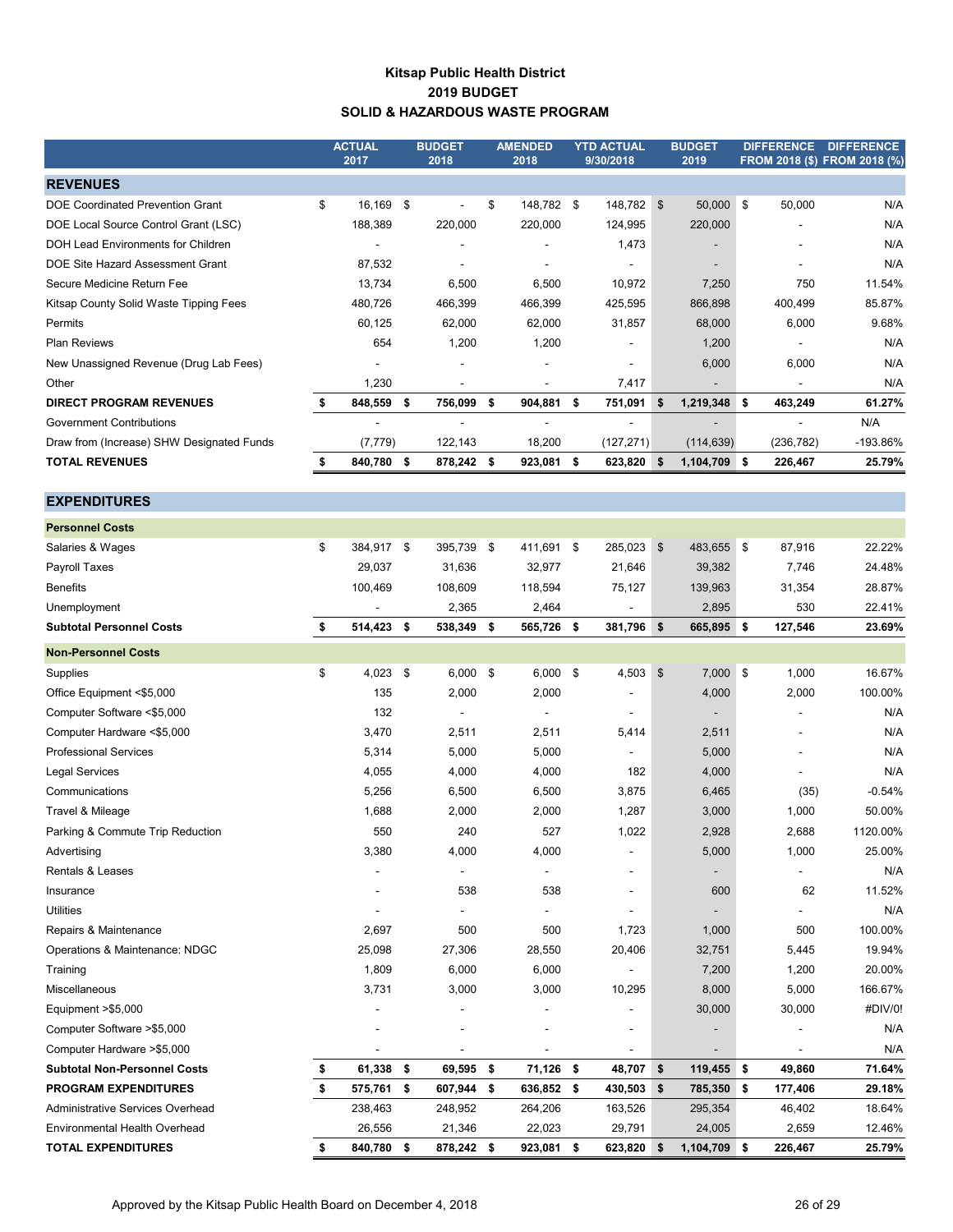**Kitsap Public Health District**
**2019 BUDGET**
**SOLID & HAZARDOUS WASTE PROGRAM**

| | ACTUAL 2017 | BUDGET 2018 | AMENDED 2018 | YTD ACTUAL 9/30/2018 | BUDGET 2019 | DIFFERENCE FROM 2018 ($) | DIFFERENCE FROM 2018 (%) |
|---|---|---|---|---|---|---|---|
| **REVENUES** | | | | | | | |
| DOE Coordinated Prevention Grant | $ 16,169 | $ - | $ 148,782 | $ 148,782 | $ 50,000 | $ 50,000 | N/A |
| DOE Local Source Control Grant (LSC) | 188,389 | 220,000 | 220,000 | 124,995 | 220,000 | - | N/A |
| DOH Lead Environments for Children | - | - | - | 1,473 | - | - | N/A |
| DOE Site Hazard Assessment Grant | 87,532 | - | - | - | - | - | N/A |
| Secure Medicine Return Fee | 13,734 | 6,500 | 6,500 | 10,972 | 7,250 | 750 | 11.54% |
| Kitsap County Solid Waste Tipping Fees | 480,726 | 466,399 | 466,399 | 425,595 | 866,898 | 400,499 | 85.87% |
| Permits | 60,125 | 62,000 | 62,000 | 31,857 | 68,000 | 6,000 | 9.68% |
| Plan Reviews | 654 | 1,200 | 1,200 | - | 1,200 | - | N/A |
| New Unassigned Revenue (Drug Lab Fees) | - | - | - | - | 6,000 | 6,000 | N/A |
| Other | 1,230 | - | - | 7,417 | - | - | N/A |
| **DIRECT PROGRAM REVENUES** | **$ 848,559** | **$ 756,099** | **$ 904,881** | **$ 751,091** | **$ 1,219,348** | **$ 463,249** | **61.27%** |
| Government Contributions | - | - | - | - | - | - | N/A |
| Draw from (Increase) SHW Designated Funds | (7,779) | 122,143 | 18,200 | (127,271) | (114,639) | (236,782) | -193.86% |
| **TOTAL REVENUES** | **$ 840,780** | **$ 878,242** | **$ 923,081** | **$ 623,820** | **$ 1,104,709** | **$ 226,467** | **25.79%** |
| **EXPENDITURES** | | | | | | | |
| **Personnel Costs** | | | | | | | |
| Salaries & Wages | $ 384,917 | $ 395,739 | $ 411,691 | $ 285,023 | $ 483,655 | $ 87,916 | 22.22% |
| Payroll Taxes | 29,037 | 31,636 | 32,977 | 21,646 | 39,382 | 7,746 | 24.48% |
| Benefits | 100,469 | 108,609 | 118,594 | 75,127 | 139,963 | 31,354 | 28.87% |
| Unemployment | - | 2,365 | 2,464 | - | 2,895 | 530 | 22.41% |
| **Subtotal Personnel Costs** | **$ 514,423** | **$ 538,349** | **$ 565,726** | **$ 381,796** | **$ 665,895** | **$ 127,546** | **23.69%** |
| **Non-Personnel Costs** | | | | | | | |
| Supplies | $ 4,023 | $ 6,000 | $ 6,000 | $ 4,503 | $ 7,000 | $ 1,000 | 16.67% |
| Office Equipment <$5,000 | 135 | 2,000 | 2,000 | - | 4,000 | 2,000 | 100.00% |
| Computer Software <$5,000 | 132 | - | - | - | - | - | N/A |
| Computer Hardware <$5,000 | 3,470 | 2,511 | 2,511 | 5,414 | 2,511 | - | N/A |
| Professional Services | 5,314 | 5,000 | 5,000 | - | 5,000 | - | N/A |
| Legal Services | 4,055 | 4,000 | 4,000 | 182 | 4,000 | - | N/A |
| Communications | 5,256 | 6,500 | 6,500 | 3,875 | 6,465 | (35) | -0.54% |
| Travel & Mileage | 1,688 | 2,000 | 2,000 | 1,287 | 3,000 | 1,000 | 50.00% |
| Parking & Commute Trip Reduction | 550 | 240 | 527 | 1,022 | 2,928 | 2,688 | 1120.00% |
| Advertising | 3,380 | 4,000 | 4,000 | - | 5,000 | 1,000 | 25.00% |
| Rentals & Leases | - | - | - | - | - | - | N/A |
| Insurance | - | 538 | 538 | - | 600 | 62 | 11.52% |
| Utilities | - | - | - | - | - | - | N/A |
| Repairs & Maintenance | 2,697 | 500 | 500 | 1,723 | 1,000 | 500 | 100.00% |
| Operations & Maintenance: NDGC | 25,098 | 27,306 | 28,550 | 20,406 | 32,751 | 5,445 | 19.94% |
| Training | 1,809 | 6,000 | 6,000 | - | 7,200 | 1,200 | 20.00% |
| Miscellaneous | 3,731 | 3,000 | 3,000 | 10,295 | 8,000 | 5,000 | 166.67% |
| Equipment >$5,000 | - | - | - | - | 30,000 | 30,000 | #DIV/0! |
| Computer Software >$5,000 | - | - | - | - | - | - | N/A |
| Computer Hardware >$5,000 | - | - | - | - | - | - | N/A |
| **Subtotal Non-Personnel Costs** | **$ 61,338** | **$ 69,595** | **$ 71,126** | **$ 48,707** | **$ 119,455** | **$ 49,860** | **71.64%** |
| **PROGRAM EXPENDITURES** | **$ 575,761** | **$ 607,944** | **$ 636,852** | **$ 430,503** | **$ 785,350** | **$ 177,406** | **29.18%** |
| Administrative Services Overhead | 238,463 | 248,952 | 264,206 | 163,526 | 295,354 | 46,402 | 18.64% |
| Environmental Health Overhead | 26,556 | 21,346 | 22,023 | 29,791 | 24,005 | 2,659 | 12.46% |
| **TOTAL EXPENDITURES** | **$ 840,780** | **$ 878,242** | **$ 923,081** | **$ 623,820** | **$ 1,104,709** | **$ 226,467** | **25.79%** |

Approved by the Kitsap Public Health Board on December 4, 2018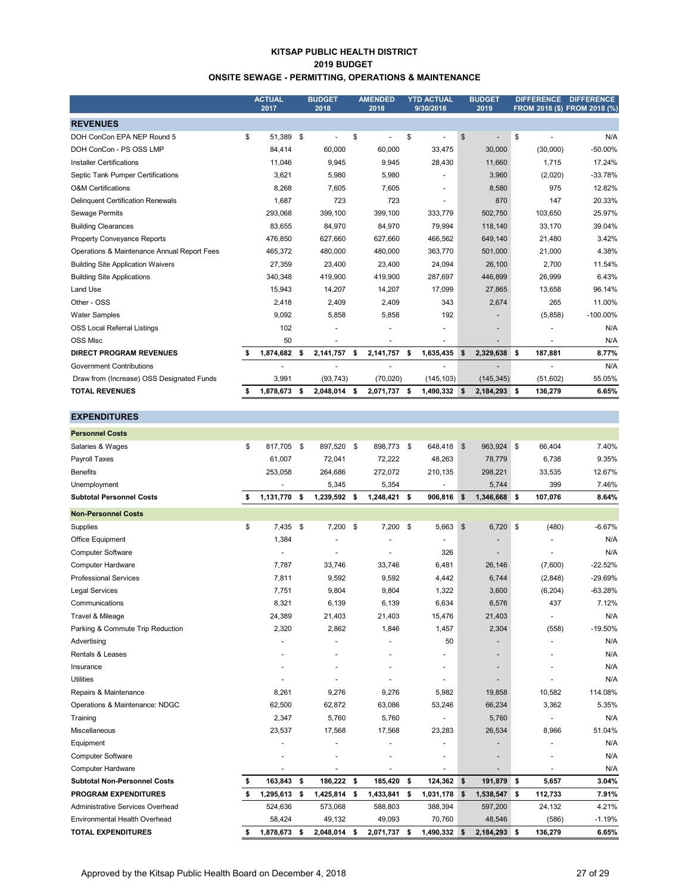# KITSAP PUBLIC HEALTH DISTRICT
## 2019 BUDGET
## ONSITE SEWAGE - PERMITTING, OPERATIONS & MAINTENANCE

| | ACTUAL 2017 | BUDGET 2018 | AMENDED 2018 | YTD ACTUAL 9/30/2018 | BUDGET 2019 | DIFFERENCE FROM 2018 ($) | DIFFERENCE FROM 2018 (%) |
|---|---|---|---|---|---|---|---|
| **REVENUES** | | | | | | | |
| DOH ConCon EPA NEP Round 5 | $ 51,389 | $ - | $ - | $ - | $ - | $ - | N/A |
| DOH ConCon - PS OSS LMP | 84,414 | 60,000 | 60,000 | 33,475 | 30,000 | (30,000) | -50.00% |
| Installer Certifications | 11,046 | 9,945 | 9,945 | 28,430 | 11,660 | 1,715 | 17.24% |
| Septic Tank Pumper Certifications | 3,621 | 5,980 | 5,980 | - | 3,960 | (2,020) | -33.78% |
| O&M Certifications | 8,268 | 7,605 | 7,605 | - | 8,580 | 975 | 12.82% |
| Delinquent Certification Renewals | 1,687 | 723 | 723 | - | 870 | 147 | 20.33% |
| Sewage Permits | 293,068 | 399,100 | 399,100 | 333,779 | 502,750 | 103,650 | 25.97% |
| Building Clearances | 83,655 | 84,970 | 84,970 | 79,994 | 118,140 | 33,170 | 39.04% |
| Property Conveyance Reports | 476,850 | 627,660 | 627,660 | 466,562 | 649,140 | 21,480 | 3.42% |
| Operations & Maintenance Annual Report Fees | 465,372 | 480,000 | 480,000 | 363,770 | 501,000 | 21,000 | 4.38% |
| Building Site Application Waivers | 27,359 | 23,400 | 23,400 | 24,094 | 26,100 | 2,700 | 11.54% |
| Building Site Applications | 340,348 | 419,900 | 419,900 | 287,697 | 446,899 | 26,999 | 6.43% |
| Land Use | 15,943 | 14,207 | 14,207 | 17,099 | 27,865 | 13,658 | 96.14% |
| Other - OSS | 2,418 | 2,409 | 2,409 | 343 | 2,674 | 265 | 11.00% |
| Water Samples | 9,092 | 5,858 | 5,858 | 192 | - | (5,858) | -100.00% |
| OSS Local Referral Listings | 102 | - | - | - | - | - | N/A |
| OSS Misc | 50 | - | - | - | - | - | N/A |
| **DIRECT PROGRAM REVENUES** | **$ 1,874,682** | **$ 2,141,757** | **$ 2,141,757** | **$ 1,635,435** | **$ 2,329,638** | **$ 187,881** | **8.77%** |
| Government Contributions | - | - | - | - | - | - | N/A |
| Draw from (Increase) OSS Designated Funds | 3,991 | (93,743) | (70,020) | (145,103) | (145,345) | (51,602) | 55.05% |
| **TOTAL REVENUES** | **$ 1,878,673** | **$ 2,048,014** | **$ 2,071,737** | **$ 1,490,332** | **$ 2,184,293** | **$ 136,279** | **6.65%** |
| **EXPENDITURES** | | | | | | | |
| **Personnel Costs** | | | | | | | |
| Salaries & Wages | $ 817,705 | $ 897,520 | $ 898,773 | $ 648,418 | $ 963,924 | $ 66,404 | 7.40% |
| Payroll Taxes | 61,007 | 72,041 | 72,222 | 48,263 | 78,779 | 6,738 | 9.35% |
| Benefits | 253,058 | 264,686 | 272,072 | 210,135 | 298,221 | 33,535 | 12.67% |
| Unemployment | - | 5,345 | 5,354 | - | 5,744 | 399 | 7.46% |
| **Subtotal Personnel Costs** | **$ 1,131,770** | **$ 1,239,592** | **$ 1,248,421** | **$ 906,816** | **$ 1,346,668** | **$ 107,076** | **8.64%** |
| **Non-Personnel Costs** | | | | | | | |
| Supplies | $ 7,435 | $ 7,200 | $ 7,200 | $ 5,663 | $ 6,720 | $ (480) | -6.67% |
| Office Equipment | 1,384 | - | - | - | - | - | N/A |
| Computer Software | - | - | - | 326 | - | - | N/A |
| Computer Hardware | 7,787 | 33,746 | 33,746 | 6,481 | 26,146 | (7,600) | -22.52% |
| Professional Services | 7,811 | 9,592 | 9,592 | 4,442 | 6,744 | (2,848) | -29.69% |
| Legal Services | 7,751 | 9,804 | 9,804 | 1,322 | 3,600 | (6,204) | -63.28% |
| Communications | 8,321 | 6,139 | 6,139 | 6,634 | 6,576 | 437 | 7.12% |
| Travel & Mileage | 24,389 | 21,403 | 21,403 | 15,476 | 21,403 | - | N/A |
| Parking & Commute Trip Reduction | 2,320 | 2,862 | 1,846 | 1,457 | 2,304 | (558) | -19.50% |
| Advertising | - | - | - | 50 | - | - | N/A |
| Rentals & Leases | - | - | - | - | - | - | N/A |
| Insurance | - | - | - | - | - | - | N/A |
| Utilities | - | - | - | - | - | - | N/A |
| Repairs & Maintenance | 8,261 | 9,276 | 9,276 | 5,982 | 19,858 | 10,582 | 114.08% |
| Operations & Maintenance: NDGC | 62,500 | 62,872 | 63,086 | 53,246 | 66,234 | 3,362 | 5.35% |
| Training | 2,347 | 5,760 | 5,760 | - | 5,760 | - | N/A |
| Miscellaneous | 23,537 | 17,568 | 17,568 | 23,283 | 26,534 | 8,966 | 51.04% |
| Equipment | - | - | - | - | - | - | N/A |
| Computer Software | - | - | - | - | - | - | N/A |
| Computer Hardware | - | - | - | - | - | - | N/A |
| **Subtotal Non-Personnel Costs** | **$ 163,843** | **$ 186,222** | **$ 185,420** | **$ 124,362** | **$ 191,879** | **$ 5,657** | **3.04%** |
| **PROGRAM EXPENDITURES** | **$ 1,295,613** | **$ 1,425,814** | **$ 1,433,841** | **$ 1,031,178** | **$ 1,538,547** | **$ 112,733** | **7.91%** |
| Administrative Services Overhead | 524,636 | 573,068 | 588,803 | 388,394 | 597,200 | 24,132 | 4.21% |
| Environmental Health Overhead | 58,424 | 49,132 | 49,093 | 70,760 | 48,546 | (586) | -1.19% |
| **TOTAL EXPENDITURES** | **$ 1,878,673** | **$ 2,048,014** | **$ 2,071,737** | **$ 1,490,332** | **$ 2,184,293** | **$ 136,279** | **6.65%** |

Approved by the Kitsap Public Health Board on December 4, 2018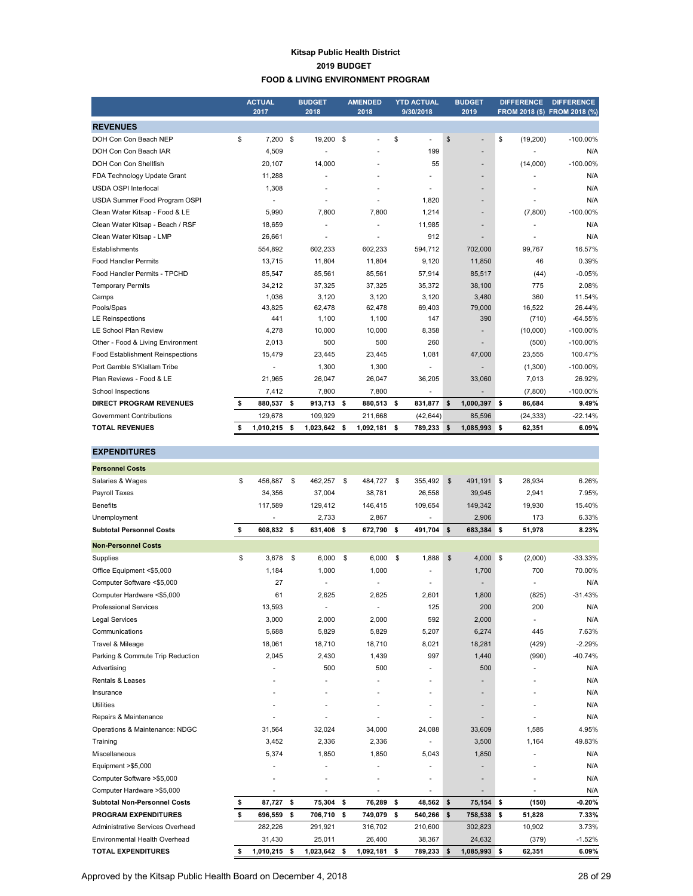**Kitsap Public Health District**
**2019 BUDGET**
**FOOD & LIVING ENVIRONMENT PROGRAM**

| | ACTUAL 2017 | BUDGET 2018 | AMENDED 2018 | YTD ACTUAL 9/30/2018 | BUDGET 2019 | DIFFERENCE FROM 2018 ($) | DIFFERENCE FROM 2018 (%) |
|---|---|---|---|---|---|---|---|
| **REVENUES** | | | | | | | |
| DOH Con Con Beach NEP | $ 7,200 | $ 19,200 | $ - | $ - | $ - | $ (19,200) | -100.00% |
| DOH Con Con Beach IAR | 4,509 | - | - | 199 | - | - | N/A |
| DOH Con Con Shellfish | 20,107 | 14,000 | - | 55 | - | (14,000) | -100.00% |
| FDA Technology Update Grant | 11,288 | - | - | - | - | - | N/A |
| USDA OSPI Interlocal | 1,308 | - | - | - | - | - | N/A |
| USDA Summer Food Program OSPI | - | - | - | 1,820 | - | - | N/A |
| Clean Water Kitsap - Food & LE | 5,990 | 7,800 | 7,800 | 1,214 | - | (7,800) | -100.00% |
| Clean Water Kitsap - Beach / RSF | 18,659 | - | - | 11,985 | - | - | N/A |
| Clean Water Kitsap - LMP | 26,661 | - | - | 912 | - | - | N/A |
| Establishments | 554,892 | 602,233 | 602,233 | 594,712 | 702,000 | 99,767 | 16.57% |
| Food Handler Permits | 13,715 | 11,804 | 11,804 | 9,120 | 11,850 | 46 | 0.39% |
| Food Handler Permits - TPCHD | 85,547 | 85,561 | 85,561 | 57,914 | 85,517 | (44) | -0.05% |
| Temporary Permits | 34,212 | 37,325 | 37,325 | 35,372 | 38,100 | 775 | 2.08% |
| Camps | 1,036 | 3,120 | 3,120 | 3,120 | 3,480 | 360 | 11.54% |
| Pools/Spas | 43,825 | 62,478 | 62,478 | 69,403 | 79,000 | 16,522 | 26.44% |
| LE Reinspections | 441 | 1,100 | 1,100 | 147 | 390 | (710) | -64.55% |
| LE School Plan Review | 4,278 | 10,000 | 10,000 | 8,358 | - | (10,000) | -100.00% |
| Other - Food & Living Environment | 2,013 | 500 | 500 | 260 | - | (500) | -100.00% |
| Food Establishment Reinspections | 15,479 | 23,445 | 23,445 | 1,081 | 47,000 | 23,555 | 100.47% |
| Port Gamble S'Klallam Tribe | - | 1,300 | 1,300 | - | - | (1,300) | -100.00% |
| Plan Reviews - Food & LE | 21,965 | 26,047 | 26,047 | 36,205 | 33,060 | 7,013 | 26.92% |
| School Inspections | 7,412 | 7,800 | 7,800 | - | - | (7,800) | -100.00% |
| **DIRECT PROGRAM REVENUES** | **$ 880,537** | **$ 913,713** | **$ 880,513** | **$ 831,877** | **$ 1,000,397** | **$ 86,684** | **9.49%** |
| Government Contributions | 129,678 | 109,929 | 211,668 | (42,644) | 85,596 | (24,333) | -22.14% |
| **TOTAL REVENUES** | **$ 1,010,215** | **$ 1,023,642** | **$ 1,092,181** | **$ 789,233** | **$ 1,085,993** | **$ 62,351** | **6.09%** |
| **EXPENDITURES** | | | | | | | |
| **Personnel Costs** | | | | | | | |
| Salaries & Wages | $ 456,887 | $ 462,257 | $ 484,727 | $ 355,492 | $ 491,191 | $ 28,934 | 6.26% |
| Payroll Taxes | 34,356 | 37,004 | 38,781 | 26,558 | 39,945 | 2,941 | 7.95% |
| Benefits | 117,589 | 129,412 | 146,415 | 109,654 | 149,342 | 19,930 | 15.40% |
| Unemployment | - | 2,733 | 2,867 | - | 2,906 | 173 | 6.33% |
| **Subtotal Personnel Costs** | **$ 608,832** | **$ 631,406** | **$ 672,790** | **$ 491,704** | **$ 683,384** | **$ 51,978** | **8.23%** |
| **Non-Personnel Costs** | | | | | | | |
| Supplies | $ 3,678 | $ 6,000 | $ 6,000 | $ 1,888 | $ 4,000 | $ (2,000) | -33.33% |
| Office Equipment <$5,000 | 1,184 | 1,000 | 1,000 | - | 1,700 | 700 | 70.00% |
| Computer Software <$5,000 | 27 | - | - | - | - | - | N/A |
| Computer Hardware <$5,000 | 61 | 2,625 | 2,625 | 2,601 | 1,800 | (825) | -31.43% |
| Professional Services | 13,593 | - | - | 125 | 200 | 200 | N/A |
| Legal Services | 3,000 | 2,000 | 2,000 | 592 | 2,000 | - | N/A |
| Communications | 5,688 | 5,829 | 5,829 | 5,207 | 6,274 | 445 | 7.63% |
| Travel & Mileage | 18,061 | 18,710 | 18,710 | 8,021 | 18,281 | (429) | -2.29% |
| Parking & Commute Trip Reduction | 2,045 | 2,430 | 1,439 | 997 | 1,440 | (990) | -40.74% |
| Advertising | - | 500 | 500 | - | 500 | - | N/A |
| Rentals & Leases | - | - | - | - | - | - | N/A |
| Insurance | - | - | - | - | - | - | N/A |
| Utilities | - | - | - | - | - | - | N/A |
| Repairs & Maintenance | - | - | - | - | - | - | N/A |
| Operations & Maintenance: NDGC | 31,564 | 32,024 | 34,000 | 24,088 | 33,609 | 1,585 | 4.95% |
| Training | 3,452 | 2,336 | 2,336 | - | 3,500 | 1,164 | 49.83% |
| Miscellaneous | 5,374 | 1,850 | 1,850 | 5,043 | 1,850 | - | N/A |
| Equipment >$5,000 | - | - | - | - | - | - | N/A |
| Computer Software >$5,000 | - | - | - | - | - | - | N/A |
| Computer Hardware >$5,000 | - | - | - | - | - | - | N/A |
| **Subtotal Non-Personnel Costs** | **$ 87,727** | **$ 75,304** | **$ 76,289** | **$ 48,562** | **$ 75,154** | **$ (150)** | **-0.20%** |
| **PROGRAM EXPENDITURES** | **$ 696,559** | **$ 706,710** | **$ 749,079** | **$ 540,266** | **$ 758,538** | **$ 51,828** | **7.33%** |
| Administrative Services Overhead | 282,226 | 291,921 | 316,702 | 210,600 | 302,823 | 10,902 | 3.73% |
| Environmental Health Overhead | 31,430 | 25,011 | 26,400 | 38,367 | 24,632 | (379) | -1.52% |
| **TOTAL EXPENDITURES** | **$ 1,010,215** | **$ 1,023,642** | **$ 1,092,181** | **$ 789,233** | **$ 1,085,993** | **$ 62,351** | **6.09%** |

Approved by the Kitsap Public Health Board on December 4, 2018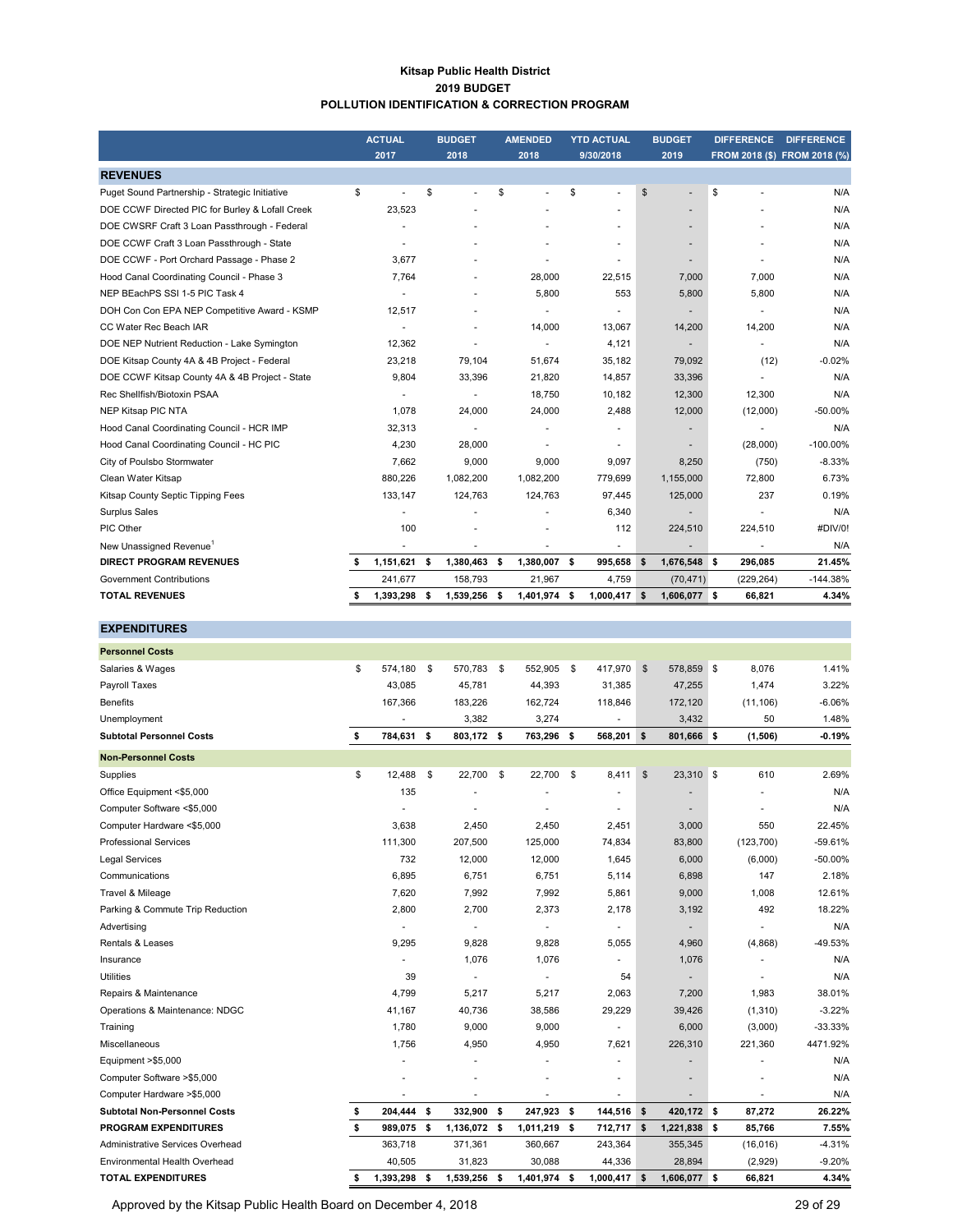**Kitsap Public Health District**
**2019 BUDGET**
**POLLUTION IDENTIFICATION & CORRECTION PROGRAM**

| | ACTUAL 2017 | BUDGET 2018 | AMENDED 2018 | YTD ACTUAL 9/30/2018 | BUDGET 2019 | DIFFERENCE FROM 2018 ($) | DIFFERENCE FROM 2018 (%) |
|---|---|---|---|---|---|---|---|
| **REVENUES** | | | | | | | |
| Puget Sound Partnership - Strategic Initiative | $ - | $ - | $ - | $ - | $ - | $ - | N/A |
| DOE CCWF Directed PIC for Burley & Lofall Creek | 23,523 | - | - | - | - | - | N/A |
| DOE CWSRF Craft 3 Loan Passthrough - Federal | - | - | - | - | - | - | N/A |
| DOE CCWF Craft 3 Loan Passthrough - State | - | - | - | - | - | - | N/A |
| DOE CCWF - Port Orchard Passage - Phase 2 | 3,677 | - | - | - | - | - | N/A |
| Hood Canal Coordinating Council - Phase 3 | 7,764 | - | 28,000 | 22,515 | 7,000 | 7,000 | N/A |
| NEP BEachPS SSI 1-5 PIC Task 4 | - | - | 5,800 | 553 | 5,800 | 5,800 | N/A |
| DOH Con Con EPA NEP Competitive Award - KSMP | 12,517 | - | - | - | - | - | N/A |
| CC Water Rec Beach IAR | - | - | 14,000 | 13,067 | 14,200 | 14,200 | N/A |
| DOE NEP Nutrient Reduction - Lake Symington | 12,362 | - | - | 4,121 | - | - | N/A |
| DOE Kitsap County 4A & 4B Project - Federal | 23,218 | 79,104 | 51,674 | 35,182 | 79,092 | (12) | -0.02% |
| DOE CCWF Kitsap County 4A & 4B Project - State | 9,804 | 33,396 | 21,820 | 14,857 | 33,396 | - | N/A |
| Rec Shellfish/Biotoxin PSAA | - | - | 18,750 | 10,182 | 12,300 | 12,300 | N/A |
| NEP Kitsap PIC NTA | 1,078 | 24,000 | 24,000 | 2,488 | 12,000 | (12,000) | -50.00% |
| Hood Canal Coordinating Council - HCR IMP | 32,313 | - | - | - | - | - | N/A |
| Hood Canal Coordinating Council - HC PIC | 4,230 | 28,000 | - | - | - | (28,000) | -100.00% |
| City of Poulsbo Stormwater | 7,662 | 9,000 | 9,000 | 9,097 | 8,250 | (750) | -8.33% |
| Clean Water Kitsap | 880,226 | 1,082,200 | 1,082,200 | 779,699 | 1,155,000 | 72,800 | 6.73% |
| Kitsap County Septic Tipping Fees | 133,147 | 124,763 | 124,763 | 97,445 | 125,000 | 237 | 0.19% |
| Surplus Sales | - | - | - | 6,340 | - | - | N/A |
| PIC Other | 100 | - | - | 112 | 224,510 | 224,510 | #DIV/0! |
| New Unassigned Revenue[1] | - | - | - | - | - | - | N/A |
| **DIRECT PROGRAM REVENUES** | **$ 1,151,621** | **$ 1,380,463** | **$ 1,380,007** | **$ 995,658** | **$ 1,676,548** | **$ 296,085** | **21.45%** |
| Government Contributions | 241,677 | 158,793 | 21,967 | 4,759 | (70,471) | (229,264) | -144.38% |
| **TOTAL REVENUES** | **$ 1,393,298** | **$ 1,539,256** | **$ 1,401,974** | **$ 1,000,417** | **$ 1,606,077** | **$ 66,821** | **4.34%** |
| **EXPENDITURES** | | | | | | | |
| **Personnel Costs** | | | | | | | |
| Salaries & Wages | $ 574,180 | $ 570,783 | $ 552,905 | $ 417,970 | $ 578,859 | $ 8,076 | 1.41% |
| Payroll Taxes | 43,085 | 45,781 | 44,393 | 31,385 | 47,255 | 1,474 | 3.22% |
| Benefits | 167,366 | 183,226 | 162,724 | 118,846 | 172,120 | (11,106) | -6.06% |
| Unemployment | - | 3,382 | 3,274 | - | 3,432 | 50 | 1.48% |
| **Subtotal Personnel Costs** | **$ 784,631** | **$ 803,172** | **$ 763,296** | **$ 568,201** | **$ 801,666** | **$ (1,506)** | **-0.19%** |
| **Non-Personnel Costs** | | | | | | | |
| Supplies | $ 12,488 | $ 22,700 | $ 22,700 | $ 8,411 | $ 23,310 | $ 610 | 2.69% |
| Office Equipment <$5,000 | 135 | - | - | - | - | - | N/A |
| Computer Software <$5,000 | - | - | - | - | - | - | N/A |
| Computer Hardware <$5,000 | 3,638 | 2,450 | 2,450 | 2,451 | 3,000 | 550 | 22.45% |
| Professional Services | 111,300 | 207,500 | 125,000 | 74,834 | 83,800 | (123,700) | -59.61% |
| Legal Services | 732 | 12,000 | 12,000 | 1,645 | 6,000 | (6,000) | -50.00% |
| Communications | 6,895 | 6,751 | 6,751 | 5,114 | 6,898 | 147 | 2.18% |
| Travel & Mileage | 7,620 | 7,992 | 7,992 | 5,861 | 9,000 | 1,008 | 12.61% |
| Parking & Commute Trip Reduction | 2,800 | 2,700 | 2,373 | 2,178 | 3,192 | 492 | 18.22% |
| Advertising | - | - | - | - | - | - | N/A |
| Rentals & Leases | 9,295 | 9,828 | 9,828 | 5,055 | 4,960 | (4,868) | -49.53% |
| Insurance | - | 1,076 | 1,076 | - | 1,076 | - | N/A |
| Utilities | 39 | - | - | 54 | - | - | N/A |
| Repairs & Maintenance | 4,799 | 5,217 | 5,217 | 2,063 | 7,200 | 1,983 | 38.01% |
| Operations & Maintenance: NDGC | 41,167 | 40,736 | 38,586 | 29,229 | 39,426 | (1,310) | -3.22% |
| Training | 1,780 | 9,000 | 9,000 | - | 6,000 | (3,000) | -33.33% |
| Miscellaneous | 1,756 | 4,950 | 4,950 | 7,621 | 226,310 | 221,360 | 4471.92% |
| Equipment >$5,000 | - | - | - | - | - | - | N/A |
| Computer Software >$5,000 | - | - | - | - | - | - | N/A |
| Computer Hardware >$5,000 | - | - | - | - | - | - | N/A |
| **Subtotal Non-Personnel Costs** | **$ 204,444** | **$ 332,900** | **$ 247,923** | **$ 144,516** | **$ 420,172** | **$ 87,272** | **26.22%** |
| **PROGRAM EXPENDITURES** | **$ 989,075** | **$ 1,136,072** | **$ 1,011,219** | **$ 712,717** | **$ 1,221,838** | **$ 85,766** | **7.55%** |
| Administrative Services Overhead | 363,718 | 371,361 | 360,667 | 243,364 | 355,345 | (16,016) | -4.31% |
| Environmental Health Overhead | 40,505 | 31,823 | 30,088 | 44,336 | 28,894 | (2,929) | -9.20% |
| **TOTAL EXPENDITURES** | **$ 1,393,298** | **$ 1,539,256** | **$ 1,401,974** | **$ 1,000,417** | **$ 1,606,077** | **$ 66,821** | **4.34%** |

Approved by the Kitsap Public Health Board on December 4, 2018